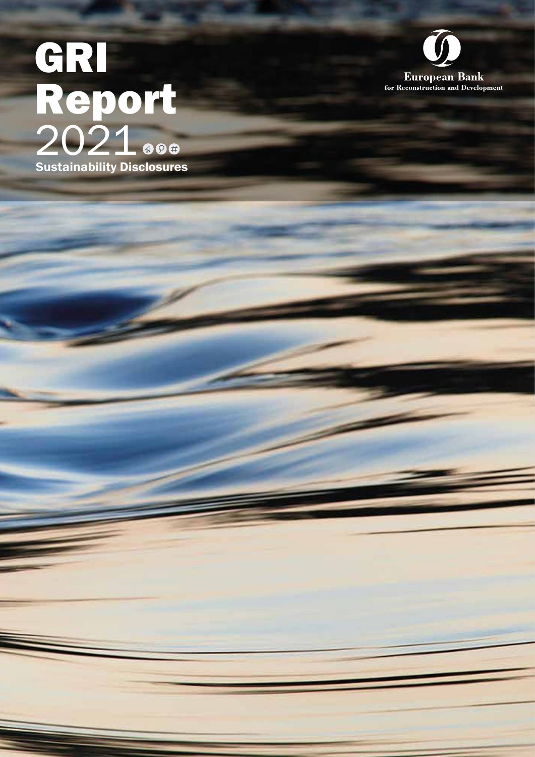# GRI Report 2021

## Sustainability Disclosures

European Bank
for Reconstruction and Development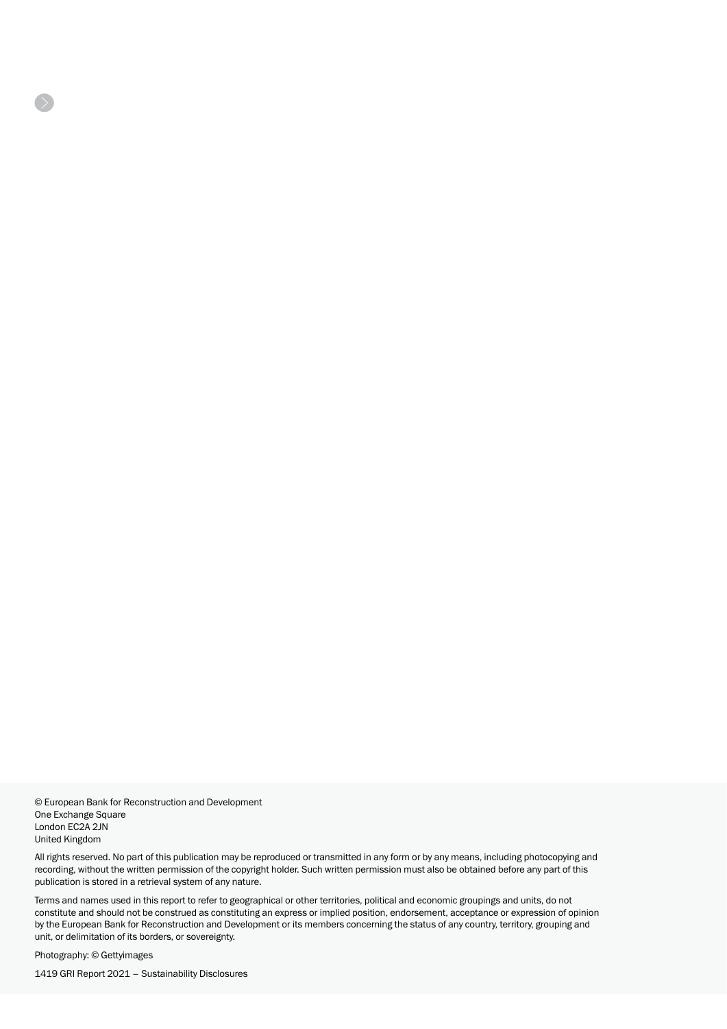© European Bank for Reconstruction and Development
One Exchange Square
London EC2A 2JN
United Kingdom

All rights reserved. No part of this publication may be reproduced or transmitted in any form or by any means, including photocopying and recording, without the written permission of the copyright holder. Such written permission must also be obtained before any part of this publication is stored in a retrieval system of any nature.

Terms and names used in this report to refer to geographical or other territories, political and economic groupings and units, do not constitute and should not be construed as constituting an express or implied position, endorsement, acceptance or expression of opinion by the European Bank for Reconstruction and Development or its members concerning the status of any country, territory, grouping and unit, or delimitation of its borders, or sovereignty.

Photography: © Gettyimages

1419 GRI Report 2021 – Sustainability Disclosures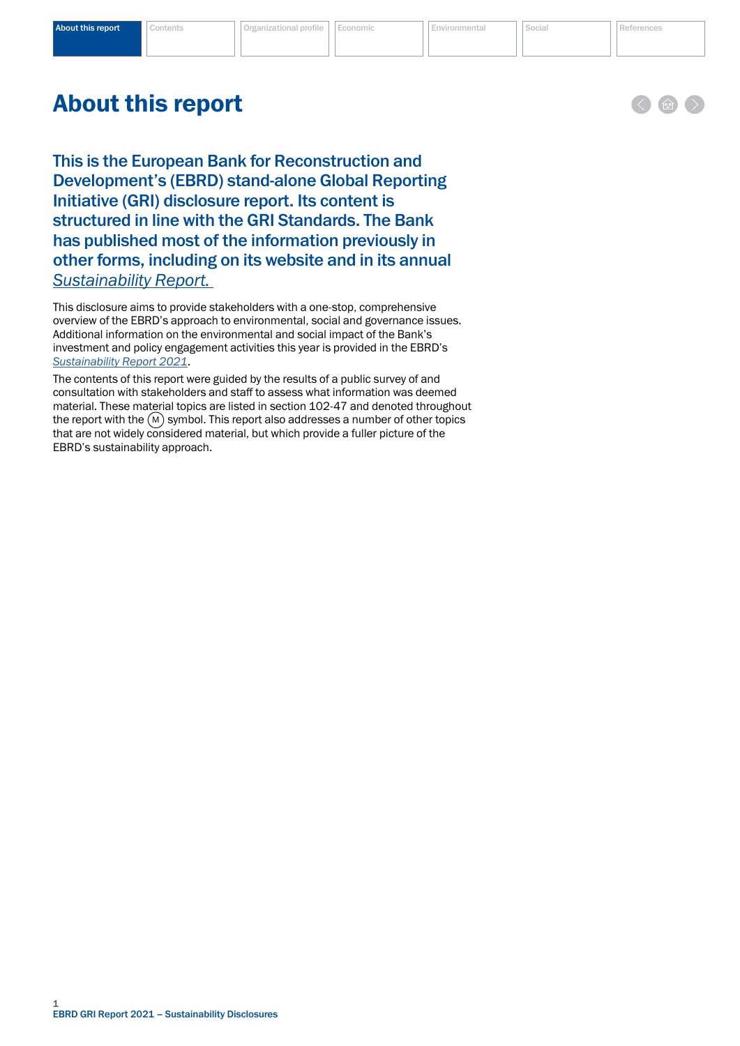# About this report

This is the European Bank for Reconstruction and Development's (EBRD) stand-alone Global Reporting Initiative (GRI) disclosure report. Its content is structured in line with the GRI Standards. The Bank has published most of the information previously in other forms, including on its website and in its annual *Sustainability Report.*

This disclosure aims to provide stakeholders with a one-stop, comprehensive overview of the EBRD's approach to environmental, social and governance issues. Additional information on the environmental and social impact of the Bank's investment and policy engagement activities this year is provided in the EBRD's *Sustainability Report 2021*.

The contents of this report were guided by the results of a public survey of and consultation with stakeholders and staff to assess what information was deemed material. These material topics are listed in section 102-47 and denoted throughout the report with the (M) symbol. This report also addresses a number of other topics that are not widely considered material, but which provide a fuller picture of the EBRD's sustainability approach.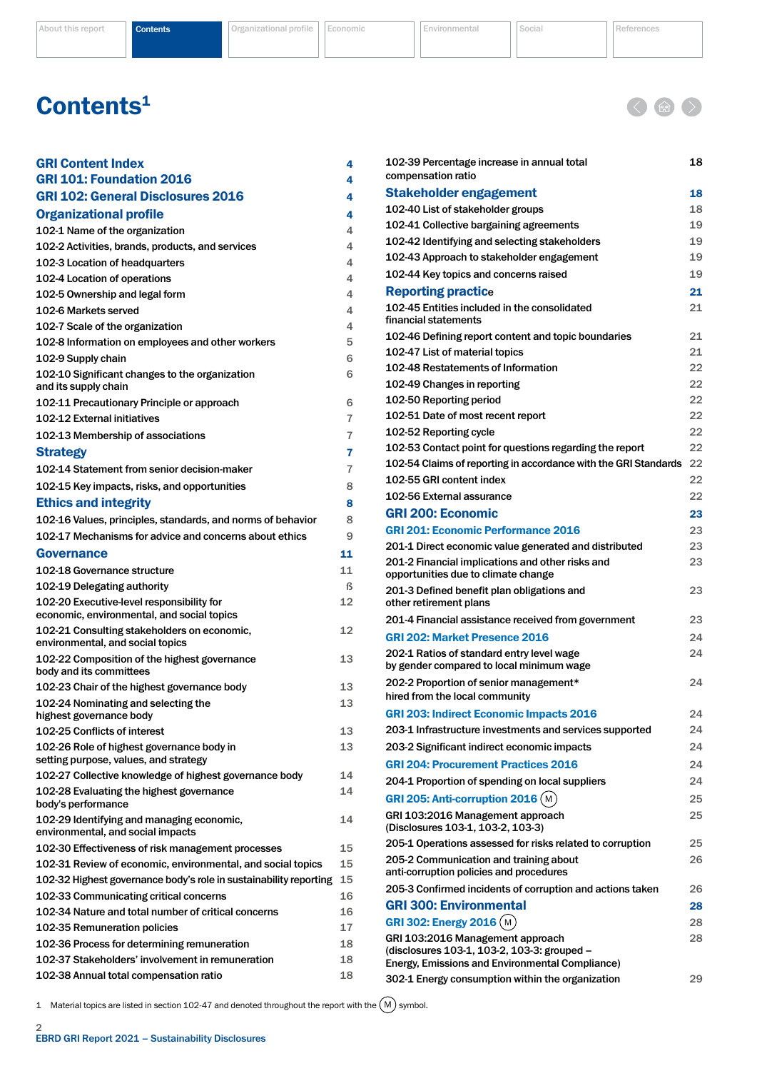# Contents[1]

| Section | Page |
|---|---|
| **GRI Content Index** | **4** |
| **GRI 101: Foundation 2016** | **4** |
| **GRI 102: General Disclosures 2016** | **4** |
| **Organizational profile** | **4** |
| 102-1 Name of the organization | 4 |
| 102-2 Activities, brands, products, and services | 4 |
| 102-3 Location of headquarters | 4 |
| 102-4 Location of operations | 4 |
| 102-5 Ownership and legal form | 4 |
| 102-6 Markets served | 4 |
| 102-7 Scale of the organization | 4 |
| 102-8 Information on employees and other workers | 5 |
| 102-9 Supply chain | 6 |
| 102-10 Significant changes to the organization and its supply chain | 6 |
| 102-11 Precautionary Principle or approach | 6 |
| 102-12 External initiatives | 7 |
| 102-13 Membership of associations | 7 |
| **Strategy** | **7** |
| 102-14 Statement from senior decision-maker | 7 |
| 102-15 Key impacts, risks, and opportunities | 8 |
| **Ethics and integrity** | **8** |
| 102-16 Values, principles, standards, and norms of behavior | 8 |
| 102-17 Mechanisms for advice and concerns about ethics | 9 |
| **Governance** | **11** |
| 102-18 Governance structure | 11 |
| 102-19 Delegating authority | ß |
| 102-20 Executive-level responsibility for economic, environmental, and social topics | 12 |
| 102-21 Consulting stakeholders on economic, environmental, and social topics | 12 |
| 102-22 Composition of the highest governance body and its committees | 13 |
| 102-23 Chair of the highest governance body | 13 |
| 102-24 Nominating and selecting the highest governance body | 13 |
| 102-25 Conflicts of interest | 13 |
| 102-26 Role of highest governance body in setting purpose, values, and strategy | 13 |
| 102-27 Collective knowledge of highest governance body | 14 |
| 102-28 Evaluating the highest governance body's performance | 14 |
| 102-29 Identifying and managing economic, environmental, and social impacts | 14 |
| 102-30 Effectiveness of risk management processes | 15 |
| 102-31 Review of economic, environmental, and social topics | 15 |
| 102-32 Highest governance body's role in sustainability reporting | 15 |
| 102-33 Communicating critical concerns | 16 |
| 102-34 Nature and total number of critical concerns | 16 |
| 102-35 Remuneration policies | 17 |
| 102-36 Process for determining remuneration | 18 |
| 102-37 Stakeholders' involvement in remuneration | 18 |
| 102-38 Annual total compensation ratio | 18 |
| 102-39 Percentage increase in annual total compensation ratio | 18 |
| **Stakeholder engagement** | **18** |
| 102-40 List of stakeholder groups | 18 |
| 102-41 Collective bargaining agreements | 19 |
| 102-42 Identifying and selecting stakeholders | 19 |
| 102-43 Approach to stakeholder engagement | 19 |
| 102-44 Key topics and concerns raised | 19 |
| **Reporting practice** | **21** |
| 102-45 Entities included in the consolidated financial statements | 21 |
| 102-46 Defining report content and topic boundaries | 21 |
| 102-47 List of material topics | 21 |
| 102-48 Restatements of Information | 22 |
| 102-49 Changes in reporting | 22 |
| 102-50 Reporting period | 22 |
| 102-51 Date of most recent report | 22 |
| 102-52 Reporting cycle | 22 |
| 102-53 Contact point for questions regarding the report | 22 |
| 102-54 Claims of reporting in accordance with the GRI Standards | 22 |
| 102-55 GRI content index | 22 |
| 102-56 External assurance | 22 |
| **GRI 200: Economic** | **23** |
| **GRI 201: Economic Performance 2016** | 23 |
| 201-1 Direct economic value generated and distributed | 23 |
| 201-2 Financial implications and other risks and opportunities due to climate change | 23 |
| 201-3 Defined benefit plan obligations and other retirement plans | 23 |
| 201-4 Financial assistance received from government | 23 |
| **GRI 202: Market Presence 2016** | 24 |
| 202-1 Ratios of standard entry level wage by gender compared to local minimum wage | 24 |
| 202-2 Proportion of senior management* hired from the local community | 24 |
| **GRI 203: Indirect Economic Impacts 2016** | 24 |
| 203-1 Infrastructure investments and services supported | 24 |
| 203-2 Significant indirect economic impacts | 24 |
| **GRI 204: Procurement Practices 2016** | 24 |
| 204-1 Proportion of spending on local suppliers | 24 |
| **GRI 205: Anti-corruption 2016** (M) | 25 |
| GRI 103:2016 Management approach (Disclosures 103-1, 103-2, 103-3) | 25 |
| 205-1 Operations assessed for risks related to corruption | 25 |
| 205-2 Communication and training about anti-corruption policies and procedures | 26 |
| 205-3 Confirmed incidents of corruption and actions taken | 26 |
| **GRI 300: Environmental** | **28** |
| **GRI 302: Energy 2016** (M) | 28 |
| GRI 103:2016 Management approach (disclosures 103-1, 103-2, 103-3: grouped – Energy, Emissions and Environmental Compliance) | 28 |
| 302-1 Energy consumption within the organization | 29 |

1 Material topics are listed in section 102-47 and denoted throughout the report with the (M) symbol.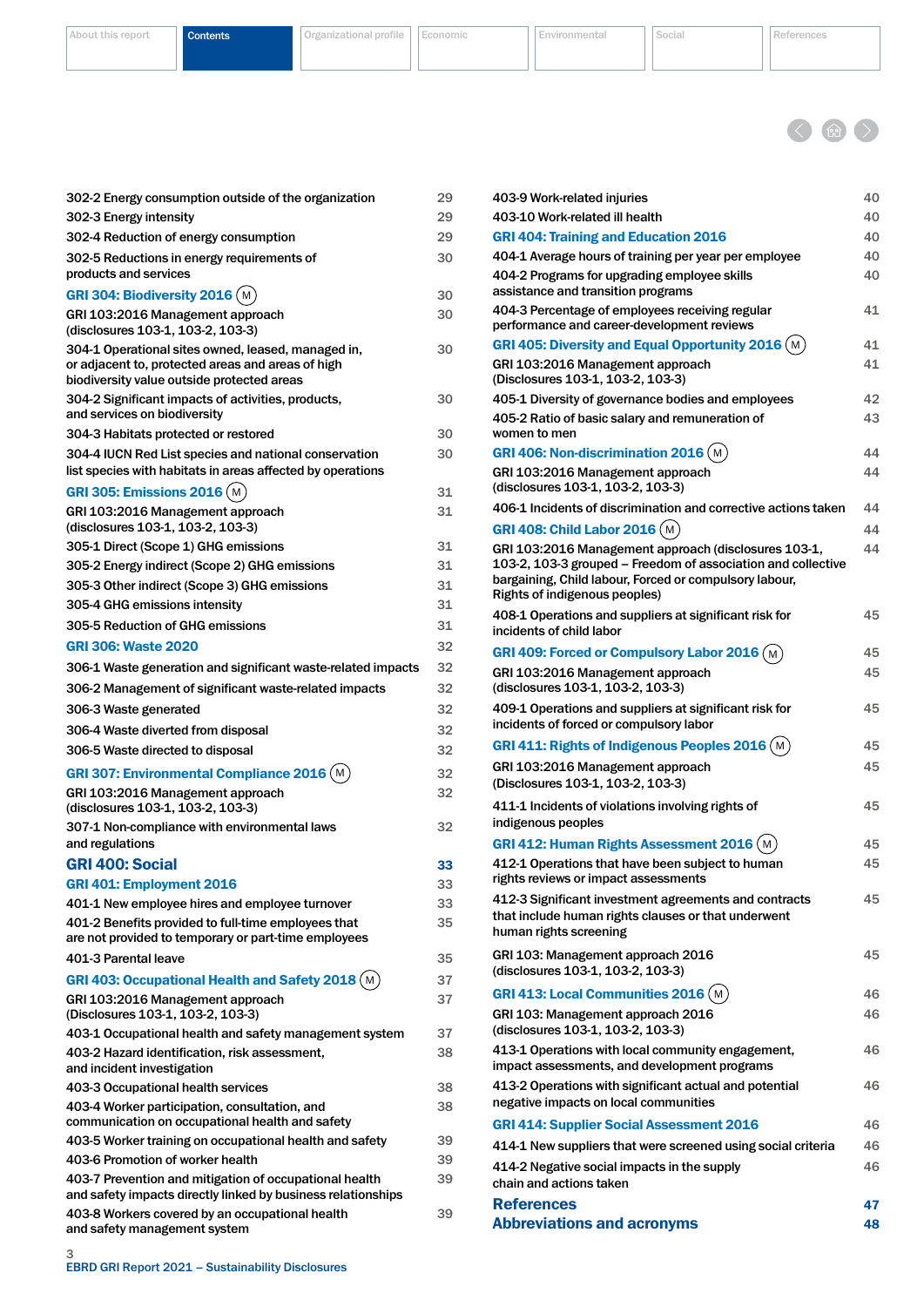| | |
|---|---|
| 302-2 Energy consumption outside of the organization | 29 |
| 302-3 Energy intensity | 29 |
| 302-4 Reduction of energy consumption | 29 |
| 302-5 Reductions in energy requirements of products and services | 30 |
| **GRI 304: Biodiversity 2016** (M) | 30 |
| GRI 103:2016 Management approach (disclosures 103-1, 103-2, 103-3) | 30 |
| 304-1 Operational sites owned, leased, managed in, or adjacent to, protected areas and areas of high biodiversity value outside protected areas | 30 |
| 304-2 Significant impacts of activities, products, and services on biodiversity | 30 |
| 304-3 Habitats protected or restored | 30 |
| 304-4 IUCN Red List species and national conservation list species with habitats in areas affected by operations | 30 |
| **GRI 305: Emissions 2016** (M) | 31 |
| GRI 103:2016 Management approach (disclosures 103-1, 103-2, 103-3) | 31 |
| 305-1 Direct (Scope 1) GHG emissions | 31 |
| 305-2 Energy indirect (Scope 2) GHG emissions | 31 |
| 305-3 Other indirect (Scope 3) GHG emissions | 31 |
| 305-4 GHG emissions intensity | 31 |
| 305-5 Reduction of GHG emissions | 31 |
| **GRI 306: Waste 2020** | 32 |
| 306-1 Waste generation and significant waste-related impacts | 32 |
| 306-2 Management of significant waste-related impacts | 32 |
| 306-3 Waste generated | 32 |
| 306-4 Waste diverted from disposal | 32 |
| 306-5 Waste directed to disposal | 32 |
| **GRI 307: Environmental Compliance 2016** (M) | 32 |
| GRI 103:2016 Management approach (disclosures 103-1, 103-2, 103-3) | 32 |
| 307-1 Non-compliance with environmental laws and regulations | 32 |
| **GRI 400: Social** | **33** |
| **GRI 401: Employment 2016** | 33 |
| 401-1 New employee hires and employee turnover | 33 |
| 401-2 Benefits provided to full-time employees that are not provided to temporary or part-time employees | 35 |
| 401-3 Parental leave | 35 |
| **GRI 403: Occupational Health and Safety 2018** (M) | 37 |
| GRI 103:2016 Management approach (Disclosures 103-1, 103-2, 103-3) | 37 |
| 403-1 Occupational health and safety management system | 37 |
| 403-2 Hazard identification, risk assessment, and incident investigation | 38 |
| 403-3 Occupational health services | 38 |
| 403-4 Worker participation, consultation, and communication on occupational health and safety | 38 |
| 403-5 Worker training on occupational health and safety | 39 |
| 403-6 Promotion of worker health | 39 |
| 403-7 Prevention and mitigation of occupational health and safety impacts directly linked by business relationships | 39 |
| 403-8 Workers covered by an occupational health and safety management system | 39 |
| 403-9 Work-related injuries | 40 |
| 403-10 Work-related ill health | 40 |
| **GRI 404: Training and Education 2016** | 40 |
| 404-1 Average hours of training per year per employee | 40 |
| 404-2 Programs for upgrading employee skills assistance and transition programs | 40 |
| 404-3 Percentage of employees receiving regular performance and career-development reviews | 41 |
| **GRI 405: Diversity and Equal Opportunity 2016** (M) | 41 |
| GRI 103:2016 Management approach (Disclosures 103-1, 103-2, 103-3) | 41 |
| 405-1 Diversity of governance bodies and employees | 42 |
| 405-2 Ratio of basic salary and remuneration of women to men | 43 |
| **GRI 406: Non-discrimination 2016** (M) | 44 |
| GRI 103:2016 Management approach (disclosures 103-1, 103-2, 103-3) | 44 |
| 406-1 Incidents of discrimination and corrective actions taken | 44 |
| **GRI 408: Child Labor 2016** (M) | 44 |
| GRI 103:2016 Management approach (disclosures 103-1, 103-2, 103-3 grouped – Freedom of association and collective bargaining, Child labour, Forced or compulsory labour, Rights of indigenous peoples) | 44 |
| 408-1 Operations and suppliers at significant risk for incidents of child labor | 45 |
| **GRI 409: Forced or Compulsory Labor 2016** (M) | 45 |
| GRI 103:2016 Management approach (disclosures 103-1, 103-2, 103-3) | 45 |
| 409-1 Operations and suppliers at significant risk for incidents of forced or compulsory labor | 45 |
| **GRI 411: Rights of Indigenous Peoples 2016** (M) | 45 |
| GRI 103:2016 Management approach (Disclosures 103-1, 103-2, 103-3) | 45 |
| 411-1 Incidents of violations involving rights of indigenous peoples | 45 |
| **GRI 412: Human Rights Assessment 2016** (M) | 45 |
| 412-1 Operations that have been subject to human rights reviews or impact assessments | 45 |
| 412-3 Significant investment agreements and contracts that include human rights clauses or that underwent human rights screening | 45 |
| GRI 103: Management approach 2016 (disclosures 103-1, 103-2, 103-3) | 45 |
| **GRI 413: Local Communities 2016** (M) | 46 |
| GRI 103: Management approach 2016 (disclosures 103-1, 103-2, 103-3) | 46 |
| 413-1 Operations with local community engagement, impact assessments, and development programs | 46 |
| 413-2 Operations with significant actual and potential negative impacts on local communities | 46 |
| **GRI 414: Supplier Social Assessment 2016** | 46 |
| 414-1 New suppliers that were screened using social criteria | 46 |
| 414-2 Negative social impacts in the supply chain and actions taken | 46 |
| **References** | **47** |
| **Abbreviations and acronyms** | **48** |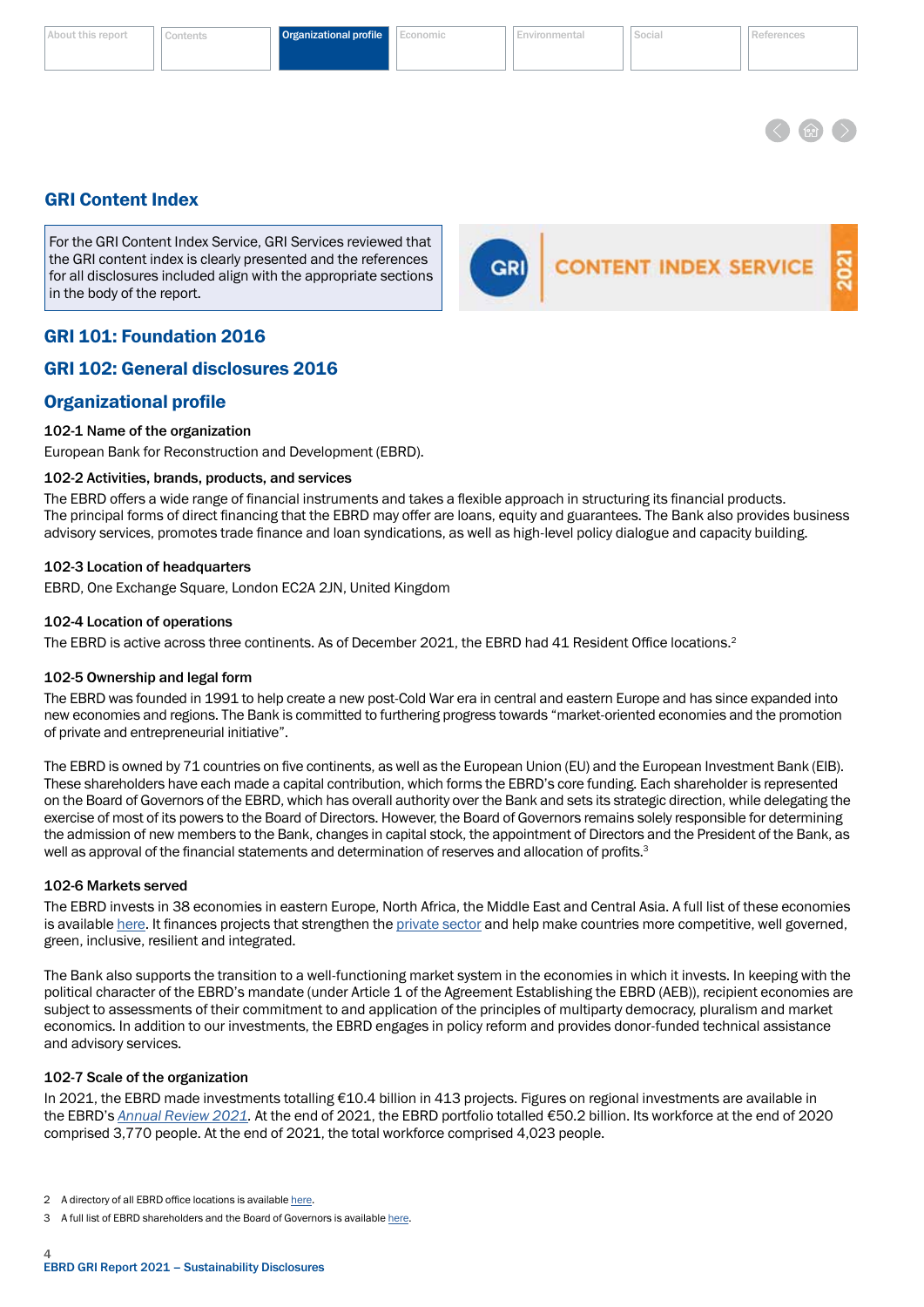## GRI Content Index

For the GRI Content Index Service, GRI Services reviewed that the GRI content index is clearly presented and the references for all disclosures included align with the appropriate sections in the body of the report.

GRI CONTENT INDEX SERVICE 2021

## GRI 101: Foundation 2016

## GRI 102: General disclosures 2016

## Organizational profile

### 102-1 Name of the organization

European Bank for Reconstruction and Development (EBRD).

### 102-2 Activities, brands, products, and services

The EBRD offers a wide range of financial instruments and takes a flexible approach in structuring its financial products. The principal forms of direct financing that the EBRD may offer are loans, equity and guarantees. The Bank also provides business advisory services, promotes trade finance and loan syndications, as well as high-level policy dialogue and capacity building.

### 102-3 Location of headquarters

EBRD, One Exchange Square, London EC2A 2JN, United Kingdom

### 102-4 Location of operations

The EBRD is active across three continents. As of December 2021, the EBRD had 41 Resident Office locations.[2]

### 102-5 Ownership and legal form

The EBRD was founded in 1991 to help create a new post-Cold War era in central and eastern Europe and has since expanded into new economies and regions. The Bank is committed to furthering progress towards "market-oriented economies and the promotion of private and entrepreneurial initiative".

The EBRD is owned by 71 countries on five continents, as well as the European Union (EU) and the European Investment Bank (EIB). These shareholders have each made a capital contribution, which forms the EBRD's core funding. Each shareholder is represented on the Board of Governors of the EBRD, which has overall authority over the Bank and sets its strategic direction, while delegating the exercise of most of its powers to the Board of Directors. However, the Board of Governors remains solely responsible for determining the admission of new members to the Bank, changes in capital stock, the appointment of Directors and the President of the Bank, as well as approval of the financial statements and determination of reserves and allocation of profits.[3]

### 102-6 Markets served

The EBRD invests in 38 economies in eastern Europe, North Africa, the Middle East and Central Asia. A full list of these economies is available here. It finances projects that strengthen the private sector and help make countries more competitive, well governed, green, inclusive, resilient and integrated.

The Bank also supports the transition to a well-functioning market system in the economies in which it invests. In keeping with the political character of the EBRD's mandate (under Article 1 of the Agreement Establishing the EBRD (AEB)), recipient economies are subject to assessments of their commitment to and application of the principles of multiparty democracy, pluralism and market economics. In addition to our investments, the EBRD engages in policy reform and provides donor-funded technical assistance and advisory services.

### 102-7 Scale of the organization

In 2021, the EBRD made investments totalling €10.4 billion in 413 projects. Figures on regional investments are available in the EBRD's *Annual Review 2021*. At the end of 2021, the EBRD portfolio totalled €50.2 billion. Its workforce at the end of 2020 comprised 3,770 people. At the end of 2021, the total workforce comprised 4,023 people.

2 A directory of all EBRD office locations is available here.

3 A full list of EBRD shareholders and the Board of Governors is available here.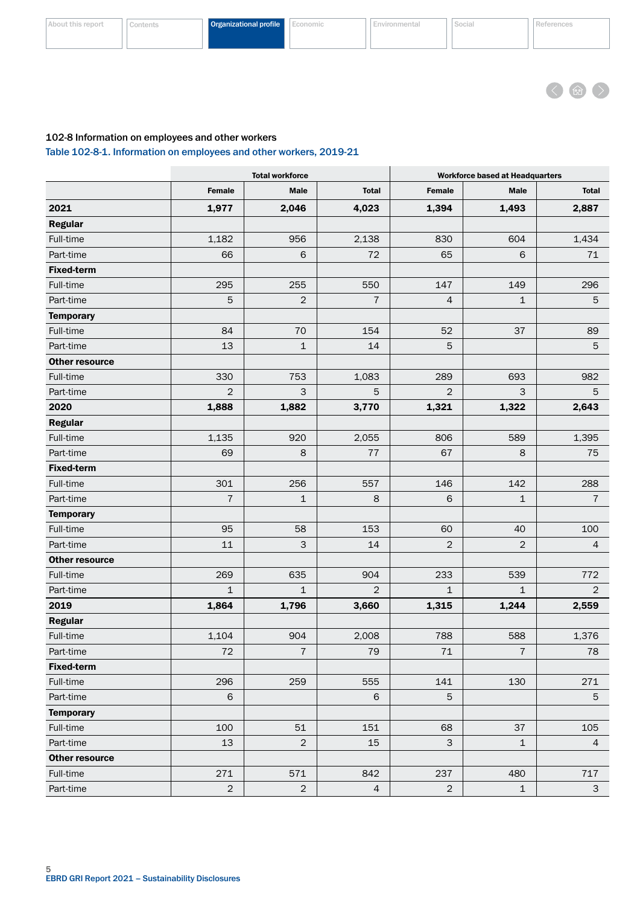102-8 Information on employees and other workers

Table 102-8-1. Information on employees and other workers, 2019-21

| | Total workforce | | | Workforce based at Headquarters | | |
|---|---|---|---|---|---|---|
| | Female | Male | Total | Female | Male | Total |
| **2021** | **1,977** | **2,046** | **4,023** | **1,394** | **1,493** | **2,887** |
| **Regular** | | | | | | |
| Full-time | 1,182 | 956 | 2,138 | 830 | 604 | 1,434 |
| Part-time | 66 | 6 | 72 | 65 | 6 | 71 |
| **Fixed-term** | | | | | | |
| Full-time | 295 | 255 | 550 | 147 | 149 | 296 |
| Part-time | 5 | 2 | 7 | 4 | 1 | 5 |
| **Temporary** | | | | | | |
| Full-time | 84 | 70 | 154 | 52 | 37 | 89 |
| Part-time | 13 | 1 | 14 | 5 | | 5 |
| **Other resource** | | | | | | |
| Full-time | 330 | 753 | 1,083 | 289 | 693 | 982 |
| Part-time | 2 | 3 | 5 | 2 | 3 | 5 |
| **2020** | **1,888** | **1,882** | **3,770** | **1,321** | **1,322** | **2,643** |
| **Regular** | | | | | | |
| Full-time | 1,135 | 920 | 2,055 | 806 | 589 | 1,395 |
| Part-time | 69 | 8 | 77 | 67 | 8 | 75 |
| **Fixed-term** | | | | | | |
| Full-time | 301 | 256 | 557 | 146 | 142 | 288 |
| Part-time | 7 | 1 | 8 | 6 | 1 | 7 |
| **Temporary** | | | | | | |
| Full-time | 95 | 58 | 153 | 60 | 40 | 100 |
| Part-time | 11 | 3 | 14 | 2 | 2 | 4 |
| **Other resource** | | | | | | |
| Full-time | 269 | 635 | 904 | 233 | 539 | 772 |
| Part-time | 1 | 1 | 2 | 1 | 1 | 2 |
| **2019** | **1,864** | **1,796** | **3,660** | **1,315** | **1,244** | **2,559** |
| **Regular** | | | | | | |
| Full-time | 1,104 | 904 | 2,008 | 788 | 588 | 1,376 |
| Part-time | 72 | 7 | 79 | 71 | 7 | 78 |
| **Fixed-term** | | | | | | |
| Full-time | 296 | 259 | 555 | 141 | 130 | 271 |
| Part-time | 6 | | 6 | 5 | | 5 |
| **Temporary** | | | | | | |
| Full-time | 100 | 51 | 151 | 68 | 37 | 105 |
| Part-time | 13 | 2 | 15 | 3 | 1 | 4 |
| **Other resource** | | | | | | |
| Full-time | 271 | 571 | 842 | 237 | 480 | 717 |
| Part-time | 2 | 2 | 4 | 2 | 1 | 3 |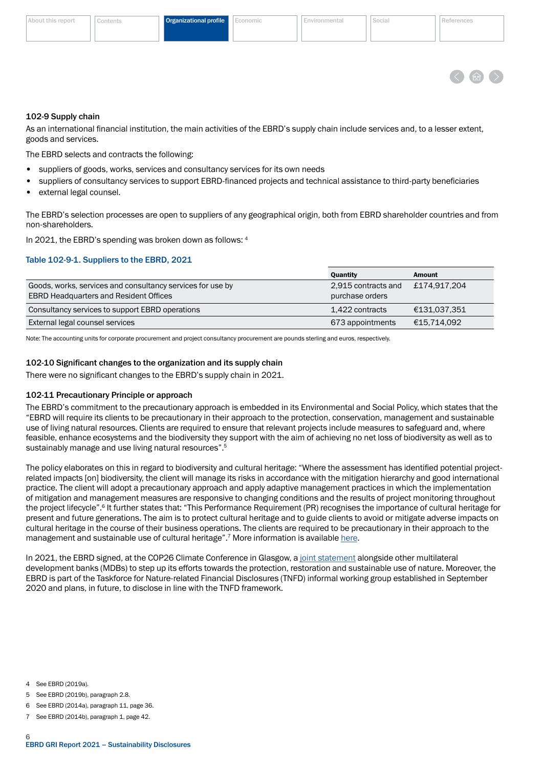### 102-9 Supply chain

As an international financial institution, the main activities of the EBRD's supply chain include services and, to a lesser extent, goods and services.

The EBRD selects and contracts the following:

- suppliers of goods, works, services and consultancy services for its own needs
- suppliers of consultancy services to support EBRD-financed projects and technical assistance to third-party beneficiaries
- external legal counsel.

The EBRD's selection processes are open to suppliers of any geographical origin, both from EBRD shareholder countries and from non-shareholders.

In 2021, the EBRD's spending was broken down as follows: [4]

**Table 102-9-1. Suppliers to the EBRD, 2021**

| | Quantity | Amount |
|---|---|---|
| Goods, works, services and consultancy services for use by EBRD Headquarters and Resident Offices | 2,915 contracts and purchase orders | £174,917,204 |
| Consultancy services to support EBRD operations | 1,422 contracts | €131,037,351 |
| External legal counsel services | 673 appointments | €15,714,092 |

Note: The accounting units for corporate procurement and project consultancy procurement are pounds sterling and euros, respectively.

### 102-10 Significant changes to the organization and its supply chain

There were no significant changes to the EBRD's supply chain in 2021.

### 102-11 Precautionary Principle or approach

The EBRD's commitment to the precautionary approach is embedded in its Environmental and Social Policy, which states that the "EBRD will require its clients to be precautionary in their approach to the protection, conservation, management and sustainable use of living natural resources. Clients are required to ensure that relevant projects include measures to safeguard and, where feasible, enhance ecosystems and the biodiversity they support with the aim of achieving no net loss of biodiversity as well as to sustainably manage and use living natural resources".[5]

The policy elaborates on this in regard to biodiversity and cultural heritage: "Where the assessment has identified potential project-related impacts [on] biodiversity, the client will manage its risks in accordance with the mitigation hierarchy and good international practice. The client will adopt a precautionary approach and apply adaptive management practices in which the implementation of mitigation and management measures are responsive to changing conditions and the results of project monitoring throughout the project lifecycle".[6] It further states that: "This Performance Requirement (PR) recognises the importance of cultural heritage for present and future generations. The aim is to protect cultural heritage and to guide clients to avoid or mitigate adverse impacts on cultural heritage in the course of their business operations. The clients are required to be precautionary in their approach to the management and sustainable use of cultural heritage".[7] More information is available here.

In 2021, the EBRD signed, at the COP26 Climate Conference in Glasgow, a joint statement alongside other multilateral development banks (MDBs) to step up its efforts towards the protection, restoration and sustainable use of nature. Moreover, the EBRD is part of the Taskforce for Nature-related Financial Disclosures (TNFD) informal working group established in September 2020 and plans, in future, to disclose in line with the TNFD framework.

4 See EBRD (2019a).

5 See EBRD (2019b), paragraph 2.8.

6 See EBRD (2014a), paragraph 11, page 36.

7 See EBRD (2014b), paragraph 1, page 42.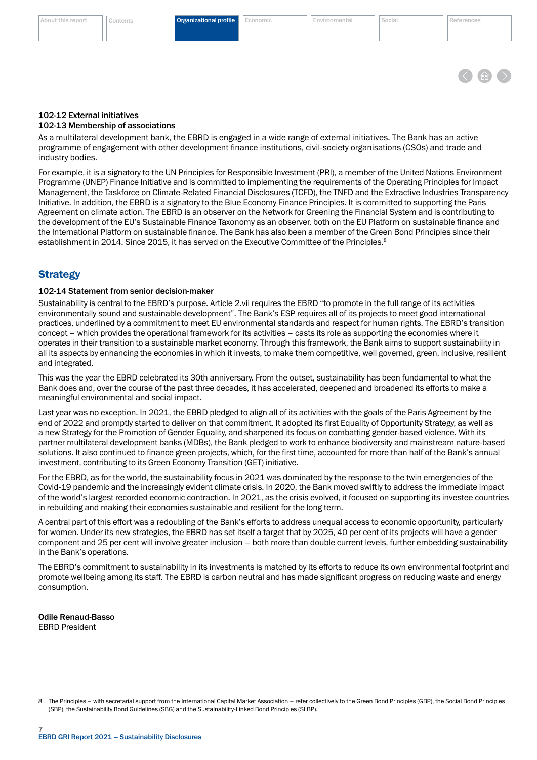**102-12 External initiatives**
**102-13 Membership of associations**

As a multilateral development bank, the EBRD is engaged in a wide range of external initiatives. The Bank has an active programme of engagement with other development finance institutions, civil-society organisations (CSOs) and trade and industry bodies.

For example, it is a signatory to the UN Principles for Responsible Investment (PRI), a member of the United Nations Environment Programme (UNEP) Finance Initiative and is committed to implementing the requirements of the Operating Principles for Impact Management, the Taskforce on Climate-Related Financial Disclosures (TCFD), the TNFD and the Extractive Industries Transparency Initiative. In addition, the EBRD is a signatory to the Blue Economy Finance Principles. It is committed to supporting the Paris Agreement on climate action. The EBRD is an observer on the Network for Greening the Financial System and is contributing to the development of the EU's Sustainable Finance Taxonomy as an observer, both on the EU Platform on sustainable finance and the International Platform on sustainable finance. The Bank has also been a member of the Green Bond Principles since their establishment in 2014. Since 2015, it has served on the Executive Committee of the Principles.[8]

## Strategy

**102-14 Statement from senior decision-maker**

Sustainability is central to the EBRD's purpose. Article 2.vii requires the EBRD "to promote in the full range of its activities environmentally sound and sustainable development". The Bank's ESP requires all of its projects to meet good international practices, underlined by a commitment to meet EU environmental standards and respect for human rights. The EBRD's transition concept – which provides the operational framework for its activities – casts its role as supporting the economies where it operates in their transition to a sustainable market economy. Through this framework, the Bank aims to support sustainability in all its aspects by enhancing the economies in which it invests, to make them competitive, well governed, green, inclusive, resilient and integrated.

This was the year the EBRD celebrated its 30th anniversary. From the outset, sustainability has been fundamental to what the Bank does and, over the course of the past three decades, it has accelerated, deepened and broadened its efforts to make a meaningful environmental and social impact.

Last year was no exception. In 2021, the EBRD pledged to align all of its activities with the goals of the Paris Agreement by the end of 2022 and promptly started to deliver on that commitment. It adopted its first Equality of Opportunity Strategy, as well as a new Strategy for the Promotion of Gender Equality, and sharpened its focus on combatting gender-based violence. With its partner multilateral development banks (MDBs), the Bank pledged to work to enhance biodiversity and mainstream nature-based solutions. It also continued to finance green projects, which, for the first time, accounted for more than half of the Bank's annual investment, contributing to its Green Economy Transition (GET) initiative.

For the EBRD, as for the world, the sustainability focus in 2021 was dominated by the response to the twin emergencies of the Covid-19 pandemic and the increasingly evident climate crisis. In 2020, the Bank moved swiftly to address the immediate impact of the world's largest recorded economic contraction. In 2021, as the crisis evolved, it focused on supporting its investee countries in rebuilding and making their economies sustainable and resilient for the long term.

A central part of this effort was a redoubling of the Bank's efforts to address unequal access to economic opportunity, particularly for women. Under its new strategies, the EBRD has set itself a target that by 2025, 40 per cent of its projects will have a gender component and 25 per cent will involve greater inclusion – both more than double current levels, further embedding sustainability in the Bank's operations.

The EBRD's commitment to sustainability in its investments is matched by its efforts to reduce its own environmental footprint and promote wellbeing among its staff. The EBRD is carbon neutral and has made significant progress on reducing waste and energy consumption.

**Odile Renaud-Basso**
EBRD President

8 The Principles – with secretarial support from the International Capital Market Association – refer collectively to the Green Bond Principles (GBP), the Social Bond Principles (SBP), the Sustainability Bond Guidelines (SBG) and the Sustainability-Linked Bond Principles (SLBP).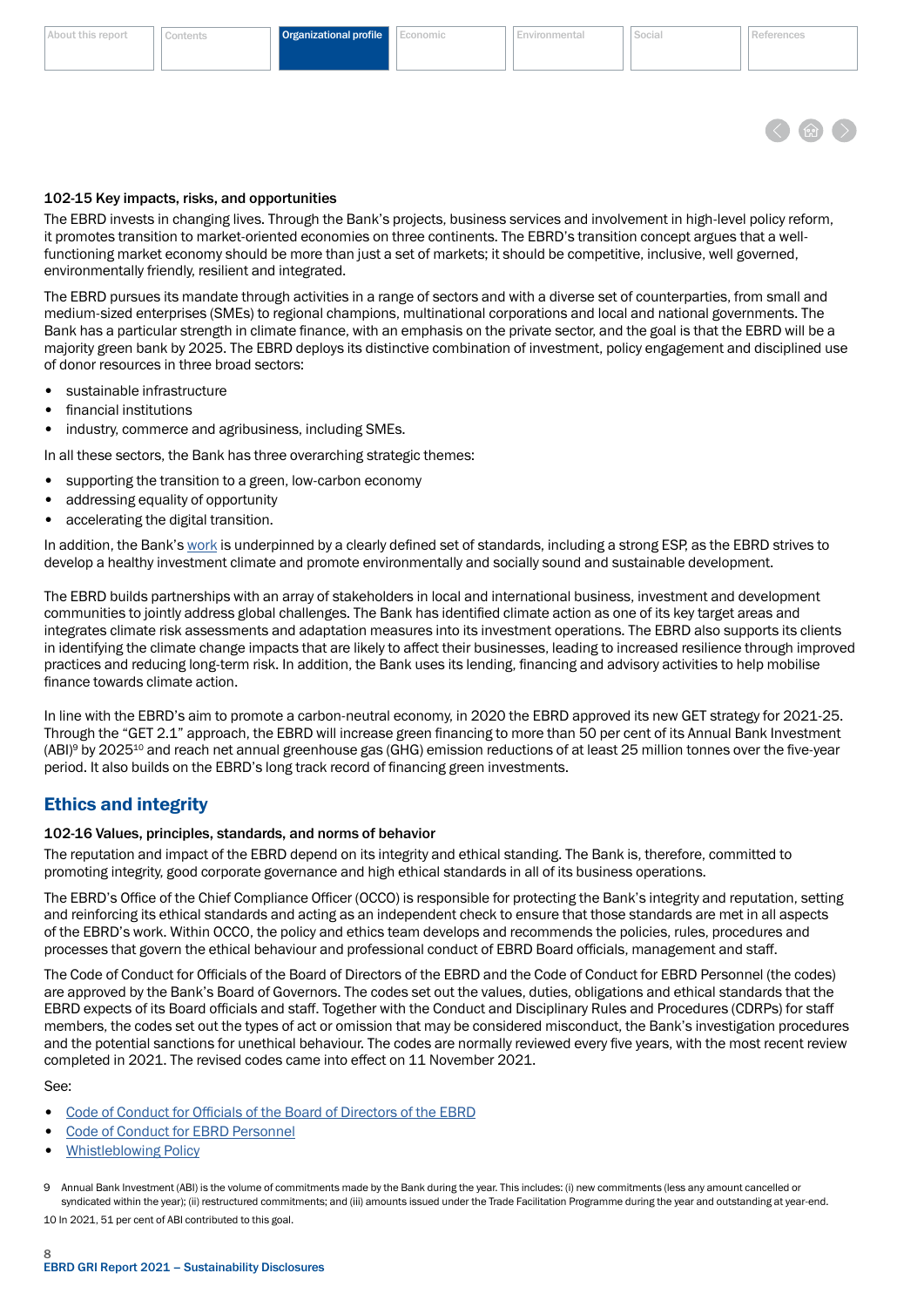### 102-15 Key impacts, risks, and opportunities

The EBRD invests in changing lives. Through the Bank's projects, business services and involvement in high-level policy reform, it promotes transition to market-oriented economies on three continents. The EBRD's transition concept argues that a well-functioning market economy should be more than just a set of markets; it should be competitive, inclusive, well governed, environmentally friendly, resilient and integrated.

The EBRD pursues its mandate through activities in a range of sectors and with a diverse set of counterparties, from small and medium-sized enterprises (SMEs) to regional champions, multinational corporations and local and national governments. The Bank has a particular strength in climate finance, with an emphasis on the private sector, and the goal is that the EBRD will be a majority green bank by 2025. The EBRD deploys its distinctive combination of investment, policy engagement and disciplined use of donor resources in three broad sectors:

- sustainable infrastructure
- financial institutions
- industry, commerce and agribusiness, including SMEs.

In all these sectors, the Bank has three overarching strategic themes:

- supporting the transition to a green, low-carbon economy
- addressing equality of opportunity
- accelerating the digital transition.

In addition, the Bank's work is underpinned by a clearly defined set of standards, including a strong ESP, as the EBRD strives to develop a healthy investment climate and promote environmentally and socially sound and sustainable development.

The EBRD builds partnerships with an array of stakeholders in local and international business, investment and development communities to jointly address global challenges. The Bank has identified climate action as one of its key target areas and integrates climate risk assessments and adaptation measures into its investment operations. The EBRD also supports its clients in identifying the climate change impacts that are likely to affect their businesses, leading to increased resilience through improved practices and reducing long-term risk. In addition, the Bank uses its lending, financing and advisory activities to help mobilise finance towards climate action.

In line with the EBRD's aim to promote a carbon-neutral economy, in 2020 the EBRD approved its new GET strategy for 2021-25. Through the "GET 2.1" approach, the EBRD will increase green financing to more than 50 per cent of its Annual Bank Investment (ABI)[9] by 2025[10] and reach net annual greenhouse gas (GHG) emission reductions of at least 25 million tonnes over the five-year period. It also builds on the EBRD's long track record of financing green investments.

## Ethics and integrity

### 102-16 Values, principles, standards, and norms of behavior

The reputation and impact of the EBRD depend on its integrity and ethical standing. The Bank is, therefore, committed to promoting integrity, good corporate governance and high ethical standards in all of its business operations.

The EBRD's Office of the Chief Compliance Officer (OCCO) is responsible for protecting the Bank's integrity and reputation, setting and reinforcing its ethical standards and acting as an independent check to ensure that those standards are met in all aspects of the EBRD's work. Within OCCO, the policy and ethics team develops and recommends the policies, rules, procedures and processes that govern the ethical behaviour and professional conduct of EBRD Board officials, management and staff.

The Code of Conduct for Officials of the Board of Directors of the EBRD and the Code of Conduct for EBRD Personnel (the codes) are approved by the Bank's Board of Governors. The codes set out the values, duties, obligations and ethical standards that the EBRD expects of its Board officials and staff. Together with the Conduct and Disciplinary Rules and Procedures (CDRPs) for staff members, the codes set out the types of act or omission that may be considered misconduct, the Bank's investigation procedures and the potential sanctions for unethical behaviour. The codes are normally reviewed every five years, with the most recent review completed in 2021. The revised codes came into effect on 11 November 2021.

See:

- Code of Conduct for Officials of the Board of Directors of the EBRD
- Code of Conduct for EBRD Personnel
- Whistleblowing Policy

9 Annual Bank Investment (ABI) is the volume of commitments made by the Bank during the year. This includes: (i) new commitments (less any amount cancelled or syndicated within the year); (ii) restructured commitments; and (iii) amounts issued under the Trade Facilitation Programme during the year and outstanding at year-end.

10 In 2021, 51 per cent of ABI contributed to this goal.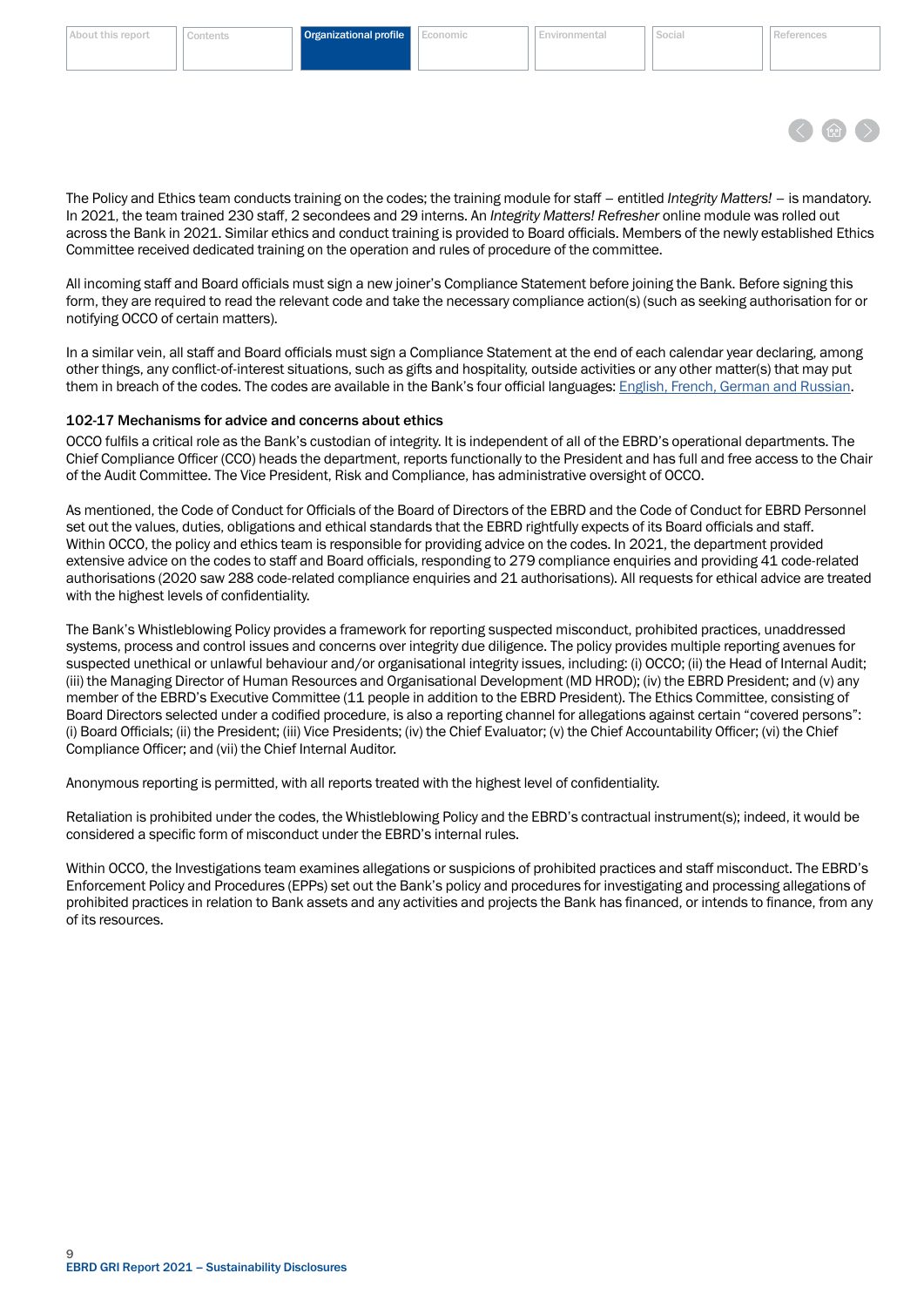The Policy and Ethics team conducts training on the codes; the training module for staff – entitled *Integrity Matters!* – is mandatory. In 2021, the team trained 230 staff, 2 secondees and 29 interns. An *Integrity Matters! Refresher* online module was rolled out across the Bank in 2021. Similar ethics and conduct training is provided to Board officials. Members of the newly established Ethics Committee received dedicated training on the operation and rules of procedure of the committee.

All incoming staff and Board officials must sign a new joiner's Compliance Statement before joining the Bank. Before signing this form, they are required to read the relevant code and take the necessary compliance action(s) (such as seeking authorisation for or notifying OCCO of certain matters).

In a similar vein, all staff and Board officials must sign a Compliance Statement at the end of each calendar year declaring, among other things, any conflict-of-interest situations, such as gifts and hospitality, outside activities or any other matter(s) that may put them in breach of the codes. The codes are available in the Bank's four official languages: English, French, German and Russian.

#### 102-17 Mechanisms for advice and concerns about ethics

OCCO fulfils a critical role as the Bank's custodian of integrity. It is independent of all of the EBRD's operational departments. The Chief Compliance Officer (CCO) heads the department, reports functionally to the President and has full and free access to the Chair of the Audit Committee. The Vice President, Risk and Compliance, has administrative oversight of OCCO.

As mentioned, the Code of Conduct for Officials of the Board of Directors of the EBRD and the Code of Conduct for EBRD Personnel set out the values, duties, obligations and ethical standards that the EBRD rightfully expects of its Board officials and staff. Within OCCO, the policy and ethics team is responsible for providing advice on the codes. In 2021, the department provided extensive advice on the codes to staff and Board officials, responding to 279 compliance enquiries and providing 41 code-related authorisations (2020 saw 288 code-related compliance enquiries and 21 authorisations). All requests for ethical advice are treated with the highest levels of confidentiality.

The Bank's Whistleblowing Policy provides a framework for reporting suspected misconduct, prohibited practices, unaddressed systems, process and control issues and concerns over integrity due diligence. The policy provides multiple reporting avenues for suspected unethical or unlawful behaviour and/or organisational integrity issues, including: (i) OCCO; (ii) the Head of Internal Audit; (iii) the Managing Director of Human Resources and Organisational Development (MD HROD); (iv) the EBRD President; and (v) any member of the EBRD's Executive Committee (11 people in addition to the EBRD President). The Ethics Committee, consisting of Board Directors selected under a codified procedure, is also a reporting channel for allegations against certain "covered persons": (i) Board Officials; (ii) the President; (iii) Vice Presidents; (iv) the Chief Evaluator; (v) the Chief Accountability Officer; (vi) the Chief Compliance Officer; and (vii) the Chief Internal Auditor.

Anonymous reporting is permitted, with all reports treated with the highest level of confidentiality.

Retaliation is prohibited under the codes, the Whistleblowing Policy and the EBRD's contractual instrument(s); indeed, it would be considered a specific form of misconduct under the EBRD's internal rules.

Within OCCO, the Investigations team examines allegations or suspicions of prohibited practices and staff misconduct. The EBRD's Enforcement Policy and Procedures (EPPs) set out the Bank's policy and procedures for investigating and processing allegations of prohibited practices in relation to Bank assets and any activities and projects the Bank has financed, or intends to finance, from any of its resources.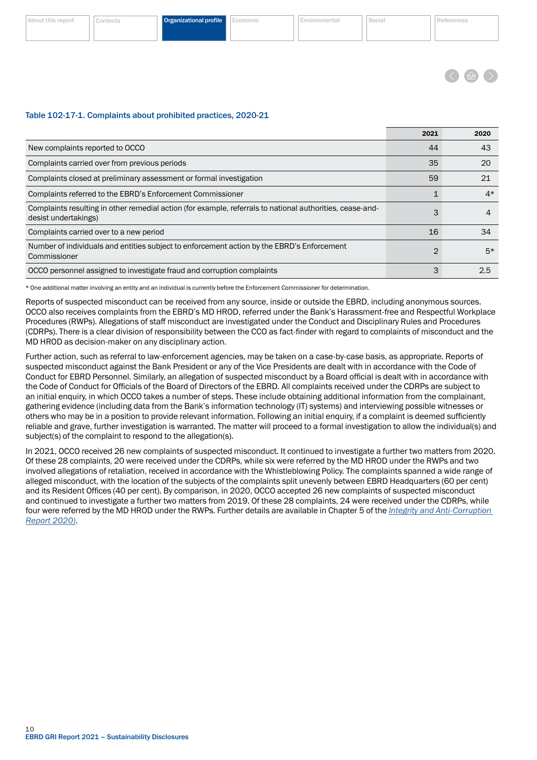### Table 102-17-1. Complaints about prohibited practices, 2020-21

| | 2021 | 2020 |
|---|---|---|
| New complaints reported to OCCO | 44 | 43 |
| Complaints carried over from previous periods | 35 | 20 |
| Complaints closed at preliminary assessment or formal investigation | 59 | 21 |
| Complaints referred to the EBRD's Enforcement Commissioner | 1 | 4* |
| Complaints resulting in other remedial action (for example, referrals to national authorities, cease-and-desist undertakings) | 3 | 4 |
| Complaints carried over to a new period | 16 | 34 |
| Number of individuals and entities subject to enforcement action by the EBRD's Enforcement Commissioner | 2 | 5* |
| OCCO personnel assigned to investigate fraud and corruption complaints | 3 | 2.5 |

* One additional matter involving an entity and an individual is currently before the Enforcement Commissioner for determination.

Reports of suspected misconduct can be received from any source, inside or outside the EBRD, including anonymous sources. OCCO also receives complaints from the EBRD's MD HROD, referred under the Bank's Harassment-free and Respectful Workplace Procedures (RWPs). Allegations of staff misconduct are investigated under the Conduct and Disciplinary Rules and Procedures (CDRPs). There is a clear division of responsibility between the CCO as fact-finder with regard to complaints of misconduct and the MD HROD as decision-maker on any disciplinary action.

Further action, such as referral to law-enforcement agencies, may be taken on a case-by-case basis, as appropriate. Reports of suspected misconduct against the Bank President or any of the Vice Presidents are dealt with in accordance with the Code of Conduct for EBRD Personnel. Similarly, an allegation of suspected misconduct by a Board official is dealt with in accordance with the Code of Conduct for Officials of the Board of Directors of the EBRD. All complaints received under the CDRPs are subject to an initial enquiry, in which OCCO takes a number of steps. These include obtaining additional information from the complainant, gathering evidence (including data from the Bank's information technology (IT) systems) and interviewing possible witnesses or others who may be in a position to provide relevant information. Following an initial enquiry, if a complaint is deemed sufficiently reliable and grave, further investigation is warranted. The matter will proceed to a formal investigation to allow the individual(s) and subject(s) of the complaint to respond to the allegation(s).

In 2021, OCCO received 26 new complaints of suspected misconduct. It continued to investigate a further two matters from 2020. Of these 28 complaints, 20 were received under the CDRPs, while six were referred by the MD HROD under the RWPs and two involved allegations of retaliation, received in accordance with the Whistleblowing Policy. The complaints spanned a wide range of alleged misconduct, with the location of the subjects of the complaints split unevenly between EBRD Headquarters (60 per cent) and its Resident Offices (40 per cent). By comparison, in 2020, OCCO accepted 26 new complaints of suspected misconduct and continued to investigate a further two matters from 2019. Of these 28 complaints, 24 were received under the CDRPs, while four were referred by the MD HROD under the RWPs. Further details are available in Chapter 5 of the *Integrity and Anti-Corruption Report 2020)*.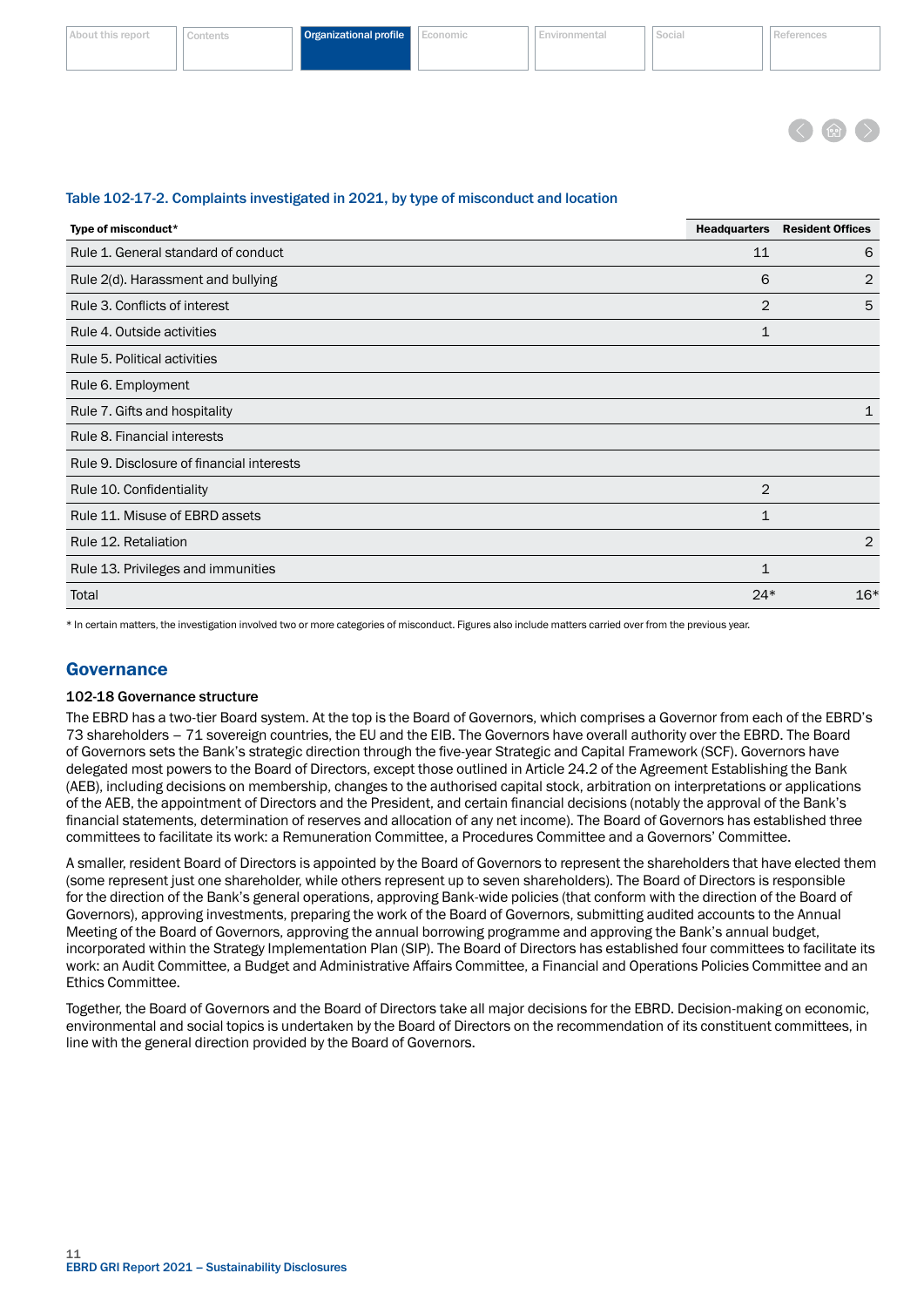Table 102-17-2. Complaints investigated in 2021, by type of misconduct and location

| Type of misconduct* | Headquarters | Resident Offices |
|---|---|---|
| Rule 1. General standard of conduct | 11 | 6 |
| Rule 2(d). Harassment and bullying | 6 | 2 |
| Rule 3. Conflicts of interest | 2 | 5 |
| Rule 4. Outside activities | 1 | |
| Rule 5. Political activities | | |
| Rule 6. Employment | | |
| Rule 7. Gifts and hospitality | | 1 |
| Rule 8. Financial interests | | |
| Rule 9. Disclosure of financial interests | | |
| Rule 10. Confidentiality | 2 | |
| Rule 11. Misuse of EBRD assets | 1 | |
| Rule 12. Retaliation | | 2 |
| Rule 13. Privileges and immunities | 1 | |
| Total | 24* | 16* |

* In certain matters, the investigation involved two or more categories of misconduct. Figures also include matters carried over from the previous year.

## Governance

### 102-18 Governance structure

The EBRD has a two-tier Board system. At the top is the Board of Governors, which comprises a Governor from each of the EBRD's 73 shareholders – 71 sovereign countries, the EU and the EIB. The Governors have overall authority over the EBRD. The Board of Governors sets the Bank's strategic direction through the five-year Strategic and Capital Framework (SCF). Governors have delegated most powers to the Board of Directors, except those outlined in Article 24.2 of the Agreement Establishing the Bank (AEB), including decisions on membership, changes to the authorised capital stock, arbitration on interpretations or applications of the AEB, the appointment of Directors and the President, and certain financial decisions (notably the approval of the Bank's financial statements, determination of reserves and allocation of any net income). The Board of Governors has established three committees to facilitate its work: a Remuneration Committee, a Procedures Committee and a Governors' Committee.

A smaller, resident Board of Directors is appointed by the Board of Governors to represent the shareholders that have elected them (some represent just one shareholder, while others represent up to seven shareholders). The Board of Directors is responsible for the direction of the Bank's general operations, approving Bank-wide policies (that conform with the direction of the Board of Governors), approving investments, preparing the work of the Board of Governors, submitting audited accounts to the Annual Meeting of the Board of Governors, approving the annual borrowing programme and approving the Bank's annual budget, incorporated within the Strategy Implementation Plan (SIP). The Board of Directors has established four committees to facilitate its work: an Audit Committee, a Budget and Administrative Affairs Committee, a Financial and Operations Policies Committee and an Ethics Committee.

Together, the Board of Governors and the Board of Directors take all major decisions for the EBRD. Decision-making on economic, environmental and social topics is undertaken by the Board of Directors on the recommendation of its constituent committees, in line with the general direction provided by the Board of Governors.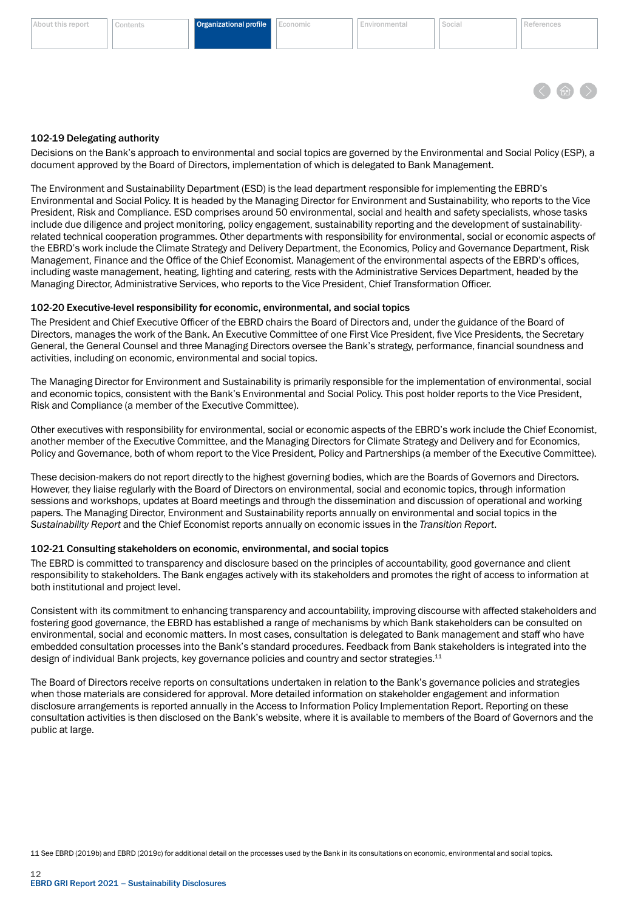### 102-19 Delegating authority

Decisions on the Bank's approach to environmental and social topics are governed by the Environmental and Social Policy (ESP), a document approved by the Board of Directors, implementation of which is delegated to Bank Management.

The Environment and Sustainability Department (ESD) is the lead department responsible for implementing the EBRD's Environmental and Social Policy. It is headed by the Managing Director for Environment and Sustainability, who reports to the Vice President, Risk and Compliance. ESD comprises around 50 environmental, social and health and safety specialists, whose tasks include due diligence and project monitoring, policy engagement, sustainability reporting and the development of sustainability-related technical cooperation programmes. Other departments with responsibility for environmental, social or economic aspects of the EBRD's work include the Climate Strategy and Delivery Department, the Economics, Policy and Governance Department, Risk Management, Finance and the Office of the Chief Economist. Management of the environmental aspects of the EBRD's offices, including waste management, heating, lighting and catering, rests with the Administrative Services Department, headed by the Managing Director, Administrative Services, who reports to the Vice President, Chief Transformation Officer.

### 102-20 Executive-level responsibility for economic, environmental, and social topics

The President and Chief Executive Officer of the EBRD chairs the Board of Directors and, under the guidance of the Board of Directors, manages the work of the Bank. An Executive Committee of one First Vice President, five Vice Presidents, the Secretary General, the General Counsel and three Managing Directors oversee the Bank's strategy, performance, financial soundness and activities, including on economic, environmental and social topics.

The Managing Director for Environment and Sustainability is primarily responsible for the implementation of environmental, social and economic topics, consistent with the Bank's Environmental and Social Policy. This post holder reports to the Vice President, Risk and Compliance (a member of the Executive Committee).

Other executives with responsibility for environmental, social or economic aspects of the EBRD's work include the Chief Economist, another member of the Executive Committee, and the Managing Directors for Climate Strategy and Delivery and for Economics, Policy and Governance, both of whom report to the Vice President, Policy and Partnerships (a member of the Executive Committee).

These decision-makers do not report directly to the highest governing bodies, which are the Boards of Governors and Directors. However, they liaise regularly with the Board of Directors on environmental, social and economic topics, through information sessions and workshops, updates at Board meetings and through the dissemination and discussion of operational and working papers. The Managing Director, Environment and Sustainability reports annually on environmental and social topics in the *Sustainability Report* and the Chief Economist reports annually on economic issues in the *Transition Report*.

### 102-21 Consulting stakeholders on economic, environmental, and social topics

The EBRD is committed to transparency and disclosure based on the principles of accountability, good governance and client responsibility to stakeholders. The Bank engages actively with its stakeholders and promotes the right of access to information at both institutional and project level.

Consistent with its commitment to enhancing transparency and accountability, improving discourse with affected stakeholders and fostering good governance, the EBRD has established a range of mechanisms by which Bank stakeholders can be consulted on environmental, social and economic matters. In most cases, consultation is delegated to Bank management and staff who have embedded consultation processes into the Bank's standard procedures. Feedback from Bank stakeholders is integrated into the design of individual Bank projects, key governance policies and country and sector strategies.[11]

The Board of Directors receive reports on consultations undertaken in relation to the Bank's governance policies and strategies when those materials are considered for approval. More detailed information on stakeholder engagement and information disclosure arrangements is reported annually in the Access to Information Policy Implementation Report. Reporting on these consultation activities is then disclosed on the Bank's website, where it is available to members of the Board of Governors and the public at large.

11 See EBRD (2019b) and EBRD (2019c) for additional detail on the processes used by the Bank in its consultations on economic, environmental and social topics.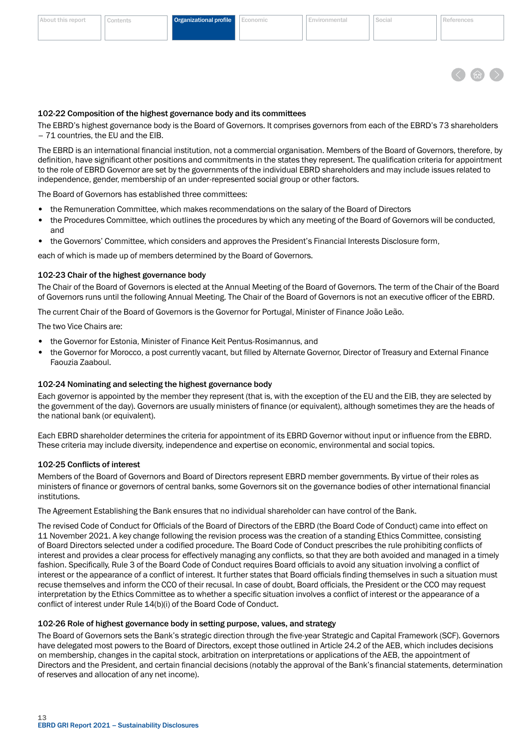### 102-22 Composition of the highest governance body and its committees

The EBRD's highest governance body is the Board of Governors. It comprises governors from each of the EBRD's 73 shareholders – 71 countries, the EU and the EIB.

The EBRD is an international financial institution, not a commercial organisation. Members of the Board of Governors, therefore, by definition, have significant other positions and commitments in the states they represent. The qualification criteria for appointment to the role of EBRD Governor are set by the governments of the individual EBRD shareholders and may include issues related to independence, gender, membership of an under-represented social group or other factors.

The Board of Governors has established three committees:

- the Remuneration Committee, which makes recommendations on the salary of the Board of Directors
- the Procedures Committee, which outlines the procedures by which any meeting of the Board of Governors will be conducted, and
- the Governors' Committee, which considers and approves the President's Financial Interests Disclosure form,

each of which is made up of members determined by the Board of Governors.

### 102-23 Chair of the highest governance body

The Chair of the Board of Governors is elected at the Annual Meeting of the Board of Governors. The term of the Chair of the Board of Governors runs until the following Annual Meeting. The Chair of the Board of Governors is not an executive officer of the EBRD.

The current Chair of the Board of Governors is the Governor for Portugal, Minister of Finance João Leão.

The two Vice Chairs are:

- the Governor for Estonia, Minister of Finance Keit Pentus-Rosimannus, and
- the Governor for Morocco, a post currently vacant, but filled by Alternate Governor, Director of Treasury and External Finance Faouzia Zaaboul.

### 102-24 Nominating and selecting the highest governance body

Each governor is appointed by the member they represent (that is, with the exception of the EU and the EIB, they are selected by the government of the day). Governors are usually ministers of finance (or equivalent), although sometimes they are the heads of the national bank (or equivalent).

Each EBRD shareholder determines the criteria for appointment of its EBRD Governor without input or influence from the EBRD. These criteria may include diversity, independence and expertise on economic, environmental and social topics.

### 102-25 Conflicts of interest

Members of the Board of Governors and Board of Directors represent EBRD member governments. By virtue of their roles as ministers of finance or governors of central banks, some Governors sit on the governance bodies of other international financial institutions.

The Agreement Establishing the Bank ensures that no individual shareholder can have control of the Bank.

The revised Code of Conduct for Officials of the Board of Directors of the EBRD (the Board Code of Conduct) came into effect on 11 November 2021. A key change following the revision process was the creation of a standing Ethics Committee, consisting of Board Directors selected under a codified procedure. The Board Code of Conduct prescribes the rule prohibiting conflicts of interest and provides a clear process for effectively managing any conflicts, so that they are both avoided and managed in a timely fashion. Specifically, Rule 3 of the Board Code of Conduct requires Board officials to avoid any situation involving a conflict of interest or the appearance of a conflict of interest. It further states that Board officials finding themselves in such a situation must recuse themselves and inform the CCO of their recusal. In case of doubt, Board officials, the President or the CCO may request interpretation by the Ethics Committee as to whether a specific situation involves a conflict of interest or the appearance of a conflict of interest under Rule 14(b)(i) of the Board Code of Conduct.

### 102-26 Role of highest governance body in setting purpose, values, and strategy

The Board of Governors sets the Bank's strategic direction through the five-year Strategic and Capital Framework (SCF). Governors have delegated most powers to the Board of Directors, except those outlined in Article 24.2 of the AEB, which includes decisions on membership, changes in the capital stock, arbitration on interpretations or applications of the AEB, the appointment of Directors and the President, and certain financial decisions (notably the approval of the Bank's financial statements, determination of reserves and allocation of any net income).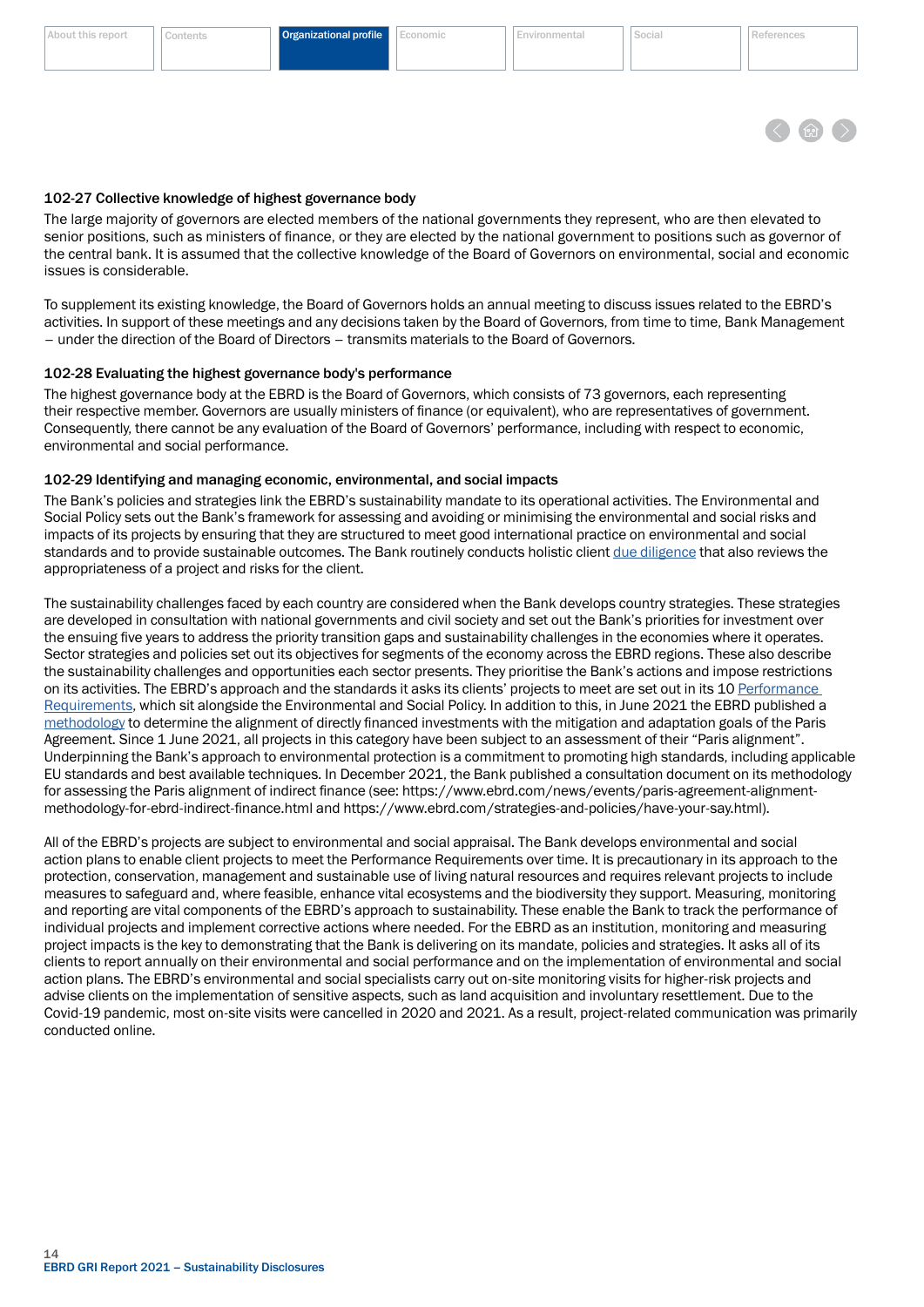### 102-27 Collective knowledge of highest governance body

The large majority of governors are elected members of the national governments they represent, who are then elevated to senior positions, such as ministers of finance, or they are elected by the national government to positions such as governor of the central bank. It is assumed that the collective knowledge of the Board of Governors on environmental, social and economic issues is considerable.

To supplement its existing knowledge, the Board of Governors holds an annual meeting to discuss issues related to the EBRD's activities. In support of these meetings and any decisions taken by the Board of Governors, from time to time, Bank Management – under the direction of the Board of Directors – transmits materials to the Board of Governors.

### 102-28 Evaluating the highest governance body's performance

The highest governance body at the EBRD is the Board of Governors, which consists of 73 governors, each representing their respective member. Governors are usually ministers of finance (or equivalent), who are representatives of government. Consequently, there cannot be any evaluation of the Board of Governors' performance, including with respect to economic, environmental and social performance.

### 102-29 Identifying and managing economic, environmental, and social impacts

The Bank's policies and strategies link the EBRD's sustainability mandate to its operational activities. The Environmental and Social Policy sets out the Bank's framework for assessing and avoiding or minimising the environmental and social risks and impacts of its projects by ensuring that they are structured to meet good international practice on environmental and social standards and to provide sustainable outcomes. The Bank routinely conducts holistic client due diligence that also reviews the appropriateness of a project and risks for the client.

The sustainability challenges faced by each country are considered when the Bank develops country strategies. These strategies are developed in consultation with national governments and civil society and set out the Bank's priorities for investment over the ensuing five years to address the priority transition gaps and sustainability challenges in the economies where it operates. Sector strategies and policies set out its objectives for segments of the economy across the EBRD regions. These also describe the sustainability challenges and opportunities each sector presents. They prioritise the Bank's actions and impose restrictions on its activities. The EBRD's approach and the standards it asks its clients' projects to meet are set out in its 10 Performance Requirements, which sit alongside the Environmental and Social Policy. In addition to this, in June 2021 the EBRD published a methodology to determine the alignment of directly financed investments with the mitigation and adaptation goals of the Paris Agreement. Since 1 June 2021, all projects in this category have been subject to an assessment of their "Paris alignment". Underpinning the Bank's approach to environmental protection is a commitment to promoting high standards, including applicable EU standards and best available techniques. In December 2021, the Bank published a consultation document on its methodology for assessing the Paris alignment of indirect finance (see: https://www.ebrd.com/news/events/paris-agreement-alignment-methodology-for-ebrd-indirect-finance.html and https://www.ebrd.com/strategies-and-policies/have-your-say.html).

All of the EBRD's projects are subject to environmental and social appraisal. The Bank develops environmental and social action plans to enable client projects to meet the Performance Requirements over time. It is precautionary in its approach to the protection, conservation, management and sustainable use of living natural resources and requires relevant projects to include measures to safeguard and, where feasible, enhance vital ecosystems and the biodiversity they support. Measuring, monitoring and reporting are vital components of the EBRD's approach to sustainability. These enable the Bank to track the performance of individual projects and implement corrective actions where needed. For the EBRD as an institution, monitoring and measuring project impacts is the key to demonstrating that the Bank is delivering on its mandate, policies and strategies. It asks all of its clients to report annually on their environmental and social performance and on the implementation of environmental and social action plans. The EBRD's environmental and social specialists carry out on-site monitoring visits for higher-risk projects and advise clients on the implementation of sensitive aspects, such as land acquisition and involuntary resettlement. Due to the Covid-19 pandemic, most on-site visits were cancelled in 2020 and 2021. As a result, project-related communication was primarily conducted online.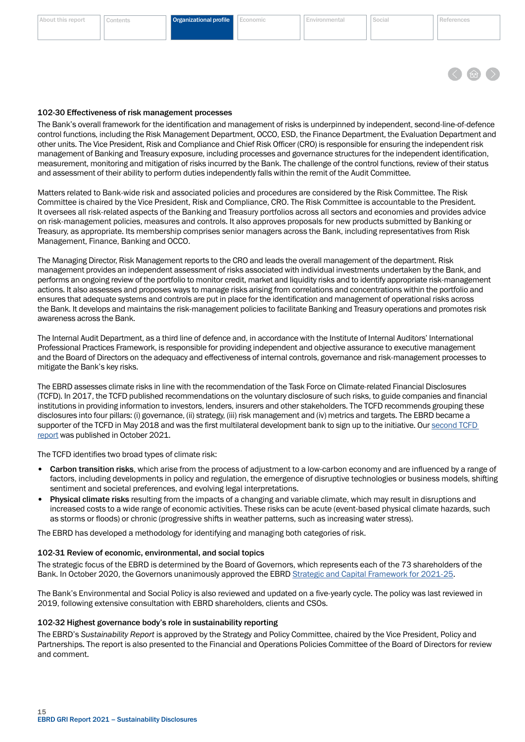### 102-30 Effectiveness of risk management processes

The Bank's overall framework for the identification and management of risks is underpinned by independent, second-line-of-defence control functions, including the Risk Management Department, OCCO, ESD, the Finance Department, the Evaluation Department and other units. The Vice President, Risk and Compliance and Chief Risk Officer (CRO) is responsible for ensuring the independent risk management of Banking and Treasury exposure, including processes and governance structures for the independent identification, measurement, monitoring and mitigation of risks incurred by the Bank. The challenge of the control functions, review of their status and assessment of their ability to perform duties independently falls within the remit of the Audit Committee.

Matters related to Bank-wide risk and associated policies and procedures are considered by the Risk Committee. The Risk Committee is chaired by the Vice President, Risk and Compliance, CRO. The Risk Committee is accountable to the President. It oversees all risk-related aspects of the Banking and Treasury portfolios across all sectors and economies and provides advice on risk-management policies, measures and controls. It also approves proposals for new products submitted by Banking or Treasury, as appropriate. Its membership comprises senior managers across the Bank, including representatives from Risk Management, Finance, Banking and OCCO.

The Managing Director, Risk Management reports to the CRO and leads the overall management of the department. Risk management provides an independent assessment of risks associated with individual investments undertaken by the Bank, and performs an ongoing review of the portfolio to monitor credit, market and liquidity risks and to identify appropriate risk-management actions. It also assesses and proposes ways to manage risks arising from correlations and concentrations within the portfolio and ensures that adequate systems and controls are put in place for the identification and management of operational risks across the Bank. It develops and maintains the risk-management policies to facilitate Banking and Treasury operations and promotes risk awareness across the Bank.

The Internal Audit Department, as a third line of defence and, in accordance with the Institute of Internal Auditors' International Professional Practices Framework, is responsible for providing independent and objective assurance to executive management and the Board of Directors on the adequacy and effectiveness of internal controls, governance and risk-management processes to mitigate the Bank's key risks.

The EBRD assesses climate risks in line with the recommendation of the Task Force on Climate-related Financial Disclosures (TCFD). In 2017, the TCFD published recommendations on the voluntary disclosure of such risks, to guide companies and financial institutions in providing information to investors, lenders, insurers and other stakeholders. The TCFD recommends grouping these disclosures into four pillars: (i) governance, (ii) strategy, (iii) risk management and (iv) metrics and targets. The EBRD became a supporter of the TCFD in May 2018 and was the first multilateral development bank to sign up to the initiative. Our second TCFD report was published in October 2021.

The TCFD identifies two broad types of climate risk:

- **Carbon transition risks**, which arise from the process of adjustment to a low-carbon economy and are influenced by a range of factors, including developments in policy and regulation, the emergence of disruptive technologies or business models, shifting sentiment and societal preferences, and evolving legal interpretations.
- **Physical climate risks** resulting from the impacts of a changing and variable climate, which may result in disruptions and increased costs to a wide range of economic activities. These risks can be acute (event-based physical climate hazards, such as storms or floods) or chronic (progressive shifts in weather patterns, such as increasing water stress).

The EBRD has developed a methodology for identifying and managing both categories of risk.

### 102-31 Review of economic, environmental, and social topics

The strategic focus of the EBRD is determined by the Board of Governors, which represents each of the 73 shareholders of the Bank. In October 2020, the Governors unanimously approved the EBRD Strategic and Capital Framework for 2021-25.

The Bank's Environmental and Social Policy is also reviewed and updated on a five-yearly cycle. The policy was last reviewed in 2019, following extensive consultation with EBRD shareholders, clients and CSOs.

### 102-32 Highest governance body's role in sustainability reporting

The EBRD's *Sustainability Report* is approved by the Strategy and Policy Committee, chaired by the Vice President, Policy and Partnerships. The report is also presented to the Financial and Operations Policies Committee of the Board of Directors for review and comment.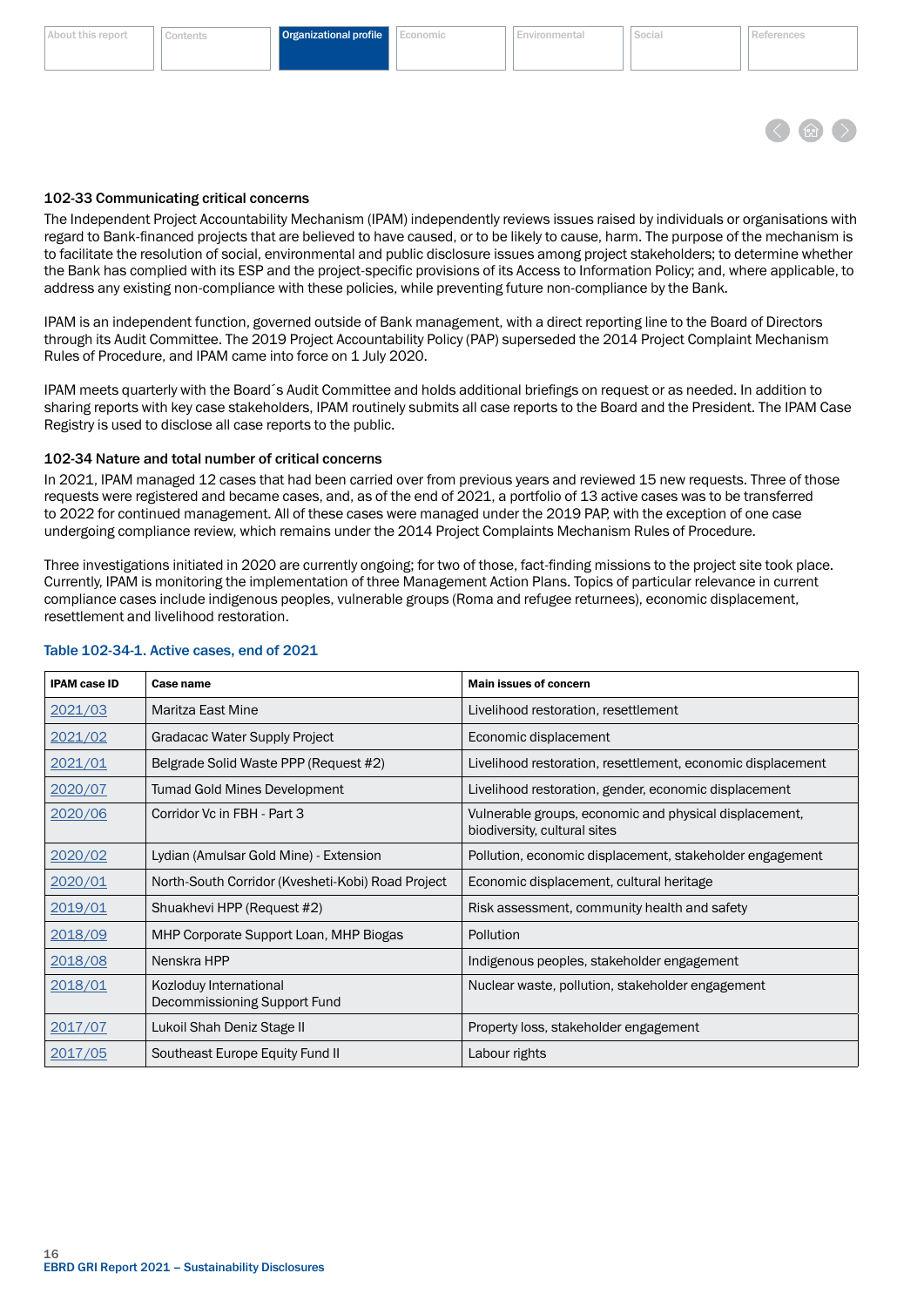### 102-33 Communicating critical concerns

The Independent Project Accountability Mechanism (IPAM) independently reviews issues raised by individuals or organisations with regard to Bank-financed projects that are believed to have caused, or to be likely to cause, harm. The purpose of the mechanism is to facilitate the resolution of social, environmental and public disclosure issues among project stakeholders; to determine whether the Bank has complied with its ESP and the project-specific provisions of its Access to Information Policy; and, where applicable, to address any existing non-compliance with these policies, while preventing future non-compliance by the Bank.

IPAM is an independent function, governed outside of Bank management, with a direct reporting line to the Board of Directors through its Audit Committee. The 2019 Project Accountability Policy (PAP) superseded the 2014 Project Complaint Mechanism Rules of Procedure, and IPAM came into force on 1 July 2020.

IPAM meets quarterly with the Board´s Audit Committee and holds additional briefings on request or as needed. In addition to sharing reports with key case stakeholders, IPAM routinely submits all case reports to the Board and the President. The IPAM Case Registry is used to disclose all case reports to the public.

### 102-34 Nature and total number of critical concerns

In 2021, IPAM managed 12 cases that had been carried over from previous years and reviewed 15 new requests. Three of those requests were registered and became cases, and, as of the end of 2021, a portfolio of 13 active cases was to be transferred to 2022 for continued management. All of these cases were managed under the 2019 PAP, with the exception of one case undergoing compliance review, which remains under the 2014 Project Complaints Mechanism Rules of Procedure.

Three investigations initiated in 2020 are currently ongoing; for two of those, fact-finding missions to the project site took place. Currently, IPAM is monitoring the implementation of three Management Action Plans. Topics of particular relevance in current compliance cases include indigenous peoples, vulnerable groups (Roma and refugee returnees), economic displacement, resettlement and livelihood restoration.

Table 102-34-1. Active cases, end of 2021

| IPAM case ID | Case name | Main issues of concern |
|---|---|---|
| 2021/03 | Maritza East Mine | Livelihood restoration, resettlement |
| 2021/02 | Gradacac Water Supply Project | Economic displacement |
| 2021/01 | Belgrade Solid Waste PPP (Request #2) | Livelihood restoration, resettlement, economic displacement |
| 2020/07 | Tumad Gold Mines Development | Livelihood restoration, gender, economic displacement |
| 2020/06 | Corridor Vc in FBH - Part 3 | Vulnerable groups, economic and physical displacement, biodiversity, cultural sites |
| 2020/02 | Lydian (Amulsar Gold Mine) - Extension | Pollution, economic displacement, stakeholder engagement |
| 2020/01 | North-South Corridor (Kvesheti-Kobi) Road Project | Economic displacement, cultural heritage |
| 2019/01 | Shuakhevi HPP (Request #2) | Risk assessment, community health and safety |
| 2018/09 | MHP Corporate Support Loan, MHP Biogas | Pollution |
| 2018/08 | Nenskra HPP | Indigenous peoples, stakeholder engagement |
| 2018/01 | Kozloduy International Decommissioning Support Fund | Nuclear waste, pollution, stakeholder engagement |
| 2017/07 | Lukoil Shah Deniz Stage II | Property loss, stakeholder engagement |
| 2017/05 | Southeast Europe Equity Fund II | Labour rights |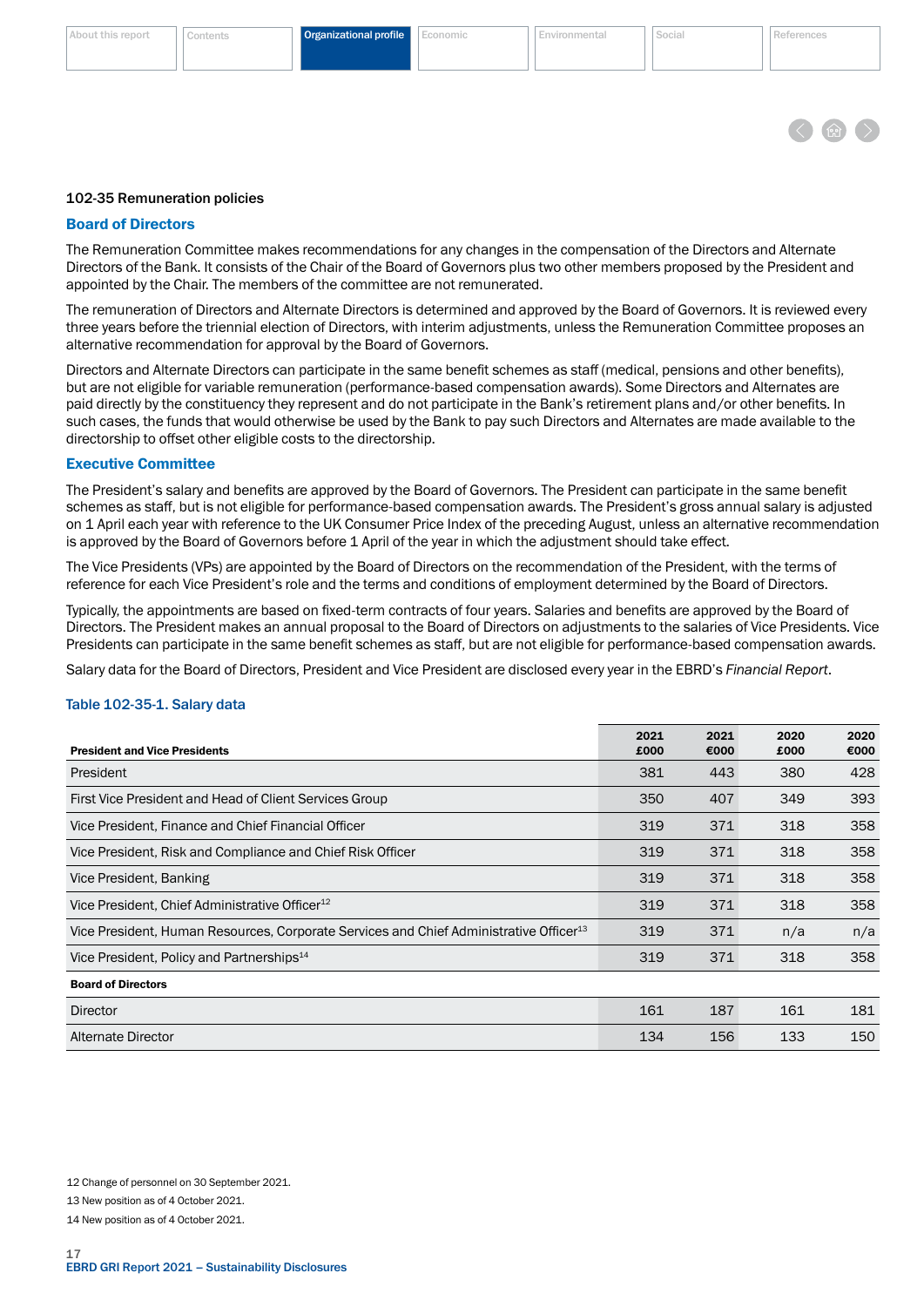### 102-35 Remuneration policies

#### Board of Directors

The Remuneration Committee makes recommendations for any changes in the compensation of the Directors and Alternate Directors of the Bank. It consists of the Chair of the Board of Governors plus two other members proposed by the President and appointed by the Chair. The members of the committee are not remunerated.

The remuneration of Directors and Alternate Directors is determined and approved by the Board of Governors. It is reviewed every three years before the triennial election of Directors, with interim adjustments, unless the Remuneration Committee proposes an alternative recommendation for approval by the Board of Governors.

Directors and Alternate Directors can participate in the same benefit schemes as staff (medical, pensions and other benefits), but are not eligible for variable remuneration (performance-based compensation awards). Some Directors and Alternates are paid directly by the constituency they represent and do not participate in the Bank's retirement plans and/or other benefits. In such cases, the funds that would otherwise be used by the Bank to pay such Directors and Alternates are made available to the directorship to offset other eligible costs to the directorship.

#### Executive Committee

The President's salary and benefits are approved by the Board of Governors. The President can participate in the same benefit schemes as staff, but is not eligible for performance-based compensation awards. The President's gross annual salary is adjusted on 1 April each year with reference to the UK Consumer Price Index of the preceding August, unless an alternative recommendation is approved by the Board of Governors before 1 April of the year in which the adjustment should take effect.

The Vice Presidents (VPs) are appointed by the Board of Directors on the recommendation of the President, with the terms of reference for each Vice President's role and the terms and conditions of employment determined by the Board of Directors.

Typically, the appointments are based on fixed-term contracts of four years. Salaries and benefits are approved by the Board of Directors. The President makes an annual proposal to the Board of Directors on adjustments to the salaries of Vice Presidents. Vice Presidents can participate in the same benefit schemes as staff, but are not eligible for performance-based compensation awards.

Salary data for the Board of Directors, President and Vice President are disclosed every year in the EBRD's *Financial Report*.

**Table 102-35-1. Salary data**

| **President and Vice Presidents** | **2021 £000** | **2021 €000** | **2020 £000** | **2020 €000** |
|---|---|---|---|---|
| President | 381 | 443 | 380 | 428 |
| First Vice President and Head of Client Services Group | 350 | 407 | 349 | 393 |
| Vice President, Finance and Chief Financial Officer | 319 | 371 | 318 | 358 |
| Vice President, Risk and Compliance and Chief Risk Officer | 319 | 371 | 318 | 358 |
| Vice President, Banking | 319 | 371 | 318 | 358 |
| Vice President, Chief Administrative Officer[12] | 319 | 371 | 318 | 358 |
| Vice President, Human Resources, Corporate Services and Chief Administrative Officer[13] | 319 | 371 | n/a | n/a |
| Vice President, Policy and Partnerships[14] | 319 | 371 | 318 | 358 |
| **Board of Directors** | | | | |
| Director | 161 | 187 | 161 | 181 |
| Alternate Director | 134 | 156 | 133 | 150 |

12 Change of personnel on 30 September 2021.

13 New position as of 4 October 2021.

14 New position as of 4 October 2021.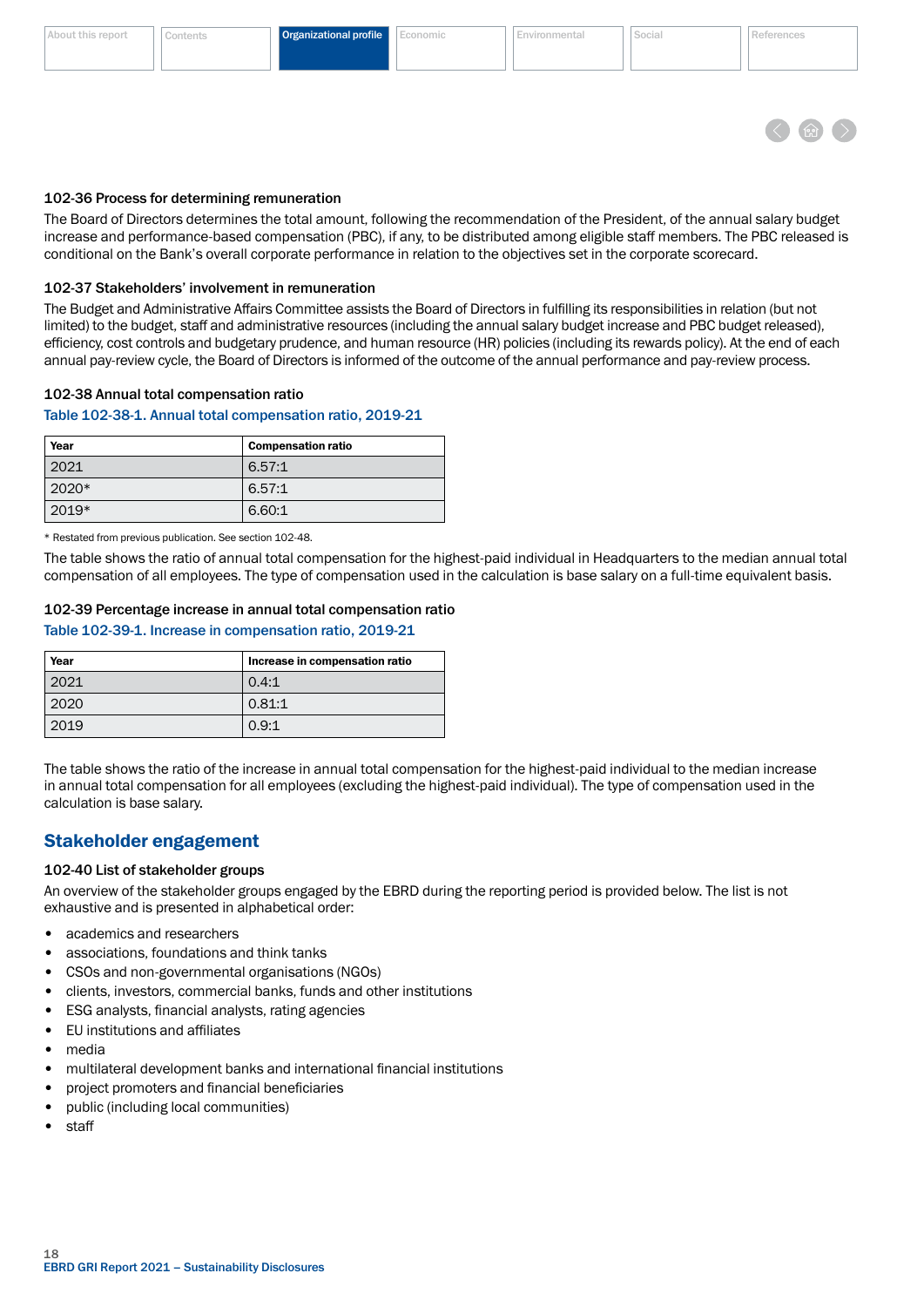### 102-36 Process for determining remuneration

The Board of Directors determines the total amount, following the recommendation of the President, of the annual salary budget increase and performance-based compensation (PBC), if any, to be distributed among eligible staff members. The PBC released is conditional on the Bank's overall corporate performance in relation to the objectives set in the corporate scorecard.

### 102-37 Stakeholders' involvement in remuneration

The Budget and Administrative Affairs Committee assists the Board of Directors in fulfilling its responsibilities in relation (but not limited) to the budget, staff and administrative resources (including the annual salary budget increase and PBC budget released), efficiency, cost controls and budgetary prudence, and human resource (HR) policies (including its rewards policy). At the end of each annual pay-review cycle, the Board of Directors is informed of the outcome of the annual performance and pay-review process.

### 102-38 Annual total compensation ratio

Table 102-38-1. Annual total compensation ratio, 2019-21

| Year | Compensation ratio |
|---|---|
| 2021 | 6.57:1 |
| 2020* | 6.57:1 |
| 2019* | 6.60:1 |

* Restated from previous publication. See section 102-48.

The table shows the ratio of annual total compensation for the highest-paid individual in Headquarters to the median annual total compensation of all employees. The type of compensation used in the calculation is base salary on a full-time equivalent basis.

### 102-39 Percentage increase in annual total compensation ratio

Table 102-39-1. Increase in compensation ratio, 2019-21

| Year | Increase in compensation ratio |
|---|---|
| 2021 | 0.4:1 |
| 2020 | 0.81:1 |
| 2019 | 0.9:1 |

The table shows the ratio of the increase in annual total compensation for the highest-paid individual to the median increase in annual total compensation for all employees (excluding the highest-paid individual). The type of compensation used in the calculation is base salary.

## Stakeholder engagement

### 102-40 List of stakeholder groups

An overview of the stakeholder groups engaged by the EBRD during the reporting period is provided below. The list is not exhaustive and is presented in alphabetical order:

- academics and researchers
- associations, foundations and think tanks
- CSOs and non-governmental organisations (NGOs)
- clients, investors, commercial banks, funds and other institutions
- ESG analysts, financial analysts, rating agencies
- EU institutions and affiliates
- media
- multilateral development banks and international financial institutions
- project promoters and financial beneficiaries
- public (including local communities)
- staff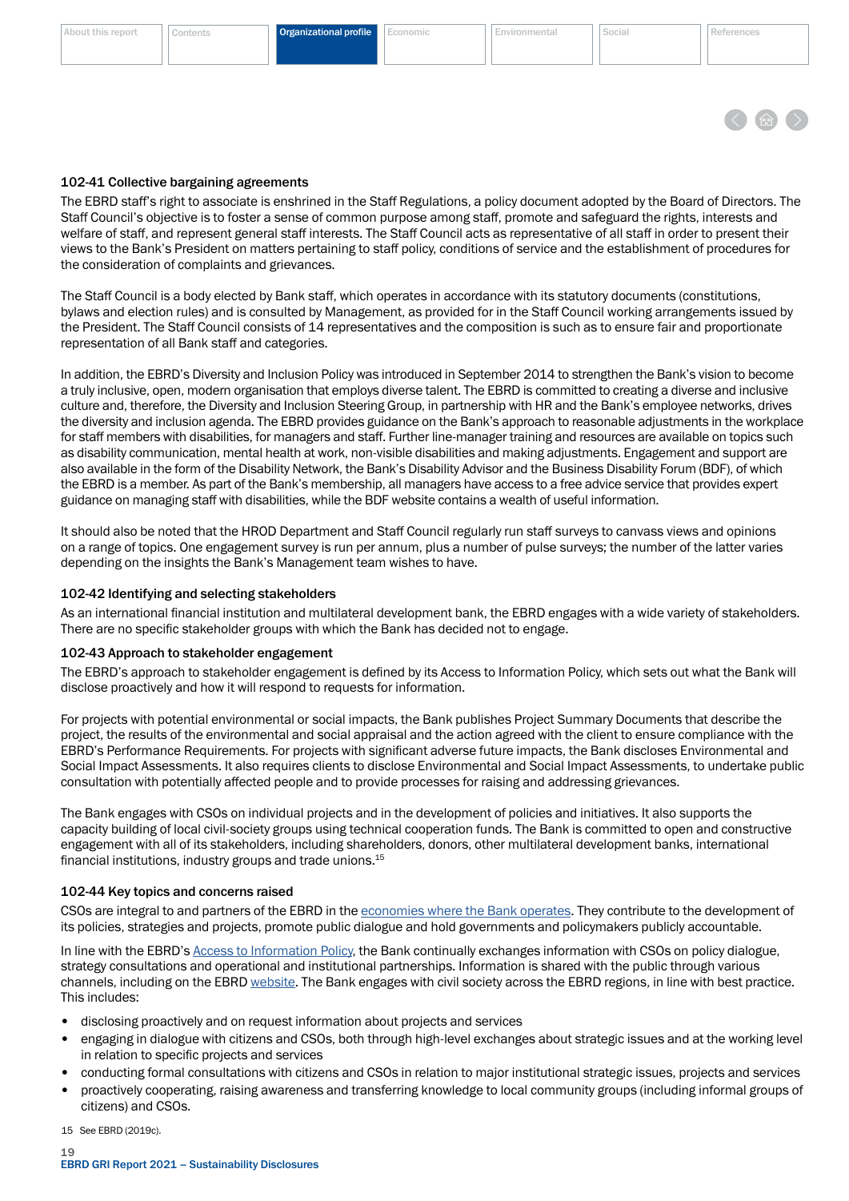### 102-41 Collective bargaining agreements

The EBRD staff's right to associate is enshrined in the Staff Regulations, a policy document adopted by the Board of Directors. The Staff Council's objective is to foster a sense of common purpose among staff, promote and safeguard the rights, interests and welfare of staff, and represent general staff interests. The Staff Council acts as representative of all staff in order to present their views to the Bank's President on matters pertaining to staff policy, conditions of service and the establishment of procedures for the consideration of complaints and grievances.

The Staff Council is a body elected by Bank staff, which operates in accordance with its statutory documents (constitutions, bylaws and election rules) and is consulted by Management, as provided for in the Staff Council working arrangements issued by the President. The Staff Council consists of 14 representatives and the composition is such as to ensure fair and proportionate representation of all Bank staff and categories.

In addition, the EBRD's Diversity and Inclusion Policy was introduced in September 2014 to strengthen the Bank's vision to become a truly inclusive, open, modern organisation that employs diverse talent. The EBRD is committed to creating a diverse and inclusive culture and, therefore, the Diversity and Inclusion Steering Group, in partnership with HR and the Bank's employee networks, drives the diversity and inclusion agenda. The EBRD provides guidance on the Bank's approach to reasonable adjustments in the workplace for staff members with disabilities, for managers and staff. Further line-manager training and resources are available on topics such as disability communication, mental health at work, non-visible disabilities and making adjustments. Engagement and support are also available in the form of the Disability Network, the Bank's Disability Advisor and the Business Disability Forum (BDF), of which the EBRD is a member. As part of the Bank's membership, all managers have access to a free advice service that provides expert guidance on managing staff with disabilities, while the BDF website contains a wealth of useful information.

It should also be noted that the HROD Department and Staff Council regularly run staff surveys to canvass views and opinions on a range of topics. One engagement survey is run per annum, plus a number of pulse surveys; the number of the latter varies depending on the insights the Bank's Management team wishes to have.

### 102-42 Identifying and selecting stakeholders

As an international financial institution and multilateral development bank, the EBRD engages with a wide variety of stakeholders. There are no specific stakeholder groups with which the Bank has decided not to engage.

### 102-43 Approach to stakeholder engagement

The EBRD's approach to stakeholder engagement is defined by its Access to Information Policy, which sets out what the Bank will disclose proactively and how it will respond to requests for information.

For projects with potential environmental or social impacts, the Bank publishes Project Summary Documents that describe the project, the results of the environmental and social appraisal and the action agreed with the client to ensure compliance with the EBRD's Performance Requirements. For projects with significant adverse future impacts, the Bank discloses Environmental and Social Impact Assessments. It also requires clients to disclose Environmental and Social Impact Assessments, to undertake public consultation with potentially affected people and to provide processes for raising and addressing grievances.

The Bank engages with CSOs on individual projects and in the development of policies and initiatives. It also supports the capacity building of local civil-society groups using technical cooperation funds. The Bank is committed to open and constructive engagement with all of its stakeholders, including shareholders, donors, other multilateral development banks, international financial institutions, industry groups and trade unions.[15]

### 102-44 Key topics and concerns raised

CSOs are integral to and partners of the EBRD in the economies where the Bank operates. They contribute to the development of its policies, strategies and projects, promote public dialogue and hold governments and policymakers publicly accountable.

In line with the EBRD's Access to Information Policy, the Bank continually exchanges information with CSOs on policy dialogue, strategy consultations and operational and institutional partnerships. Information is shared with the public through various channels, including on the EBRD website. The Bank engages with civil society across the EBRD regions, in line with best practice. This includes:

- disclosing proactively and on request information about projects and services
- engaging in dialogue with citizens and CSOs, both through high-level exchanges about strategic issues and at the working level in relation to specific projects and services
- conducting formal consultations with citizens and CSOs in relation to major institutional strategic issues, projects and services
- proactively cooperating, raising awareness and transferring knowledge to local community groups (including informal groups of citizens) and CSOs.

15 See EBRD (2019c).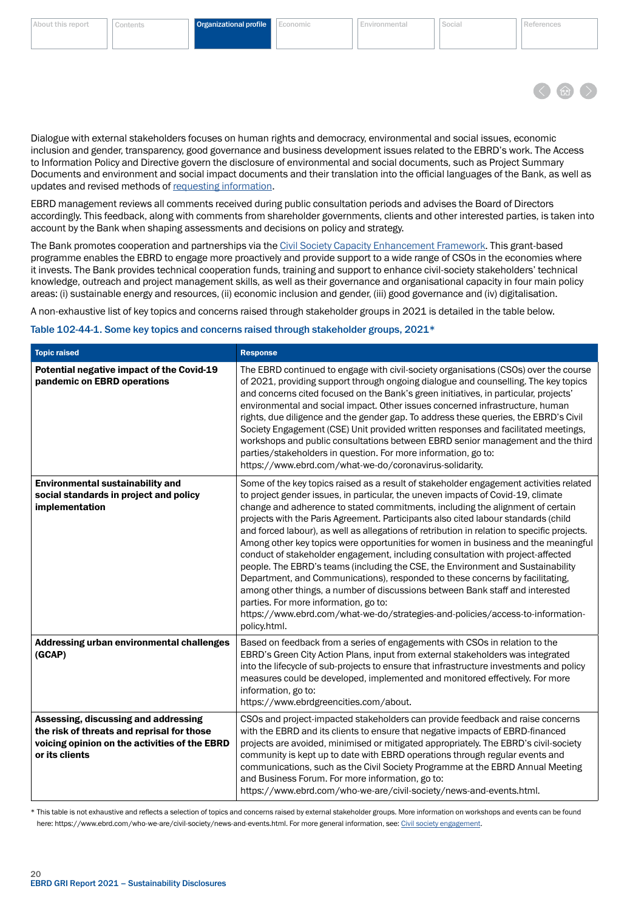Dialogue with external stakeholders focuses on human rights and democracy, environmental and social issues, economic inclusion and gender, transparency, good governance and business development issues related to the EBRD's work. The Access to Information Policy and Directive govern the disclosure of environmental and social documents, such as Project Summary Documents and environmental and social impact documents and their translation into the official languages of the Bank, as well as updates and revised methods of requesting information.

EBRD management reviews all comments received during public consultation periods and advises the Board of Directors accordingly. This feedback, along with comments from shareholder governments, clients and other interested parties, is taken into account by the Bank when shaping assessments and decisions on policy and strategy.

The Bank promotes cooperation and partnerships via the Civil Society Capacity Enhancement Framework. This grant-based programme enables the EBRD to engage more proactively and provide support to a wide range of CSOs in the economies where it invests. The Bank provides technical cooperation funds, training and support to enhance civil-society stakeholders' technical knowledge, outreach and project management skills, as well as their governance and organisational capacity in four main policy areas: (i) sustainable energy and resources, (ii) economic inclusion and gender, (iii) good governance and (iv) digitalisation.

A non-exhaustive list of key topics and concerns raised through stakeholder groups in 2021 is detailed in the table below.

### Table 102-44-1. Some key topics and concerns raised through stakeholder groups, 2021*

| Topic raised | Response |
|---|---|
| **Potential negative impact of the Covid-19 pandemic on EBRD operations** | The EBRD continued to engage with civil-society organisations (CSOs) over the course of 2021, providing support through ongoing dialogue and counselling. The key topics and concerns cited focused on the Bank's green initiatives, in particular, projects' environmental and social impact. Other issues concerned infrastructure, human rights, due diligence and the gender gap. To address these queries, the EBRD's Civil Society Engagement (CSE) Unit provided written responses and facilitated meetings, workshops and public consultations between EBRD senior management and the third parties/stakeholders in question. For more information, go to: https://www.ebrd.com/what-we-do/coronavirus-solidarity. |
| **Environmental sustainability and social standards in project and policy implementation** | Some of the key topics raised as a result of stakeholder engagement activities related to project gender issues, in particular, the uneven impacts of Covid-19, climate change and adherence to stated commitments, including the alignment of certain projects with the Paris Agreement. Participants also cited labour standards (child and forced labour), as well as allegations of retribution in relation to specific projects. Among other key topics were opportunities for women in business and the meaningful conduct of stakeholder engagement, including consultation with project-affected people. The EBRD's teams (including the CSE, the Environment and Sustainability Department, and Communications), responded to these concerns by facilitating, among other things, a number of discussions between Bank staff and interested parties. For more information, go to: https://www.ebrd.com/what-we-do/strategies-and-policies/access-to-information-policy.html. |
| **Addressing urban environmental challenges (GCAP)** | Based on feedback from a series of engagements with CSOs in relation to the EBRD's Green City Action Plans, input from external stakeholders was integrated into the lifecycle of sub-projects to ensure that infrastructure investments and policy measures could be developed, implemented and monitored effectively. For more information, go to: https://www.ebrdgreencities.com/about. |
| **Assessing, discussing and addressing the risk of threats and reprisal for those voicing opinion on the activities of the EBRD or its clients** | CSOs and project-impacted stakeholders can provide feedback and raise concerns with the EBRD and its clients to ensure that negative impacts of EBRD-financed projects are avoided, minimised or mitigated appropriately. The EBRD's civil-society community is kept up to date with EBRD operations through regular events and communications, such as the Civil Society Programme at the EBRD Annual Meeting and Business Forum. For more information, go to: https://www.ebrd.com/who-we-are/civil-society/news-and-events.html. |

* This table is not exhaustive and reflects a selection of topics and concerns raised by external stakeholder groups. More information on workshops and events can be found here: https://www.ebrd.com/who-we-are/civil-society/news-and-events.html. For more general information, see: Civil society engagement.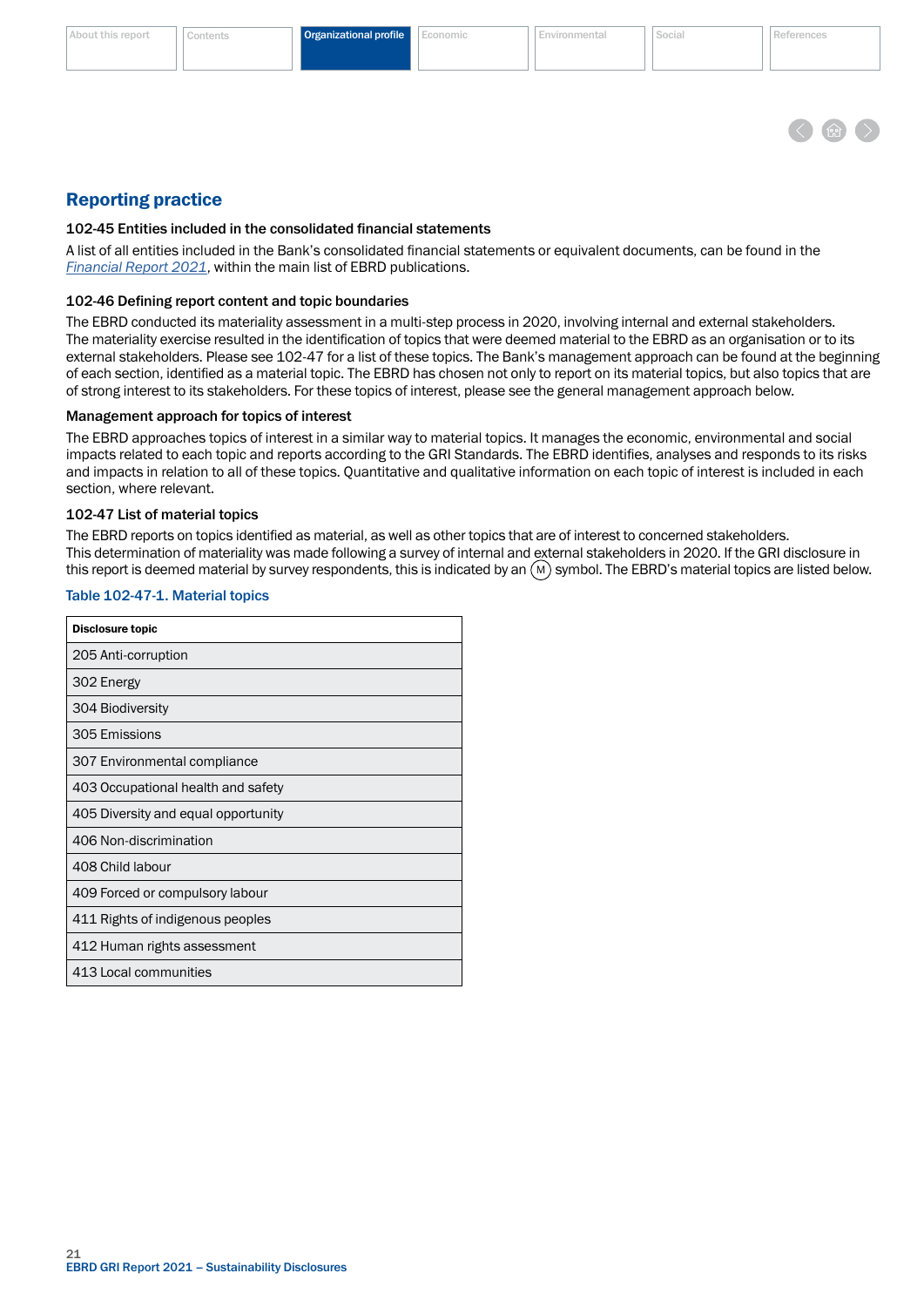## Reporting practice

### 102-45 Entities included in the consolidated financial statements

A list of all entities included in the Bank's consolidated financial statements or equivalent documents, can be found in the *Financial Report 2021*, within the main list of EBRD publications.

### 102-46 Defining report content and topic boundaries

The EBRD conducted its materiality assessment in a multi-step process in 2020, involving internal and external stakeholders. The materiality exercise resulted in the identification of topics that were deemed material to the EBRD as an organisation or to its external stakeholders. Please see 102-47 for a list of these topics. The Bank's management approach can be found at the beginning of each section, identified as a material topic. The EBRD has chosen not only to report on its material topics, but also topics that are of strong interest to its stakeholders. For these topics of interest, please see the general management approach below.

### Management approach for topics of interest

The EBRD approaches topics of interest in a similar way to material topics. It manages the economic, environmental and social impacts related to each topic and reports according to the GRI Standards. The EBRD identifies, analyses and responds to its risks and impacts in relation to all of these topics. Quantitative and qualitative information on each topic of interest is included in each section, where relevant.

### 102-47 List of material topics

The EBRD reports on topics identified as material, as well as other topics that are of interest to concerned stakeholders. This determination of materiality was made following a survey of internal and external stakeholders in 2020. If the GRI disclosure in this report is deemed material by survey respondents, this is indicated by an (M) symbol. The EBRD's material topics are listed below.

Table 102-47-1. Material topics

| Disclosure topic |
|---|
| 205 Anti-corruption |
| 302 Energy |
| 304 Biodiversity |
| 305 Emissions |
| 307 Environmental compliance |
| 403 Occupational health and safety |
| 405 Diversity and equal opportunity |
| 406 Non-discrimination |
| 408 Child labour |
| 409 Forced or compulsory labour |
| 411 Rights of indigenous peoples |
| 412 Human rights assessment |
| 413 Local communities |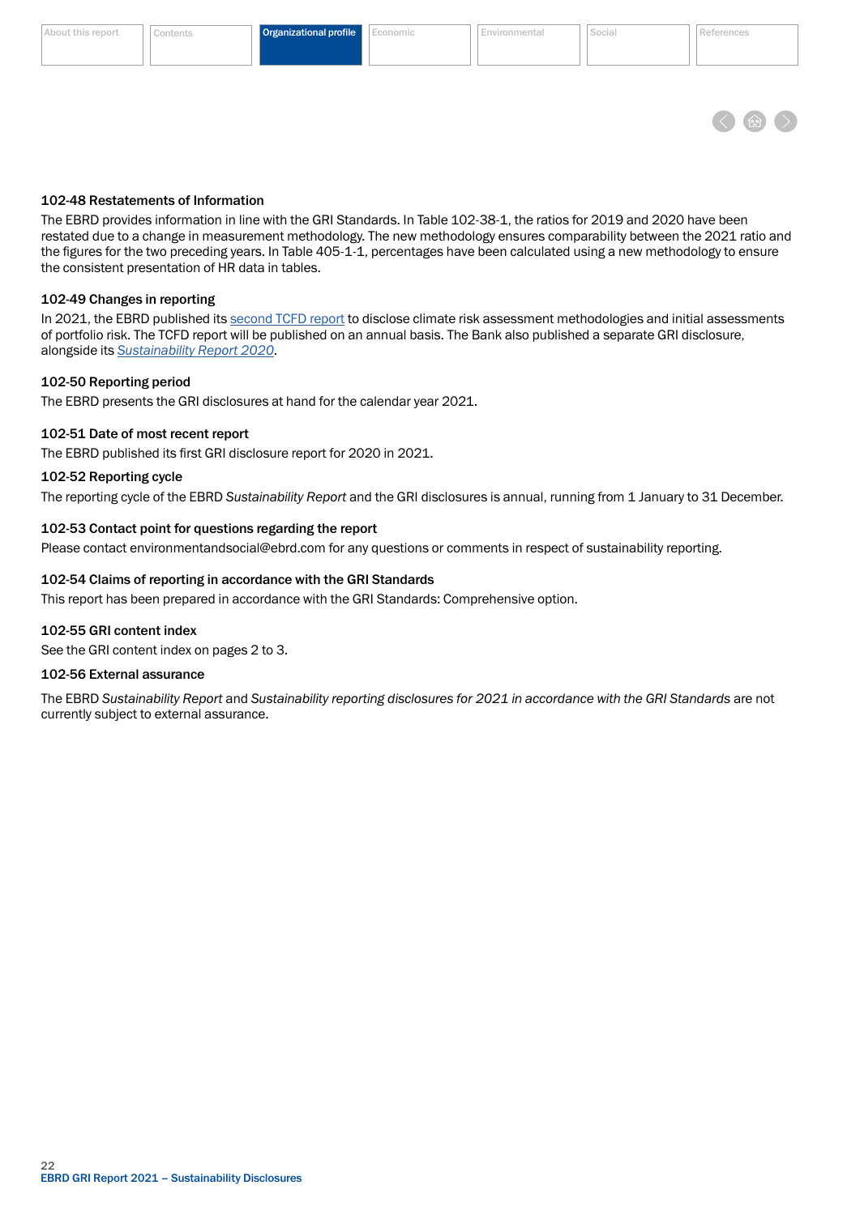### 102-48 Restatements of Information

The EBRD provides information in line with the GRI Standards. In Table 102-38-1, the ratios for 2019 and 2020 have been restated due to a change in measurement methodology. The new methodology ensures comparability between the 2021 ratio and the figures for the two preceding years. In Table 405-1-1, percentages have been calculated using a new methodology to ensure the consistent presentation of HR data in tables.

### 102-49 Changes in reporting

In 2021, the EBRD published its second TCFD report to disclose climate risk assessment methodologies and initial assessments of portfolio risk. The TCFD report will be published on an annual basis. The Bank also published a separate GRI disclosure, alongside its *Sustainability Report 2020*.

### 102-50 Reporting period

The EBRD presents the GRI disclosures at hand for the calendar year 2021.

### 102-51 Date of most recent report

The EBRD published its first GRI disclosure report for 2020 in 2021.

### 102-52 Reporting cycle

The reporting cycle of the EBRD *Sustainability Report* and the GRI disclosures is annual, running from 1 January to 31 December.

### 102-53 Contact point for questions regarding the report

Please contact environmentandsocial@ebrd.com for any questions or comments in respect of sustainability reporting.

### 102-54 Claims of reporting in accordance with the GRI Standards

This report has been prepared in accordance with the GRI Standards: Comprehensive option.

### 102-55 GRI content index

See the GRI content index on pages 2 to 3.

### 102-56 External assurance

The EBRD *Sustainability Report* and *Sustainability reporting disclosures for 2021 in accordance with the GRI Standards* are not currently subject to external assurance.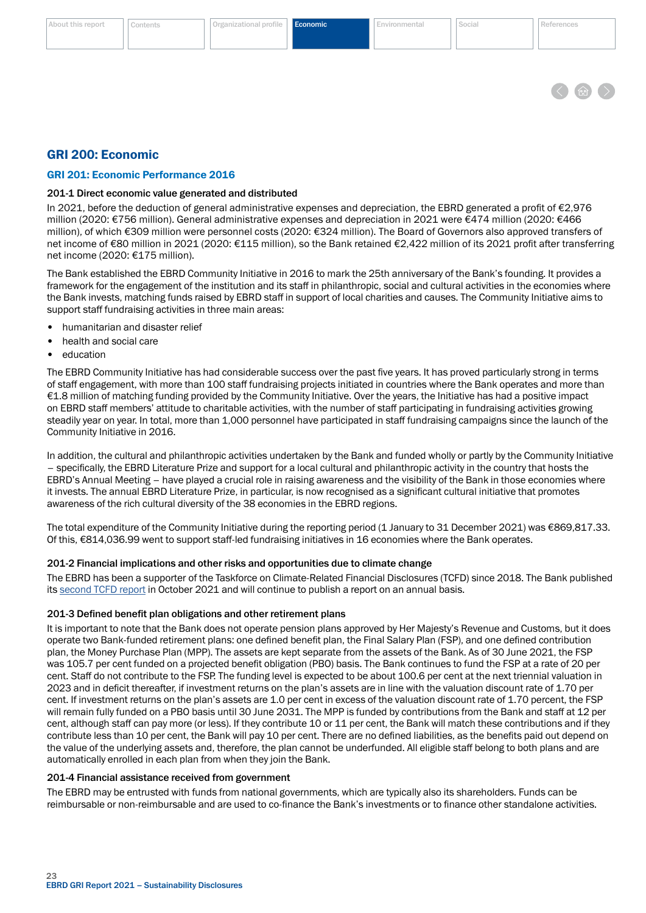# GRI 200: Economic

## GRI 201: Economic Performance 2016

### 201-1 Direct economic value generated and distributed

In 2021, before the deduction of general administrative expenses and depreciation, the EBRD generated a profit of €2,976 million (2020: €756 million). General administrative expenses and depreciation in 2021 were €474 million (2020: €466 million), of which €309 million were personnel costs (2020: €324 million). The Board of Governors also approved transfers of net income of €80 million in 2021 (2020: €115 million), so the Bank retained €2,422 million of its 2021 profit after transferring net income (2020: €175 million).

The Bank established the EBRD Community Initiative in 2016 to mark the 25th anniversary of the Bank's founding. It provides a framework for the engagement of the institution and its staff in philanthropic, social and cultural activities in the economies where the Bank invests, matching funds raised by EBRD staff in support of local charities and causes. The Community Initiative aims to support staff fundraising activities in three main areas:

- humanitarian and disaster relief
- health and social care
- education

The EBRD Community Initiative has had considerable success over the past five years. It has proved particularly strong in terms of staff engagement, with more than 100 staff fundraising projects initiated in countries where the Bank operates and more than €1.8 million of matching funding provided by the Community Initiative. Over the years, the Initiative has had a positive impact on EBRD staff members' attitude to charitable activities, with the number of staff participating in fundraising activities growing steadily year on year. In total, more than 1,000 personnel have participated in staff fundraising campaigns since the launch of the Community Initiative in 2016.

In addition, the cultural and philanthropic activities undertaken by the Bank and funded wholly or partly by the Community Initiative – specifically, the EBRD Literature Prize and support for a local cultural and philanthropic activity in the country that hosts the EBRD's Annual Meeting – have played a crucial role in raising awareness and the visibility of the Bank in those economies where it invests. The annual EBRD Literature Prize, in particular, is now recognised as a significant cultural initiative that promotes awareness of the rich cultural diversity of the 38 economies in the EBRD regions.

The total expenditure of the Community Initiative during the reporting period (1 January to 31 December 2021) was €869,817.33. Of this, €814,036.99 went to support staff-led fundraising initiatives in 16 economies where the Bank operates.

### 201-2 Financial implications and other risks and opportunities due to climate change

The EBRD has been a supporter of the Taskforce on Climate-Related Financial Disclosures (TCFD) since 2018. The Bank published its second TCFD report in October 2021 and will continue to publish a report on an annual basis.

### 201-3 Defined benefit plan obligations and other retirement plans

It is important to note that the Bank does not operate pension plans approved by Her Majesty's Revenue and Customs, but it does operate two Bank-funded retirement plans: one defined benefit plan, the Final Salary Plan (FSP), and one defined contribution plan, the Money Purchase Plan (MPP). The assets are kept separate from the assets of the Bank. As of 30 June 2021, the FSP was 105.7 per cent funded on a projected benefit obligation (PBO) basis. The Bank continues to fund the FSP at a rate of 20 per cent. Staff do not contribute to the FSP. The funding level is expected to be about 100.6 per cent at the next triennial valuation in 2023 and in deficit thereafter, if investment returns on the plan's assets are in line with the valuation discount rate of 1.70 per cent. If investment returns on the plan's assets are 1.0 per cent in excess of the valuation discount rate of 1.70 percent, the FSP will remain fully funded on a PBO basis until 30 June 2031. The MPP is funded by contributions from the Bank and staff at 12 per cent, although staff can pay more (or less). If they contribute 10 or 11 per cent, the Bank will match these contributions and if they contribute less than 10 per cent, the Bank will pay 10 per cent. There are no defined liabilities, as the benefits paid out depend on the value of the underlying assets and, therefore, the plan cannot be underfunded. All eligible staff belong to both plans and are automatically enrolled in each plan from when they join the Bank.

### 201-4 Financial assistance received from government

The EBRD may be entrusted with funds from national governments, which are typically also its shareholders. Funds can be reimbursable or non-reimbursable and are used to co-finance the Bank's investments or to finance other standalone activities.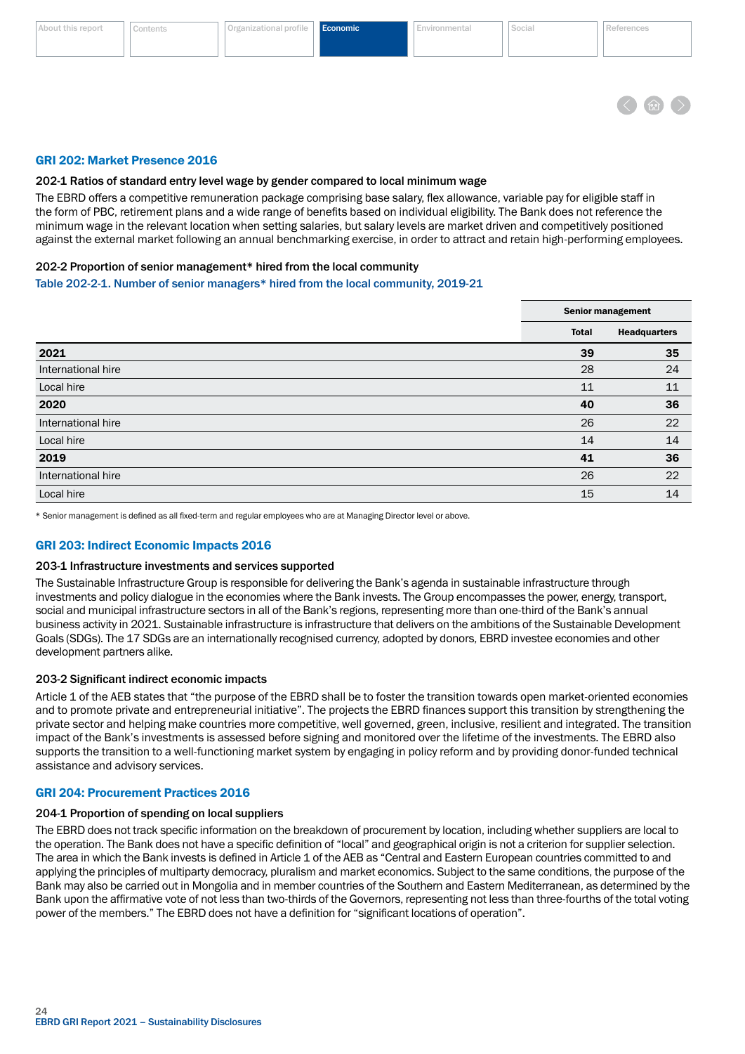## GRI 202: Market Presence 2016

### 202-1 Ratios of standard entry level wage by gender compared to local minimum wage

The EBRD offers a competitive remuneration package comprising base salary, flex allowance, variable pay for eligible staff in the form of PBC, retirement plans and a wide range of benefits based on individual eligibility. The Bank does not reference the minimum wage in the relevant location when setting salaries, but salary levels are market driven and competitively positioned against the external market following an annual benchmarking exercise, in order to attract and retain high-performing employees.

### 202-2 Proportion of senior management* hired from the local community

Table 202-2-1. Number of senior managers* hired from the local community, 2019-21

| | Senior management | |
|---|---|---|
| | Total | Headquarters |
| **2021** | **39** | **35** |
| International hire | 28 | 24 |
| Local hire | 11 | 11 |
| **2020** | **40** | **36** |
| International hire | 26 | 22 |
| Local hire | 14 | 14 |
| **2019** | **41** | **36** |
| International hire | 26 | 22 |
| Local hire | 15 | 14 |

\* Senior management is defined as all fixed-term and regular employees who are at Managing Director level or above.

## GRI 203: Indirect Economic Impacts 2016

### 203-1 Infrastructure investments and services supported

The Sustainable Infrastructure Group is responsible for delivering the Bank's agenda in sustainable infrastructure through investments and policy dialogue in the economies where the Bank invests. The Group encompasses the power, energy, transport, social and municipal infrastructure sectors in all of the Bank's regions, representing more than one-third of the Bank's annual business activity in 2021. Sustainable infrastructure is infrastructure that delivers on the ambitions of the Sustainable Development Goals (SDGs). The 17 SDGs are an internationally recognised currency, adopted by donors, EBRD investee economies and other development partners alike.

### 203-2 Significant indirect economic impacts

Article 1 of the AEB states that "the purpose of the EBRD shall be to foster the transition towards open market-oriented economies and to promote private and entrepreneurial initiative". The projects the EBRD finances support this transition by strengthening the private sector and helping make countries more competitive, well governed, green, inclusive, resilient and integrated. The transition impact of the Bank's investments is assessed before signing and monitored over the lifetime of the investments. The EBRD also supports the transition to a well-functioning market system by engaging in policy reform and by providing donor-funded technical assistance and advisory services.

## GRI 204: Procurement Practices 2016

### 204-1 Proportion of spending on local suppliers

The EBRD does not track specific information on the breakdown of procurement by location, including whether suppliers are local to the operation. The Bank does not have a specific definition of "local" and geographical origin is not a criterion for supplier selection. The area in which the Bank invests is defined in Article 1 of the AEB as "Central and Eastern European countries committed to and applying the principles of multiparty democracy, pluralism and market economics. Subject to the same conditions, the purpose of the Bank may also be carried out in Mongolia and in member countries of the Southern and Eastern Mediterranean, as determined by the Bank upon the affirmative vote of not less than two-thirds of the Governors, representing not less than three-fourths of the total voting power of the members." The EBRD does not have a definition for "significant locations of operation".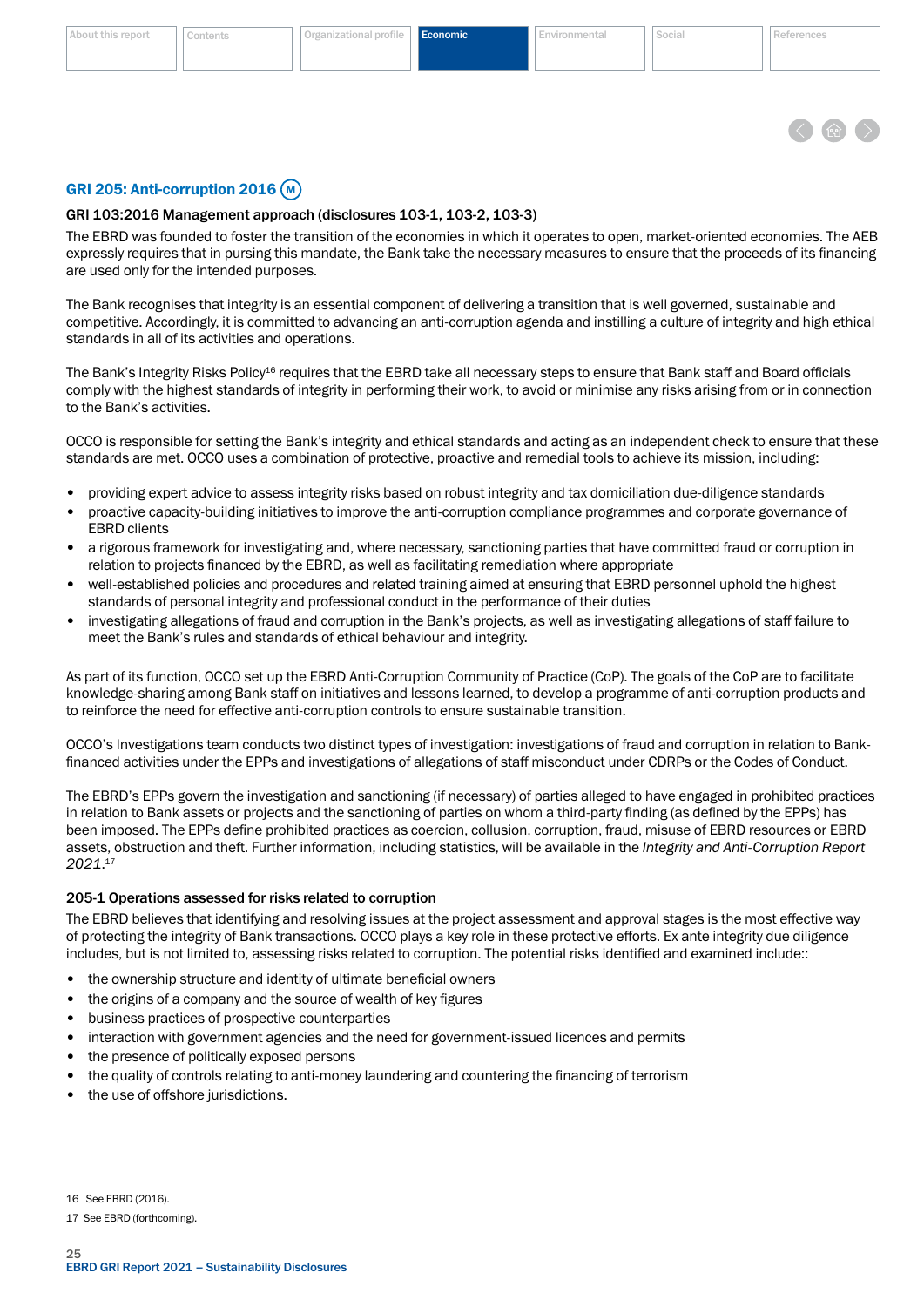## GRI 205: Anti-corruption 2016 (M)

### GRI 103:2016 Management approach (disclosures 103-1, 103-2, 103-3)

The EBRD was founded to foster the transition of the economies in which it operates to open, market-oriented economies. The AEB expressly requires that in pursing this mandate, the Bank take the necessary measures to ensure that the proceeds of its financing are used only for the intended purposes.

The Bank recognises that integrity is an essential component of delivering a transition that is well governed, sustainable and competitive. Accordingly, it is committed to advancing an anti-corruption agenda and instilling a culture of integrity and high ethical standards in all of its activities and operations.

The Bank's Integrity Risks Policy[16] requires that the EBRD take all necessary steps to ensure that Bank staff and Board officials comply with the highest standards of integrity in performing their work, to avoid or minimise any risks arising from or in connection to the Bank's activities.

OCCO is responsible for setting the Bank's integrity and ethical standards and acting as an independent check to ensure that these standards are met. OCCO uses a combination of protective, proactive and remedial tools to achieve its mission, including:

- providing expert advice to assess integrity risks based on robust integrity and tax domiciliation due-diligence standards
- proactive capacity-building initiatives to improve the anti-corruption compliance programmes and corporate governance of EBRD clients
- a rigorous framework for investigating and, where necessary, sanctioning parties that have committed fraud or corruption in relation to projects financed by the EBRD, as well as facilitating remediation where appropriate
- well-established policies and procedures and related training aimed at ensuring that EBRD personnel uphold the highest standards of personal integrity and professional conduct in the performance of their duties
- investigating allegations of fraud and corruption in the Bank's projects, as well as investigating allegations of staff failure to meet the Bank's rules and standards of ethical behaviour and integrity.

As part of its function, OCCO set up the EBRD Anti-Corruption Community of Practice (CoP). The goals of the CoP are to facilitate knowledge-sharing among Bank staff on initiatives and lessons learned, to develop a programme of anti-corruption products and to reinforce the need for effective anti-corruption controls to ensure sustainable transition.

OCCO's Investigations team conducts two distinct types of investigation: investigations of fraud and corruption in relation to Bank-financed activities under the EPPs and investigations of allegations of staff misconduct under CDRPs or the Codes of Conduct.

The EBRD's EPPs govern the investigation and sanctioning (if necessary) of parties alleged to have engaged in prohibited practices in relation to Bank assets or projects and the sanctioning of parties on whom a third-party finding (as defined by the EPPs) has been imposed. The EPPs define prohibited practices as coercion, collusion, corruption, fraud, misuse of EBRD resources or EBRD assets, obstruction and theft. Further information, including statistics, will be available in the *Integrity and Anti-Corruption Report 2021*.[17]

### 205-1 Operations assessed for risks related to corruption

The EBRD believes that identifying and resolving issues at the project assessment and approval stages is the most effective way of protecting the integrity of Bank transactions. OCCO plays a key role in these protective efforts. Ex ante integrity due diligence includes, but is not limited to, assessing risks related to corruption. The potential risks identified and examined include::

- the ownership structure and identity of ultimate beneficial owners
- the origins of a company and the source of wealth of key figures
- business practices of prospective counterparties
- interaction with government agencies and the need for government-issued licences and permits
- the presence of politically exposed persons
- the quality of controls relating to anti-money laundering and countering the financing of terrorism
- the use of offshore jurisdictions.

16 See EBRD (2016).

17 See EBRD (forthcoming).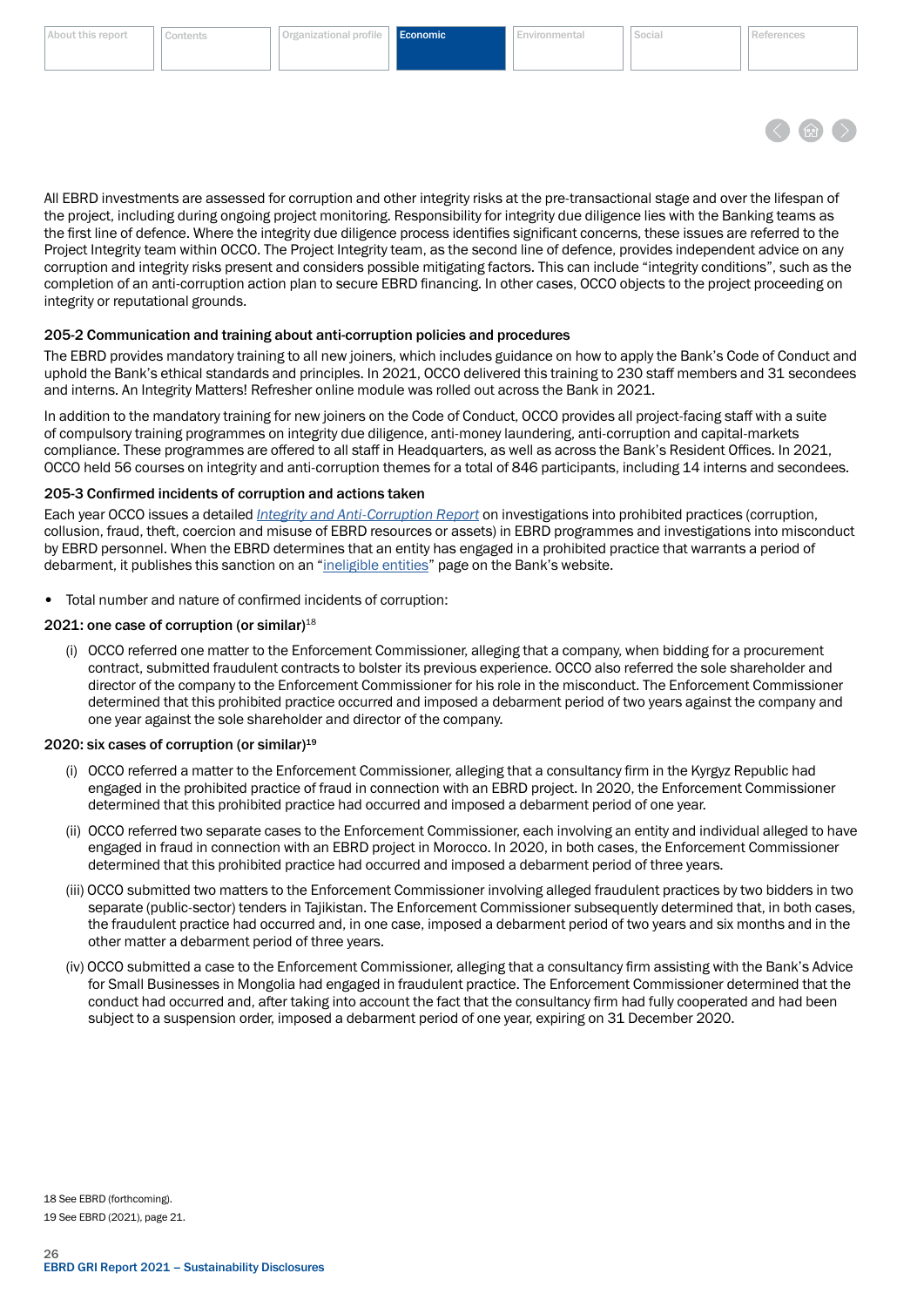All EBRD investments are assessed for corruption and other integrity risks at the pre-transactional stage and over the lifespan of the project, including during ongoing project monitoring. Responsibility for integrity due diligence lies with the Banking teams as the first line of defence. Where the integrity due diligence process identifies significant concerns, these issues are referred to the Project Integrity team within OCCO. The Project Integrity team, as the second line of defence, provides independent advice on any corruption and integrity risks present and considers possible mitigating factors. This can include "integrity conditions", such as the completion of an anti-corruption action plan to secure EBRD financing. In other cases, OCCO objects to the project proceeding on integrity or reputational grounds.

### 205-2 Communication and training about anti-corruption policies and procedures

The EBRD provides mandatory training to all new joiners, which includes guidance on how to apply the Bank's Code of Conduct and uphold the Bank's ethical standards and principles. In 2021, OCCO delivered this training to 230 staff members and 31 secondees and interns. An Integrity Matters! Refresher online module was rolled out across the Bank in 2021.

In addition to the mandatory training for new joiners on the Code of Conduct, OCCO provides all project-facing staff with a suite of compulsory training programmes on integrity due diligence, anti-money laundering, anti-corruption and capital-markets compliance. These programmes are offered to all staff in Headquarters, as well as across the Bank's Resident Offices. In 2021, OCCO held 56 courses on integrity and anti-corruption themes for a total of 846 participants, including 14 interns and secondees.

### 205-3 Confirmed incidents of corruption and actions taken

Each year OCCO issues a detailed *Integrity and Anti-Corruption Report* on investigations into prohibited practices (corruption, collusion, fraud, theft, coercion and misuse of EBRD resources or assets) in EBRD programmes and investigations into misconduct by EBRD personnel. When the EBRD determines that an entity has engaged in a prohibited practice that warrants a period of debarment, it publishes this sanction on an "ineligible entities" page on the Bank's website.

- Total number and nature of confirmed incidents of corruption:

**2021: one case of corruption (or similar)**[18]

(i) OCCO referred one matter to the Enforcement Commissioner, alleging that a company, when bidding for a procurement contract, submitted fraudulent contracts to bolster its previous experience. OCCO also referred the sole shareholder and director of the company to the Enforcement Commissioner for his role in the misconduct. The Enforcement Commissioner determined that this prohibited practice occurred and imposed a debarment period of two years against the company and one year against the sole shareholder and director of the company.

**2020: six cases of corruption (or similar)**[19]

(i) OCCO referred a matter to the Enforcement Commissioner, alleging that a consultancy firm in the Kyrgyz Republic had engaged in the prohibited practice of fraud in connection with an EBRD project. In 2020, the Enforcement Commissioner determined that this prohibited practice had occurred and imposed a debarment period of one year.

(ii) OCCO referred two separate cases to the Enforcement Commissioner, each involving an entity and individual alleged to have engaged in fraud in connection with an EBRD project in Morocco. In 2020, in both cases, the Enforcement Commissioner determined that this prohibited practice had occurred and imposed a debarment period of three years.

(iii) OCCO submitted two matters to the Enforcement Commissioner involving alleged fraudulent practices by two bidders in two separate (public-sector) tenders in Tajikistan. The Enforcement Commissioner subsequently determined that, in both cases, the fraudulent practice had occurred and, in one case, imposed a debarment period of two years and six months and in the other matter a debarment period of three years.

(iv) OCCO submitted a case to the Enforcement Commissioner, alleging that a consultancy firm assisting with the Bank's Advice for Small Businesses in Mongolia had engaged in fraudulent practice. The Enforcement Commissioner determined that the conduct had occurred and, after taking into account the fact that the consultancy firm had fully cooperated and had been subject to a suspension order, imposed a debarment period of one year, expiring on 31 December 2020.

18 See EBRD (forthcoming).

19 See EBRD (2021), page 21.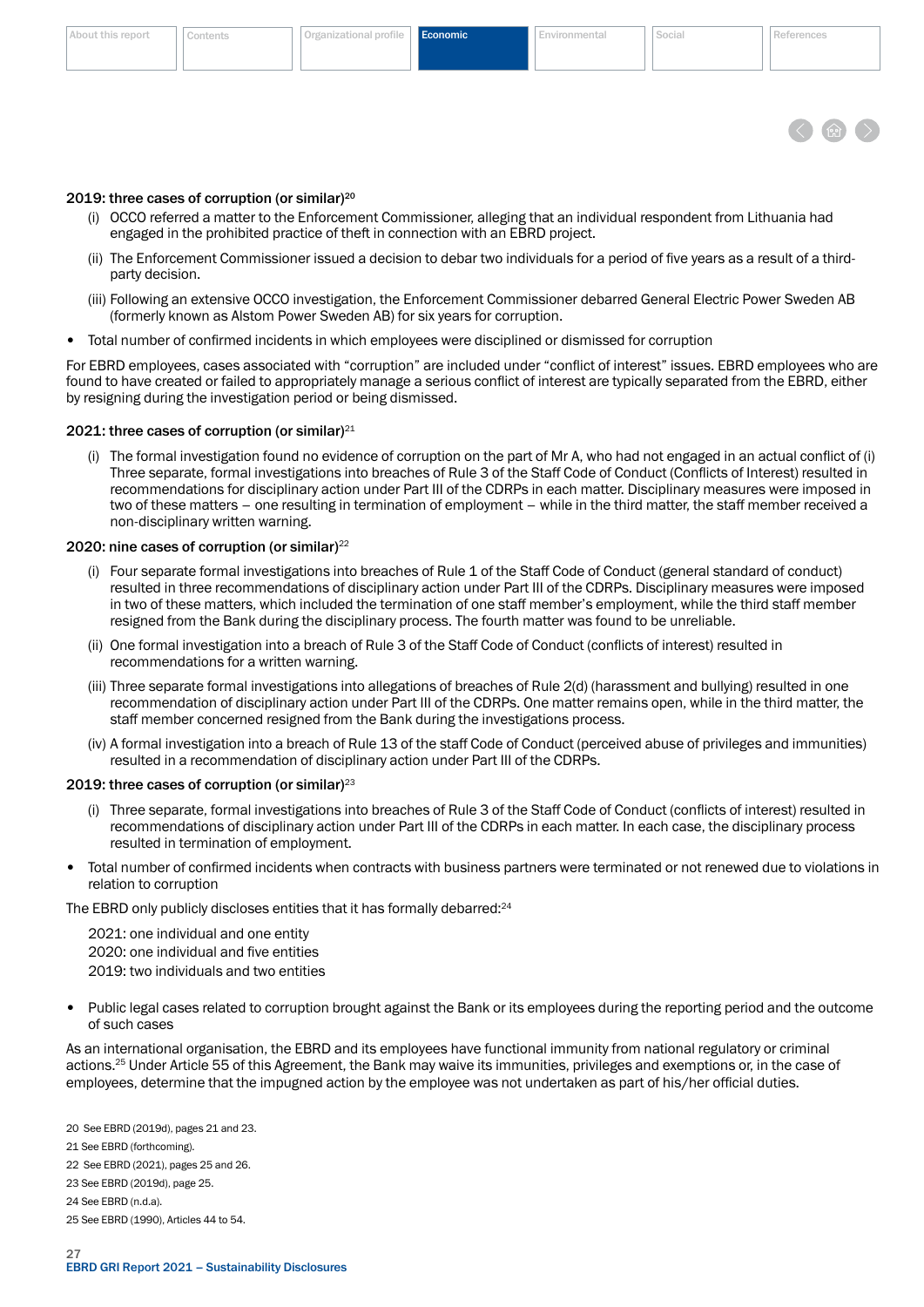**2019: three cases of corruption (or similar)**[20]

(i) OCCO referred a matter to the Enforcement Commissioner, alleging that an individual respondent from Lithuania had engaged in the prohibited practice of theft in connection with an EBRD project.

(ii) The Enforcement Commissioner issued a decision to debar two individuals for a period of five years as a result of a third-party decision.

(iii) Following an extensive OCCO investigation, the Enforcement Commissioner debarred General Electric Power Sweden AB (formerly known as Alstom Power Sweden AB) for six years for corruption.

- Total number of confirmed incidents in which employees were disciplined or dismissed for corruption

For EBRD employees, cases associated with "corruption" are included under "conflict of interest" issues. EBRD employees who are found to have created or failed to appropriately manage a serious conflict of interest are typically separated from the EBRD, either by resigning during the investigation period or being dismissed.

**2021: three cases of corruption (or similar)**[21]

(i) The formal investigation found no evidence of corruption on the part of Mr A, who had not engaged in an actual conflict of (i) Three separate, formal investigations into breaches of Rule 3 of the Staff Code of Conduct (Conflicts of Interest) resulted in recommendations for disciplinary action under Part III of the CDRPs in each matter. Disciplinary measures were imposed in two of these matters – one resulting in termination of employment – while in the third matter, the staff member received a non-disciplinary written warning.

**2020: nine cases of corruption (or similar)**[22]

(i) Four separate formal investigations into breaches of Rule 1 of the Staff Code of Conduct (general standard of conduct) resulted in three recommendations of disciplinary action under Part III of the CDRPs. Disciplinary measures were imposed in two of these matters, which included the termination of one staff member's employment, while the third staff member resigned from the Bank during the disciplinary process. The fourth matter was found to be unreliable.

(ii) One formal investigation into a breach of Rule 3 of the Staff Code of Conduct (conflicts of interest) resulted in recommendations for a written warning.

(iii) Three separate formal investigations into allegations of breaches of Rule 2(d) (harassment and bullying) resulted in one recommendation of disciplinary action under Part III of the CDRPs. One matter remains open, while in the third matter, the staff member concerned resigned from the Bank during the investigations process.

(iv) A formal investigation into a breach of Rule 13 of the staff Code of Conduct (perceived abuse of privileges and immunities) resulted in a recommendation of disciplinary action under Part III of the CDRPs.

**2019: three cases of corruption (or similar)**[23]

(i) Three separate, formal investigations into breaches of Rule 3 of the Staff Code of Conduct (conflicts of interest) resulted in recommendations of disciplinary action under Part III of the CDRPs in each matter. In each case, the disciplinary process resulted in termination of employment.

- Total number of confirmed incidents when contracts with business partners were terminated or not renewed due to violations in relation to corruption

The EBRD only publicly discloses entities that it has formally debarred:[24]

2021: one individual and one entity
2020: one individual and five entities
2019: two individuals and two entities

- Public legal cases related to corruption brought against the Bank or its employees during the reporting period and the outcome of such cases

As an international organisation, the EBRD and its employees have functional immunity from national regulatory or criminal actions.[25] Under Article 55 of this Agreement, the Bank may waive its immunities, privileges and exemptions or, in the case of employees, determine that the impugned action by the employee was not undertaken as part of his/her official duties.

20 See EBRD (2019d), pages 21 and 23.
21 See EBRD (forthcoming).
22 See EBRD (2021), pages 25 and 26.
23 See EBRD (2019d), page 25.
24 See EBRD (n.d.a).
25 See EBRD (1990), Articles 44 to 54.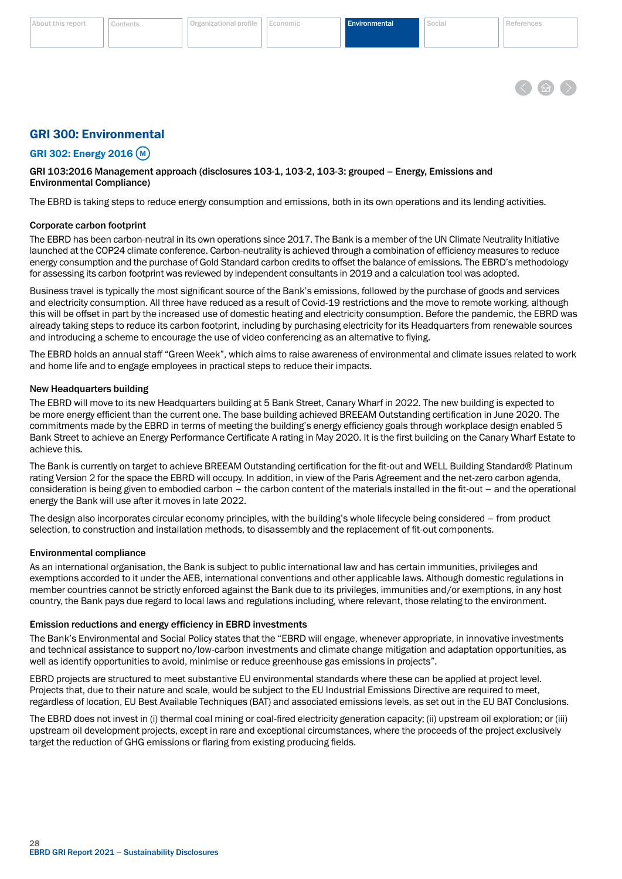## GRI 300: Environmental

### GRI 302: Energy 2016 (M)

**GRI 103:2016 Management approach (disclosures 103-1, 103-2, 103-3: grouped – Energy, Emissions and Environmental Compliance)**

The EBRD is taking steps to reduce energy consumption and emissions, both in its own operations and its lending activities.

**Corporate carbon footprint**

The EBRD has been carbon-neutral in its own operations since 2017. The Bank is a member of the UN Climate Neutrality Initiative launched at the COP24 climate conference. Carbon-neutrality is achieved through a combination of efficiency measures to reduce energy consumption and the purchase of Gold Standard carbon credits to offset the balance of emissions. The EBRD's methodology for assessing its carbon footprint was reviewed by independent consultants in 2019 and a calculation tool was adopted.

Business travel is typically the most significant source of the Bank's emissions, followed by the purchase of goods and services and electricity consumption. All three have reduced as a result of Covid-19 restrictions and the move to remote working, although this will be offset in part by the increased use of domestic heating and electricity consumption. Before the pandemic, the EBRD was already taking steps to reduce its carbon footprint, including by purchasing electricity for its Headquarters from renewable sources and introducing a scheme to encourage the use of video conferencing as an alternative to flying.

The EBRD holds an annual staff "Green Week", which aims to raise awareness of environmental and climate issues related to work and home life and to engage employees in practical steps to reduce their impacts.

**New Headquarters building**

The EBRD will move to its new Headquarters building at 5 Bank Street, Canary Wharf in 2022. The new building is expected to be more energy efficient than the current one. The base building achieved BREEAM Outstanding certification in June 2020. The commitments made by the EBRD in terms of meeting the building's energy efficiency goals through workplace design enabled 5 Bank Street to achieve an Energy Performance Certificate A rating in May 2020. It is the first building on the Canary Wharf Estate to achieve this.

The Bank is currently on target to achieve BREEAM Outstanding certification for the fit-out and WELL Building Standard® Platinum rating Version 2 for the space the EBRD will occupy. In addition, in view of the Paris Agreement and the net-zero carbon agenda, consideration is being given to embodied carbon – the carbon content of the materials installed in the fit-out – and the operational energy the Bank will use after it moves in late 2022.

The design also incorporates circular economy principles, with the building's whole lifecycle being considered – from product selection, to construction and installation methods, to disassembly and the replacement of fit-out components.

**Environmental compliance**

As an international organisation, the Bank is subject to public international law and has certain immunities, privileges and exemptions accorded to it under the AEB, international conventions and other applicable laws. Although domestic regulations in member countries cannot be strictly enforced against the Bank due to its privileges, immunities and/or exemptions, in any host country, the Bank pays due regard to local laws and regulations including, where relevant, those relating to the environment.

**Emission reductions and energy efficiency in EBRD investments**

The Bank's Environmental and Social Policy states that the "EBRD will engage, whenever appropriate, in innovative investments and technical assistance to support no/low-carbon investments and climate change mitigation and adaptation opportunities, as well as identify opportunities to avoid, minimise or reduce greenhouse gas emissions in projects".

EBRD projects are structured to meet substantive EU environmental standards where these can be applied at project level. Projects that, due to their nature and scale, would be subject to the EU Industrial Emissions Directive are required to meet, regardless of location, EU Best Available Techniques (BAT) and associated emissions levels, as set out in the EU BAT Conclusions.

The EBRD does not invest in (i) thermal coal mining or coal-fired electricity generation capacity; (ii) upstream oil exploration; or (iii) upstream oil development projects, except in rare and exceptional circumstances, where the proceeds of the project exclusively target the reduction of GHG emissions or flaring from existing producing fields.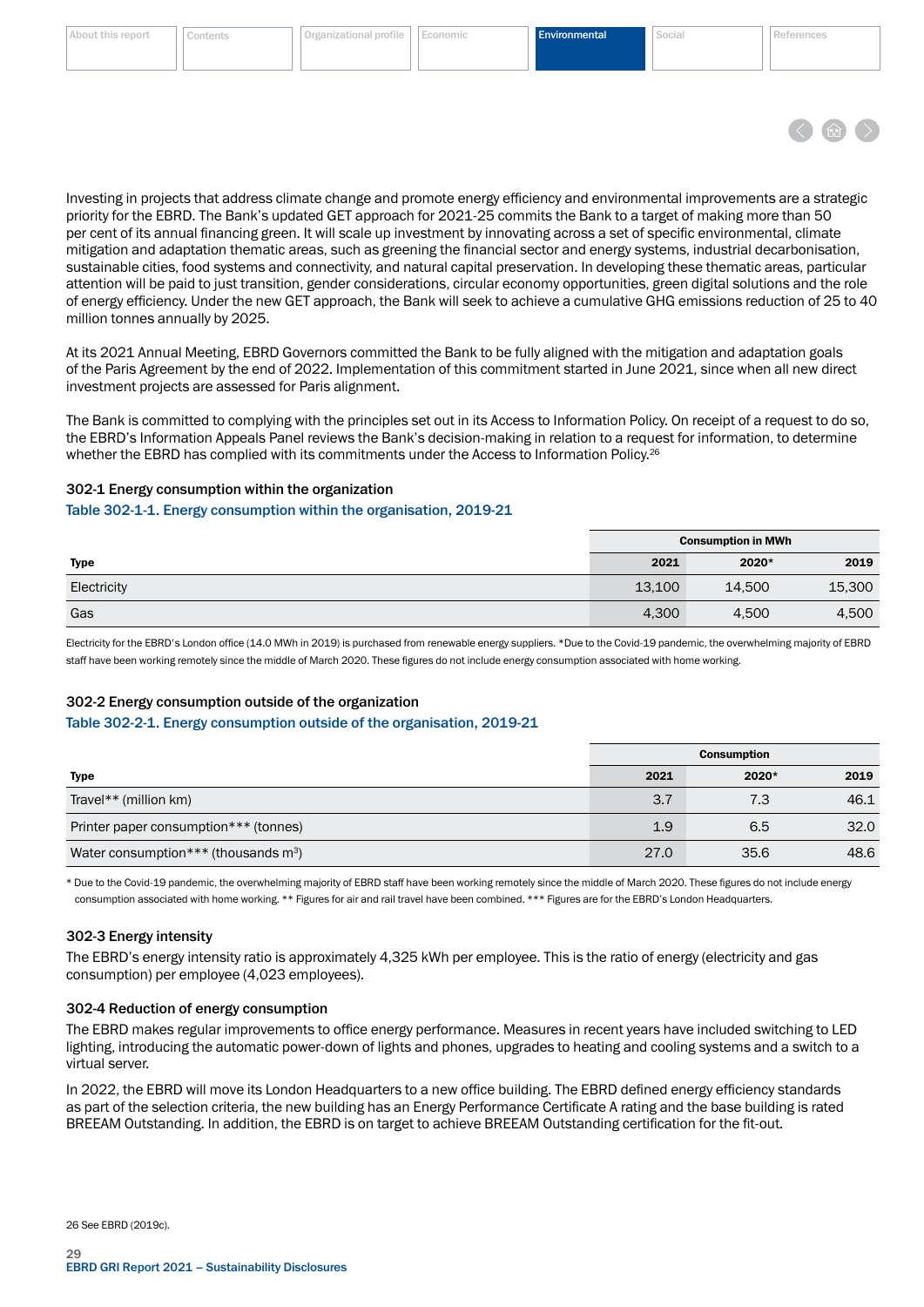Investing in projects that address climate change and promote energy efficiency and environmental improvements are a strategic priority for the EBRD. The Bank's updated GET approach for 2021-25 commits the Bank to a target of making more than 50 per cent of its annual financing green. It will scale up investment by innovating across a set of specific environmental, climate mitigation and adaptation thematic areas, such as greening the financial sector and energy systems, industrial decarbonisation, sustainable cities, food systems and connectivity, and natural capital preservation. In developing these thematic areas, particular attention will be paid to just transition, gender considerations, circular economy opportunities, green digital solutions and the role of energy efficiency. Under the new GET approach, the Bank will seek to achieve a cumulative GHG emissions reduction of 25 to 40 million tonnes annually by 2025.

At its 2021 Annual Meeting, EBRD Governors committed the Bank to be fully aligned with the mitigation and adaptation goals of the Paris Agreement by the end of 2022. Implementation of this commitment started in June 2021, since when all new direct investment projects are assessed for Paris alignment.

The Bank is committed to complying with the principles set out in its Access to Information Policy. On receipt of a request to do so, the EBRD's Information Appeals Panel reviews the Bank's decision-making in relation to a request for information, to determine whether the EBRD has complied with its commitments under the Access to Information Policy.[26]

### 302-1 Energy consumption within the organization

Table 302-1-1. Energy consumption within the organisation, 2019-21

| | Consumption in MWh | | |
|---|---|---|---|
| **Type** | **2021** | **2020*** | **2019** |
| Electricity | 13,100 | 14,500 | 15,300 |
| Gas | 4,300 | 4,500 | 4,500 |

Electricity for the EBRD's London office (14.0 MWh in 2019) is purchased from renewable energy suppliers. *Due to the Covid-19 pandemic, the overwhelming majority of EBRD staff have been working remotely since the middle of March 2020. These figures do not include energy consumption associated with home working.

### 302-2 Energy consumption outside of the organization

Table 302-2-1. Energy consumption outside of the organisation, 2019-21

| | Consumption | | |
|---|---|---|---|
| **Type** | **2021** | **2020*** | **2019** |
| Travel** (million km) | 3.7 | 7.3 | 46.1 |
| Printer paper consumption*** (tonnes) | 1.9 | 6.5 | 32.0 |
| Water consumption*** (thousands m$^3$) | 27.0 | 35.6 | 48.6 |

* Due to the Covid-19 pandemic, the overwhelming majority of EBRD staff have been working remotely since the middle of March 2020. These figures do not include energy consumption associated with home working. ** Figures for air and rail travel have been combined. *** Figures are for the EBRD's London Headquarters.

### 302-3 Energy intensity

The EBRD's energy intensity ratio is approximately 4,325 kWh per employee. This is the ratio of energy (electricity and gas consumption) per employee (4,023 employees).

### 302-4 Reduction of energy consumption

The EBRD makes regular improvements to office energy performance. Measures in recent years have included switching to LED lighting, introducing the automatic power-down of lights and phones, upgrades to heating and cooling systems and a switch to a virtual server.

In 2022, the EBRD will move its London Headquarters to a new office building. The EBRD defined energy efficiency standards as part of the selection criteria, the new building has an Energy Performance Certificate A rating and the base building is rated BREEAM Outstanding. In addition, the EBRD is on target to achieve BREEAM Outstanding certification for the fit-out.

26 See EBRD (2019c).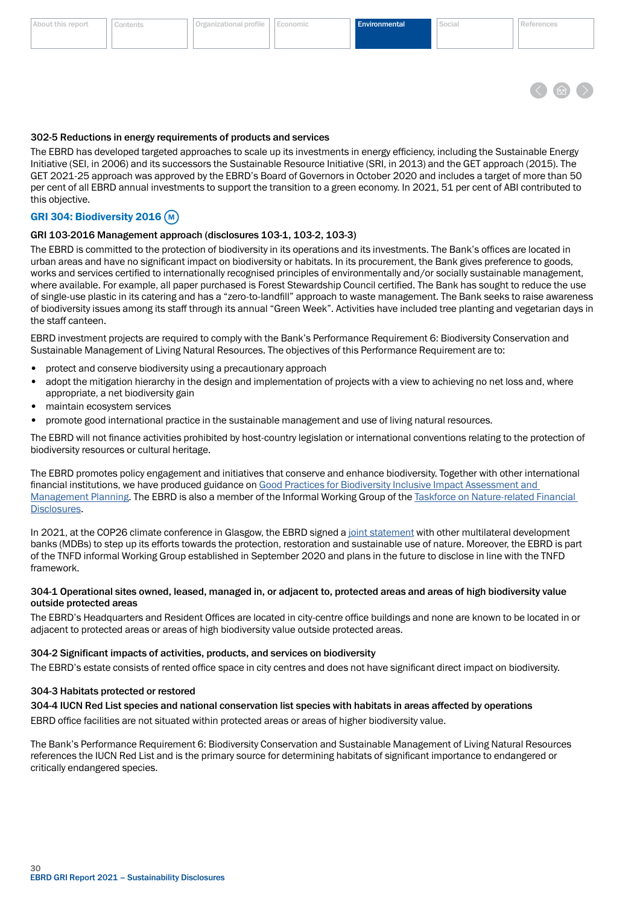### 302-5 Reductions in energy requirements of products and services

The EBRD has developed targeted approaches to scale up its investments in energy efficiency, including the Sustainable Energy Initiative (SEI, in 2006) and its successors the Sustainable Resource Initiative (SRI, in 2013) and the GET approach (2015). The GET 2021-25 approach was approved by the EBRD's Board of Governors in October 2020 and includes a target of more than 50 per cent of all EBRD annual investments to support the transition to a green economy. In 2021, 51 per cent of ABI contributed to this objective.

## GRI 304: Biodiversity 2016 (M)

### GRI 103-2016 Management approach (disclosures 103-1, 103-2, 103-3)

The EBRD is committed to the protection of biodiversity in its operations and its investments. The Bank's offices are located in urban areas and have no significant impact on biodiversity or habitats. In its procurement, the Bank gives preference to goods, works and services certified to internationally recognised principles of environmentally and/or socially sustainable management, where available. For example, all paper purchased is Forest Stewardship Council certified. The Bank has sought to reduce the use of single-use plastic in its catering and has a "zero-to-landfill" approach to waste management. The Bank seeks to raise awareness of biodiversity issues among its staff through its annual "Green Week". Activities have included tree planting and vegetarian days in the staff canteen.

EBRD investment projects are required to comply with the Bank's Performance Requirement 6: Biodiversity Conservation and Sustainable Management of Living Natural Resources. The objectives of this Performance Requirement are to:

- protect and conserve biodiversity using a precautionary approach
- adopt the mitigation hierarchy in the design and implementation of projects with a view to achieving no net loss and, where appropriate, a net biodiversity gain
- maintain ecosystem services
- promote good international practice in the sustainable management and use of living natural resources.

The EBRD will not finance activities prohibited by host-country legislation or international conventions relating to the protection of biodiversity resources or cultural heritage.

The EBRD promotes policy engagement and initiatives that conserve and enhance biodiversity. Together with other international financial institutions, we have produced guidance on Good Practices for Biodiversity Inclusive Impact Assessment and Management Planning. The EBRD is also a member of the Informal Working Group of the Taskforce on Nature-related Financial Disclosures.

In 2021, at the COP26 climate conference in Glasgow, the EBRD signed a joint statement with other multilateral development banks (MDBs) to step up its efforts towards the protection, restoration and sustainable use of nature. Moreover, the EBRD is part of the TNFD informal Working Group established in September 2020 and plans in the future to disclose in line with the TNFD framework.

### 304-1 Operational sites owned, leased, managed in, or adjacent to, protected areas and areas of high biodiversity value outside protected areas

The EBRD's Headquarters and Resident Offices are located in city-centre office buildings and none are known to be located in or adjacent to protected areas or areas of high biodiversity value outside protected areas.

### 304-2 Significant impacts of activities, products, and services on biodiversity

The EBRD's estate consists of rented office space in city centres and does not have significant direct impact on biodiversity.

### 304-3 Habitats protected or restored

### 304-4 IUCN Red List species and national conservation list species with habitats in areas affected by operations

EBRD office facilities are not situated within protected areas or areas of higher biodiversity value.

The Bank's Performance Requirement 6: Biodiversity Conservation and Sustainable Management of Living Natural Resources references the IUCN Red List and is the primary source for determining habitats of significant importance to endangered or critically endangered species.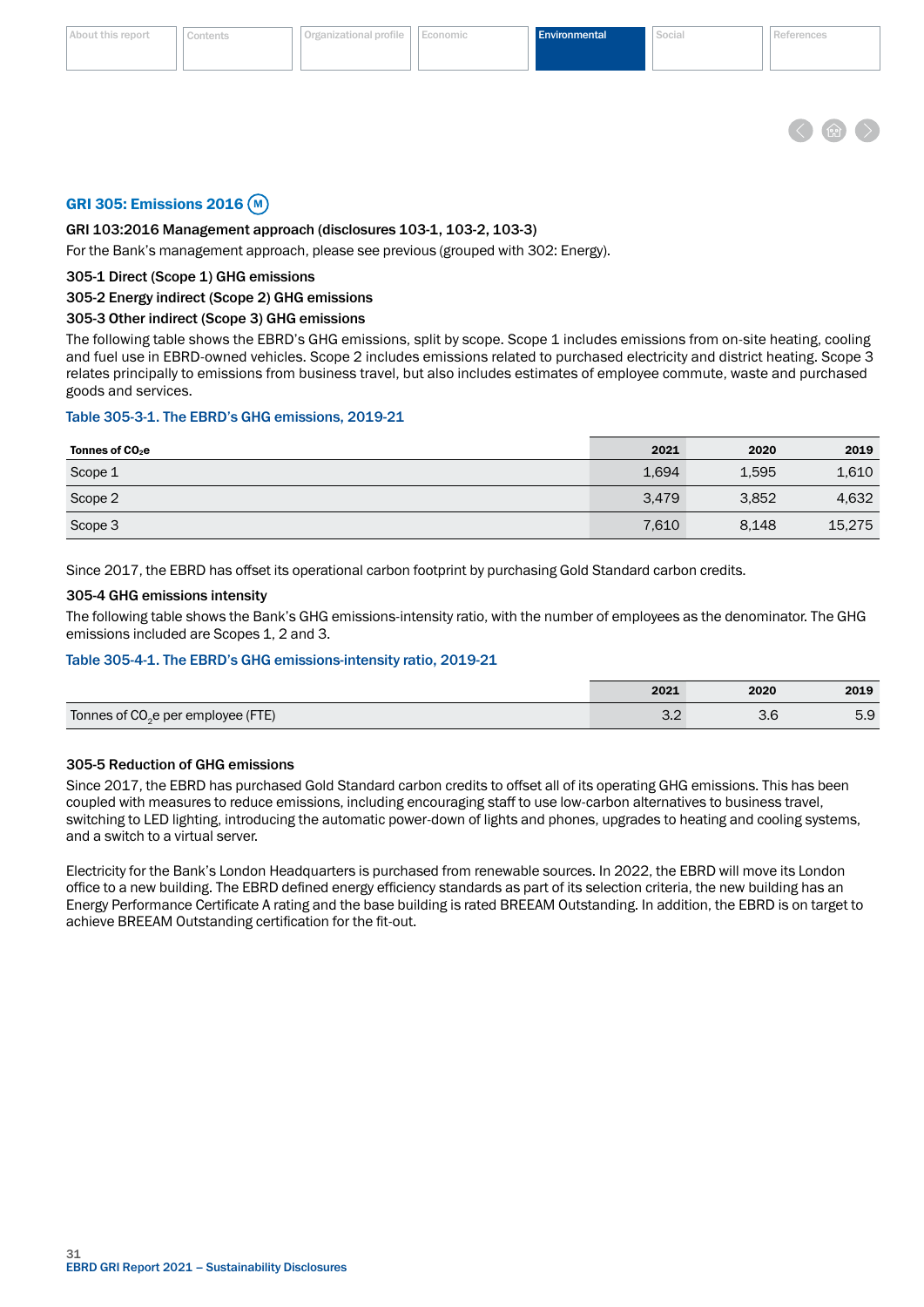## GRI 305: Emissions 2016 (M)

**GRI 103:2016 Management approach (disclosures 103-1, 103-2, 103-3)**

For the Bank's management approach, please see previous (grouped with 302: Energy).

**305-1 Direct (Scope 1) GHG emissions**

**305-2 Energy indirect (Scope 2) GHG emissions**

**305-3 Other indirect (Scope 3) GHG emissions**

The following table shows the EBRD's GHG emissions, split by scope. Scope 1 includes emissions from on-site heating, cooling and fuel use in EBRD-owned vehicles. Scope 2 includes emissions related to purchased electricity and district heating. Scope 3 relates principally to emissions from business travel, but also includes estimates of employee commute, waste and purchased goods and services.

Table 305-3-1. The EBRD's GHG emissions, 2019-21

| Tonnes of $CO_2e$ | 2021 | 2020 | 2019 |
|---|---|---|---|
| Scope 1 | 1,694 | 1,595 | 1,610 |
| Scope 2 | 3,479 | 3,852 | 4,632 |
| Scope 3 | 7,610 | 8,148 | 15,275 |

Since 2017, the EBRD has offset its operational carbon footprint by purchasing Gold Standard carbon credits.

**305-4 GHG emissions intensity**

The following table shows the Bank's GHG emissions-intensity ratio, with the number of employees as the denominator. The GHG emissions included are Scopes 1, 2 and 3.

Table 305-4-1. The EBRD's GHG emissions-intensity ratio, 2019-21

| | 2021 | 2020 | 2019 |
|---|---|---|---|
| Tonnes of $CO_2e$ per employee (FTE) | 3.2 | 3.6 | 5.9 |

**305-5 Reduction of GHG emissions**

Since 2017, the EBRD has purchased Gold Standard carbon credits to offset all of its operating GHG emissions. This has been coupled with measures to reduce emissions, including encouraging staff to use low-carbon alternatives to business travel, switching to LED lighting, introducing the automatic power-down of lights and phones, upgrades to heating and cooling systems, and a switch to a virtual server.

Electricity for the Bank's London Headquarters is purchased from renewable sources. In 2022, the EBRD will move its London office to a new building. The EBRD defined energy efficiency standards as part of its selection criteria, the new building has an Energy Performance Certificate A rating and the base building is rated BREEAM Outstanding. In addition, the EBRD is on target to achieve BREEAM Outstanding certification for the fit-out.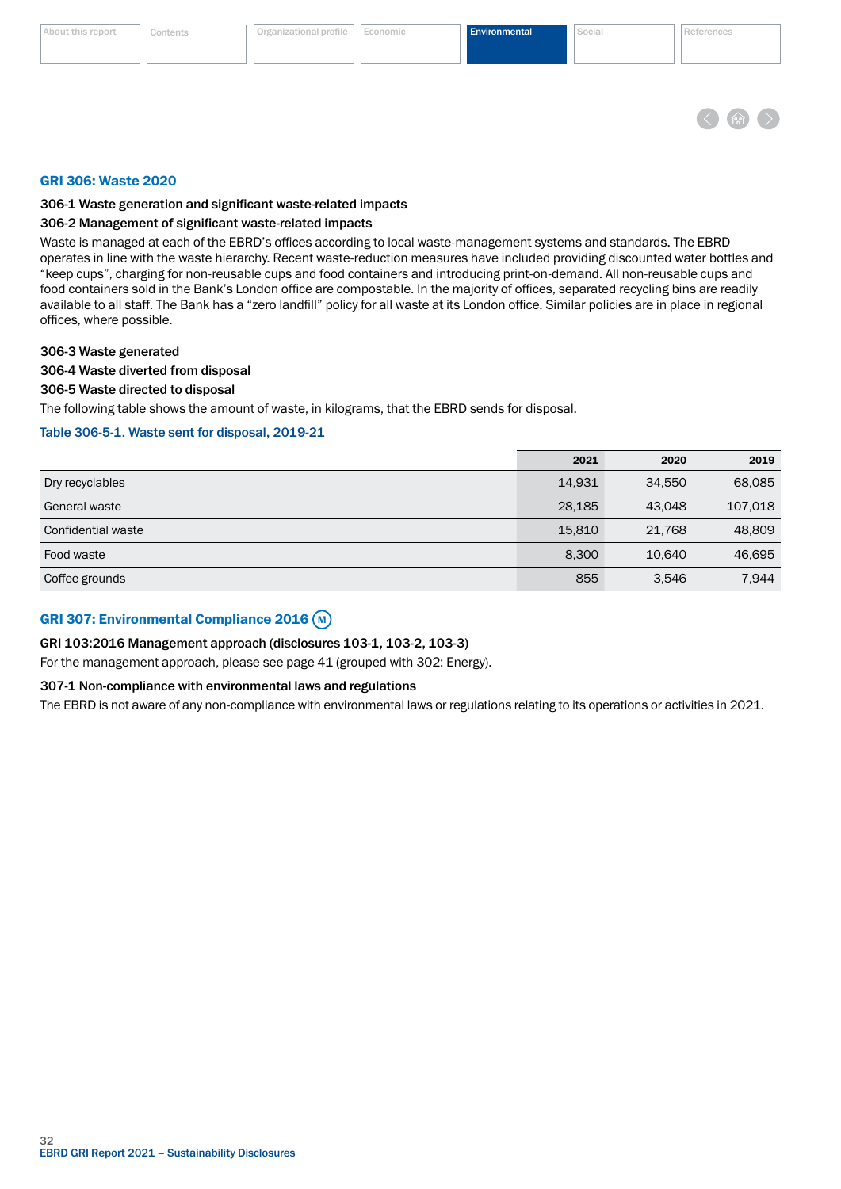## GRI 306: Waste 2020

### 306-1 Waste generation and significant waste-related impacts

### 306-2 Management of significant waste-related impacts

Waste is managed at each of the EBRD's offices according to local waste-management systems and standards. The EBRD operates in line with the waste hierarchy. Recent waste-reduction measures have included providing discounted water bottles and "keep cups", charging for non-reusable cups and food containers and introducing print-on-demand. All non-reusable cups and food containers sold in the Bank's London office are compostable. In the majority of offices, separated recycling bins are readily available to all staff. The Bank has a "zero landfill" policy for all waste at its London office. Similar policies are in place in regional offices, where possible.

### 306-3 Waste generated

### 306-4 Waste diverted from disposal

### 306-5 Waste directed to disposal

The following table shows the amount of waste, in kilograms, that the EBRD sends for disposal.

Table 306-5-1. Waste sent for disposal, 2019-21

| | 2021 | 2020 | 2019 |
|---|---|---|---|
| Dry recyclables | 14,931 | 34,550 | 68,085 |
| General waste | 28,185 | 43,048 | 107,018 |
| Confidential waste | 15,810 | 21,768 | 48,809 |
| Food waste | 8,300 | 10,640 | 46,695 |
| Coffee grounds | 855 | 3,546 | 7,944 |

## GRI 307: Environmental Compliance 2016 (M)

### GRI 103:2016 Management approach (disclosures 103-1, 103-2, 103-3)

For the management approach, please see page 41 (grouped with 302: Energy).

### 307-1 Non-compliance with environmental laws and regulations

The EBRD is not aware of any non-compliance with environmental laws or regulations relating to its operations or activities in 2021.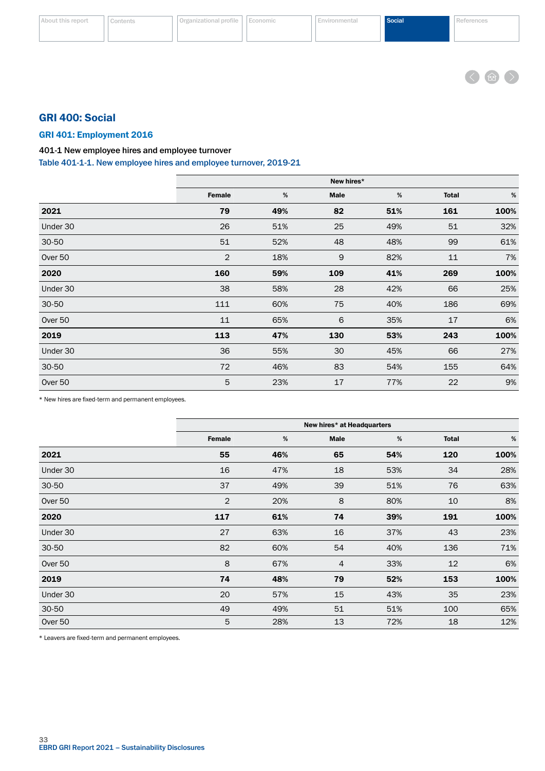# GRI 400: Social

## GRI 401: Employment 2016

### 401-1 New employee hires and employee turnover

Table 401-1-1. New employee hires and employee turnover, 2019-21

| | New hires* | | | | | |
|---|---|---|---|---|---|---|
| | Female | % | Male | % | Total | % |
| **2021** | **79** | **49%** | **82** | **51%** | **161** | **100%** |
| Under 30 | 26 | 51% | 25 | 49% | 51 | 32% |
| 30-50 | 51 | 52% | 48 | 48% | 99 | 61% |
| Over 50 | 2 | 18% | 9 | 82% | 11 | 7% |
| **2020** | **160** | **59%** | **109** | **41%** | **269** | **100%** |
| Under 30 | 38 | 58% | 28 | 42% | 66 | 25% |
| 30-50 | 111 | 60% | 75 | 40% | 186 | 69% |
| Over 50 | 11 | 65% | 6 | 35% | 17 | 6% |
| **2019** | **113** | **47%** | **130** | **53%** | **243** | **100%** |
| Under 30 | 36 | 55% | 30 | 45% | 66 | 27% |
| 30-50 | 72 | 46% | 83 | 54% | 155 | 64% |
| Over 50 | 5 | 23% | 17 | 77% | 22 | 9% |

* New hires are fixed-term and permanent employees.

| | New hires* at Headquarters | | | | | |
|---|---|---|---|---|---|---|
| | Female | % | Male | % | Total | % |
| **2021** | **55** | **46%** | **65** | **54%** | **120** | **100%** |
| Under 30 | 16 | 47% | 18 | 53% | 34 | 28% |
| 30-50 | 37 | 49% | 39 | 51% | 76 | 63% |
| Over 50 | 2 | 20% | 8 | 80% | 10 | 8% |
| **2020** | **117** | **61%** | **74** | **39%** | **191** | **100%** |
| Under 30 | 27 | 63% | 16 | 37% | 43 | 23% |
| 30-50 | 82 | 60% | 54 | 40% | 136 | 71% |
| Over 50 | 8 | 67% | 4 | 33% | 12 | 6% |
| **2019** | **74** | **48%** | **79** | **52%** | **153** | **100%** |
| Under 30 | 20 | 57% | 15 | 43% | 35 | 23% |
| 30-50 | 49 | 49% | 51 | 51% | 100 | 65% |
| Over 50 | 5 | 28% | 13 | 72% | 18 | 12% |

* Leavers are fixed-term and permanent employees.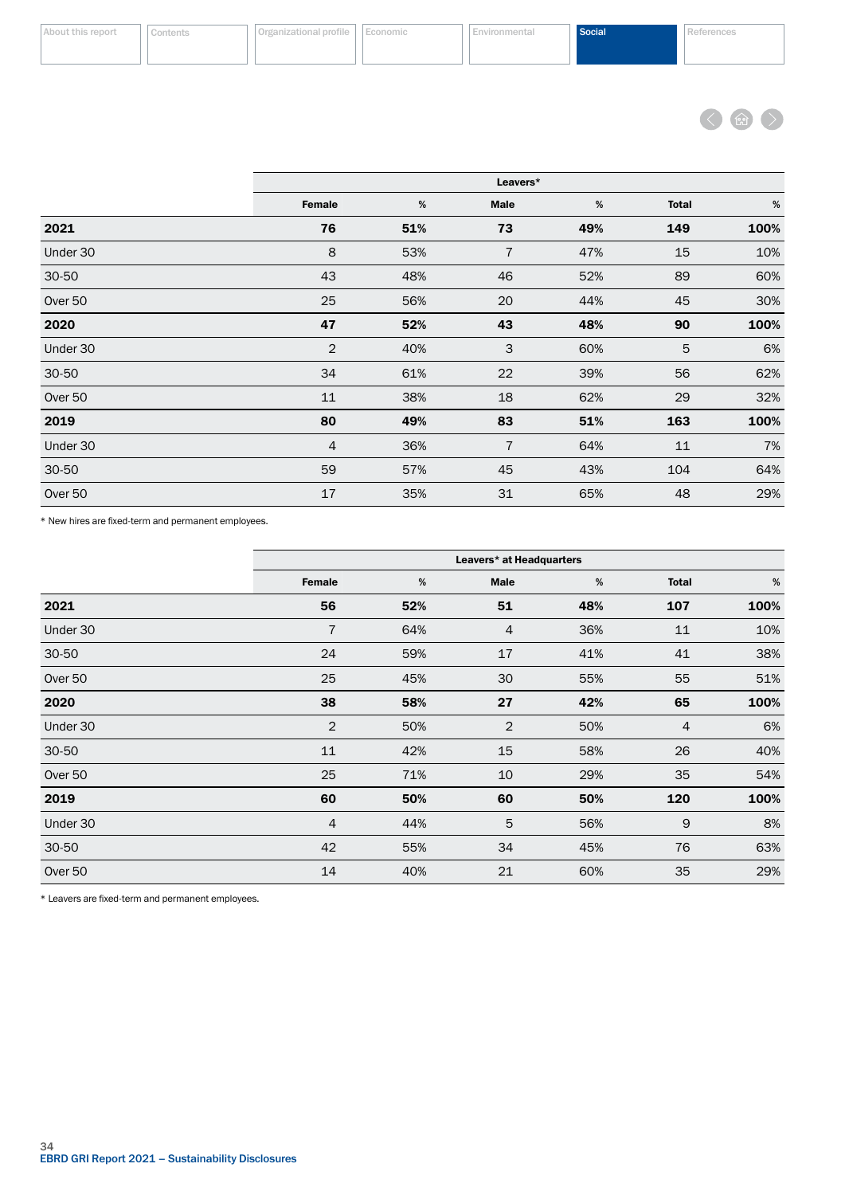| | Leavers* | | | | | |
|---|---|---|---|---|---|---|
| | Female | % | Male | % | Total | % |
| **2021** | **76** | **51%** | **73** | **49%** | **149** | **100%** |
| Under 30 | 8 | 53% | 7 | 47% | 15 | 10% |
| 30-50 | 43 | 48% | 46 | 52% | 89 | 60% |
| Over 50 | 25 | 56% | 20 | 44% | 45 | 30% |
| **2020** | **47** | **52%** | **43** | **48%** | **90** | **100%** |
| Under 30 | 2 | 40% | 3 | 60% | 5 | 6% |
| 30-50 | 34 | 61% | 22 | 39% | 56 | 62% |
| Over 50 | 11 | 38% | 18 | 62% | 29 | 32% |
| **2019** | **80** | **49%** | **83** | **51%** | **163** | **100%** |
| Under 30 | 4 | 36% | 7 | 64% | 11 | 7% |
| 30-50 | 59 | 57% | 45 | 43% | 104 | 64% |
| Over 50 | 17 | 35% | 31 | 65% | 48 | 29% |

\* New hires are fixed-term and permanent employees.

| | Leavers* at Headquarters | | | | | |
|---|---|---|---|---|---|---|
| | Female | % | Male | % | Total | % |
| **2021** | **56** | **52%** | **51** | **48%** | **107** | **100%** |
| Under 30 | 7 | 64% | 4 | 36% | 11 | 10% |
| 30-50 | 24 | 59% | 17 | 41% | 41 | 38% |
| Over 50 | 25 | 45% | 30 | 55% | 55 | 51% |
| **2020** | **38** | **58%** | **27** | **42%** | **65** | **100%** |
| Under 30 | 2 | 50% | 2 | 50% | 4 | 6% |
| 30-50 | 11 | 42% | 15 | 58% | 26 | 40% |
| Over 50 | 25 | 71% | 10 | 29% | 35 | 54% |
| **2019** | **60** | **50%** | **60** | **50%** | **120** | **100%** |
| Under 30 | 4 | 44% | 5 | 56% | 9 | 8% |
| 30-50 | 42 | 55% | 34 | 45% | 76 | 63% |
| Over 50 | 14 | 40% | 21 | 60% | 35 | 29% |

\* Leavers are fixed-term and permanent employees.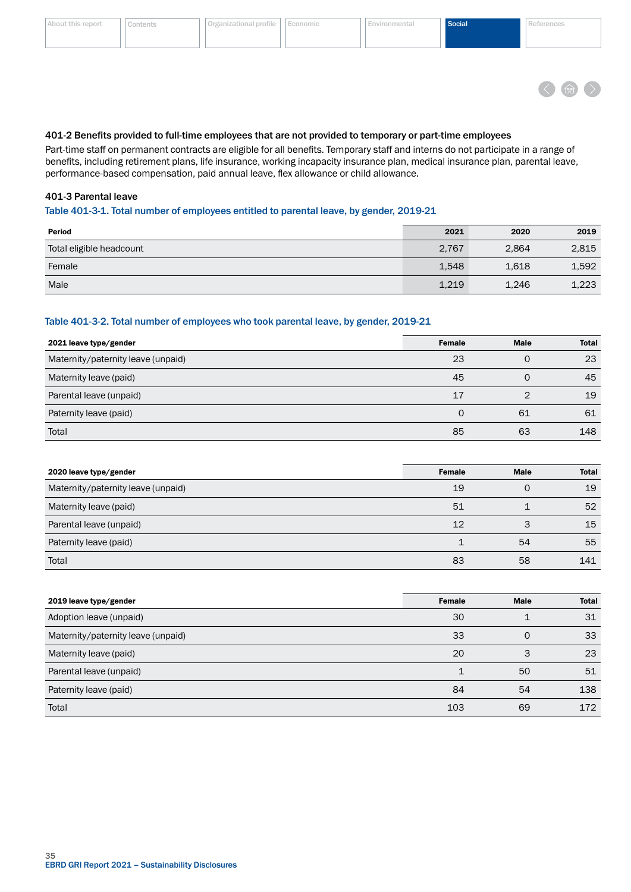### 401-2 Benefits provided to full-time employees that are not provided to temporary or part-time employees

Part-time staff on permanent contracts are eligible for all benefits. Temporary staff and interns do not participate in a range of benefits, including retirement plans, life insurance, working incapacity insurance plan, medical insurance plan, parental leave, performance-based compensation, paid annual leave, flex allowance or child allowance.

### 401-3 Parental leave

Table 401-3-1. Total number of employees entitled to parental leave, by gender, 2019-21

| Period | 2021 | 2020 | 2019 |
|---|---|---|---|
| Total eligible headcount | 2,767 | 2,864 | 2,815 |
| Female | 1,548 | 1,618 | 1,592 |
| Male | 1,219 | 1,246 | 1,223 |

Table 401-3-2. Total number of employees who took parental leave, by gender, 2019-21

| 2021 leave type/gender | Female | Male | Total |
|---|---|---|---|
| Maternity/paternity leave (unpaid) | 23 | 0 | 23 |
| Maternity leave (paid) | 45 | 0 | 45 |
| Parental leave (unpaid) | 17 | 2 | 19 |
| Paternity leave (paid) | 0 | 61 | 61 |
| Total | 85 | 63 | 148 |

| 2020 leave type/gender | Female | Male | Total |
|---|---|---|---|
| Maternity/paternity leave (unpaid) | 19 | 0 | 19 |
| Maternity leave (paid) | 51 | 1 | 52 |
| Parental leave (unpaid) | 12 | 3 | 15 |
| Paternity leave (paid) | 1 | 54 | 55 |
| Total | 83 | 58 | 141 |

| 2019 leave type/gender | Female | Male | Total |
|---|---|---|---|
| Adoption leave (unpaid) | 30 | 1 | 31 |
| Maternity/paternity leave (unpaid) | 33 | 0 | 33 |
| Maternity leave (paid) | 20 | 3 | 23 |
| Parental leave (unpaid) | 1 | 50 | 51 |
| Paternity leave (paid) | 84 | 54 | 138 |
| Total | 103 | 69 | 172 |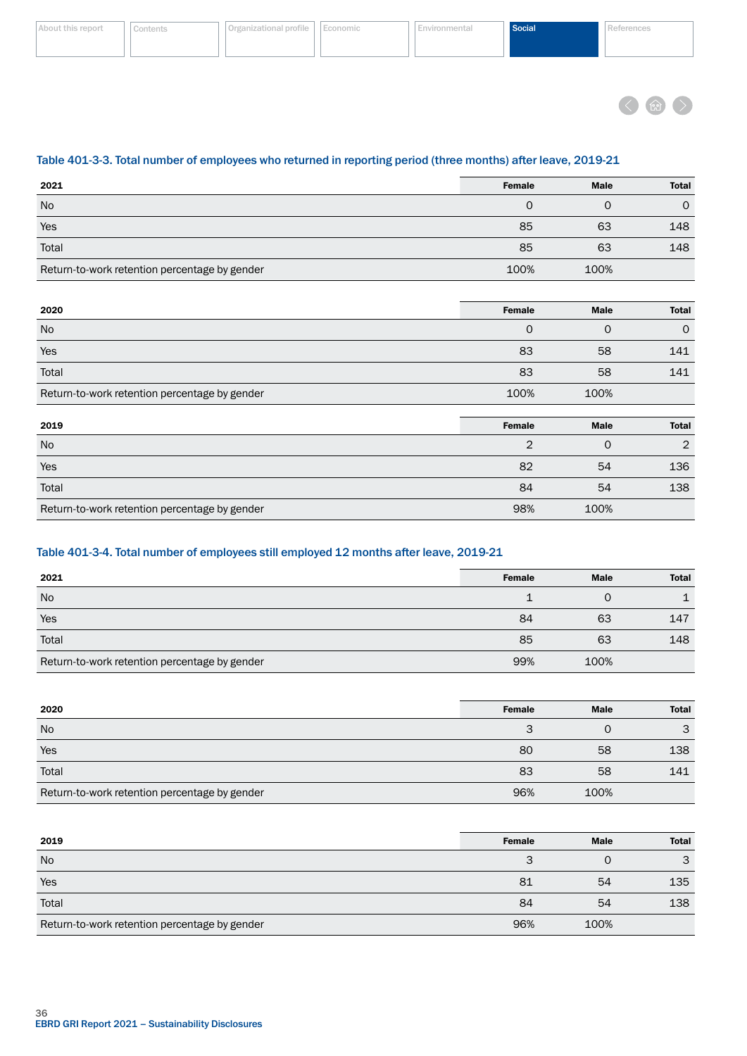### Table 401-3-3. Total number of employees who returned in reporting period (three months) after leave, 2019-21

| 2021 | Female | Male | Total |
|---|---|---|---|
| No | 0 | 0 | 0 |
| Yes | 85 | 63 | 148 |
| Total | 85 | 63 | 148 |
| Return-to-work retention percentage by gender | 100% | 100% | |

| 2020 | Female | Male | Total |
|---|---|---|---|
| No | 0 | 0 | 0 |
| Yes | 83 | 58 | 141 |
| Total | 83 | 58 | 141 |
| Return-to-work retention percentage by gender | 100% | 100% | |

| 2019 | Female | Male | Total |
|---|---|---|---|
| No | 2 | 0 | 2 |
| Yes | 82 | 54 | 136 |
| Total | 84 | 54 | 138 |
| Return-to-work retention percentage by gender | 98% | 100% | |

### Table 401-3-4. Total number of employees still employed 12 months after leave, 2019-21

| 2021 | Female | Male | Total |
|---|---|---|---|
| No | 1 | 0 | 1 |
| Yes | 84 | 63 | 147 |
| Total | 85 | 63 | 148 |
| Return-to-work retention percentage by gender | 99% | 100% | |

| 2020 | Female | Male | Total |
|---|---|---|---|
| No | 3 | 0 | 3 |
| Yes | 80 | 58 | 138 |
| Total | 83 | 58 | 141 |
| Return-to-work retention percentage by gender | 96% | 100% | |

| 2019 | Female | Male | Total |
|---|---|---|---|
| No | 3 | 0 | 3 |
| Yes | 81 | 54 | 135 |
| Total | 84 | 54 | 138 |
| Return-to-work retention percentage by gender | 96% | 100% | |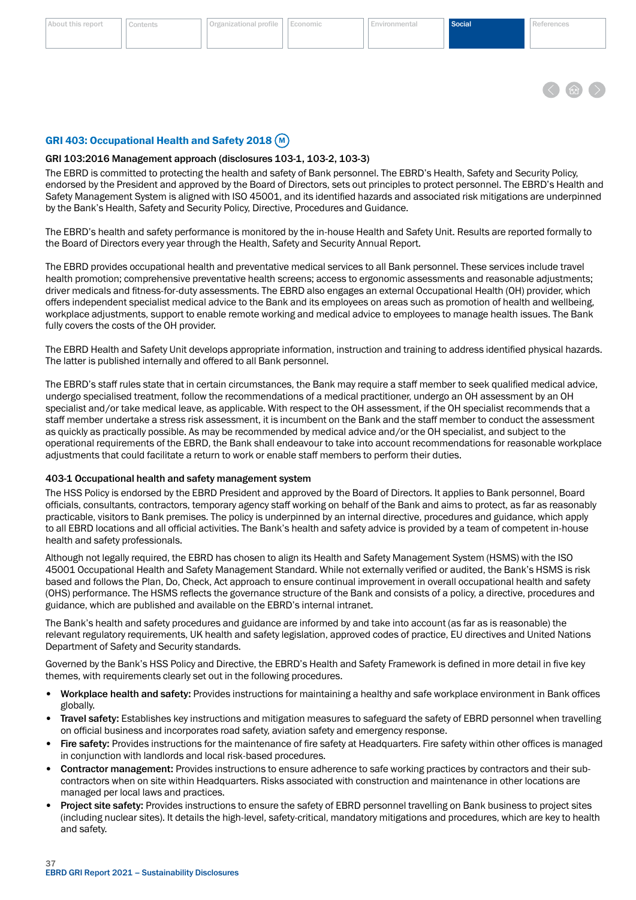## GRI 403: Occupational Health and Safety 2018 (M)

### GRI 103:2016 Management approach (disclosures 103-1, 103-2, 103-3)

The EBRD is committed to protecting the health and safety of Bank personnel. The EBRD's Health, Safety and Security Policy, endorsed by the President and approved by the Board of Directors, sets out principles to protect personnel. The EBRD's Health and Safety Management System is aligned with ISO 45001, and its identified hazards and associated risk mitigations are underpinned by the Bank's Health, Safety and Security Policy, Directive, Procedures and Guidance.

The EBRD's health and safety performance is monitored by the in-house Health and Safety Unit. Results are reported formally to the Board of Directors every year through the Health, Safety and Security Annual Report.

The EBRD provides occupational health and preventative medical services to all Bank personnel. These services include travel health promotion; comprehensive preventative health screens; access to ergonomic assessments and reasonable adjustments; driver medicals and fitness-for-duty assessments. The EBRD also engages an external Occupational Health (OH) provider, which offers independent specialist medical advice to the Bank and its employees on areas such as promotion of health and wellbeing, workplace adjustments, support to enable remote working and medical advice to employees to manage health issues. The Bank fully covers the costs of the OH provider.

The EBRD Health and Safety Unit develops appropriate information, instruction and training to address identified physical hazards. The latter is published internally and offered to all Bank personnel.

The EBRD's staff rules state that in certain circumstances, the Bank may require a staff member to seek qualified medical advice, undergo specialised treatment, follow the recommendations of a medical practitioner, undergo an OH assessment by an OH specialist and/or take medical leave, as applicable. With respect to the OH assessment, if the OH specialist recommends that a staff member undertake a stress risk assessment, it is incumbent on the Bank and the staff member to conduct the assessment as quickly as practically possible. As may be recommended by medical advice and/or the OH specialist, and subject to the operational requirements of the EBRD, the Bank shall endeavour to take into account recommendations for reasonable workplace adjustments that could facilitate a return to work or enable staff members to perform their duties.

### 403-1 Occupational health and safety management system

The HSS Policy is endorsed by the EBRD President and approved by the Board of Directors. It applies to Bank personnel, Board officials, consultants, contractors, temporary agency staff working on behalf of the Bank and aims to protect, as far as reasonably practicable, visitors to Bank premises. The policy is underpinned by an internal directive, procedures and guidance, which apply to all EBRD locations and all official activities. The Bank's health and safety advice is provided by a team of competent in-house health and safety professionals.

Although not legally required, the EBRD has chosen to align its Health and Safety Management System (HSMS) with the ISO 45001 Occupational Health and Safety Management Standard. While not externally verified or audited, the Bank's HSMS is risk based and follows the Plan, Do, Check, Act approach to ensure continual improvement in overall occupational health and safety (OHS) performance. The HSMS reflects the governance structure of the Bank and consists of a policy, a directive, procedures and guidance, which are published and available on the EBRD's internal intranet.

The Bank's health and safety procedures and guidance are informed by and take into account (as far as is reasonable) the relevant regulatory requirements, UK health and safety legislation, approved codes of practice, EU directives and United Nations Department of Safety and Security standards.

Governed by the Bank's HSS Policy and Directive, the EBRD's Health and Safety Framework is defined in more detail in five key themes, with requirements clearly set out in the following procedures.

- **Workplace health and safety:** Provides instructions for maintaining a healthy and safe workplace environment in Bank offices globally.
- **Travel safety:** Establishes key instructions and mitigation measures to safeguard the safety of EBRD personnel when travelling on official business and incorporates road safety, aviation safety and emergency response.
- **Fire safety:** Provides instructions for the maintenance of fire safety at Headquarters. Fire safety within other offices is managed in conjunction with landlords and local risk-based procedures.
- **Contractor management:** Provides instructions to ensure adherence to safe working practices by contractors and their sub-contractors when on site within Headquarters. Risks associated with construction and maintenance in other locations are managed per local laws and practices.
- **Project site safety:** Provides instructions to ensure the safety of EBRD personnel travelling on Bank business to project sites (including nuclear sites). It details the high-level, safety-critical, mandatory mitigations and procedures, which are key to health and safety.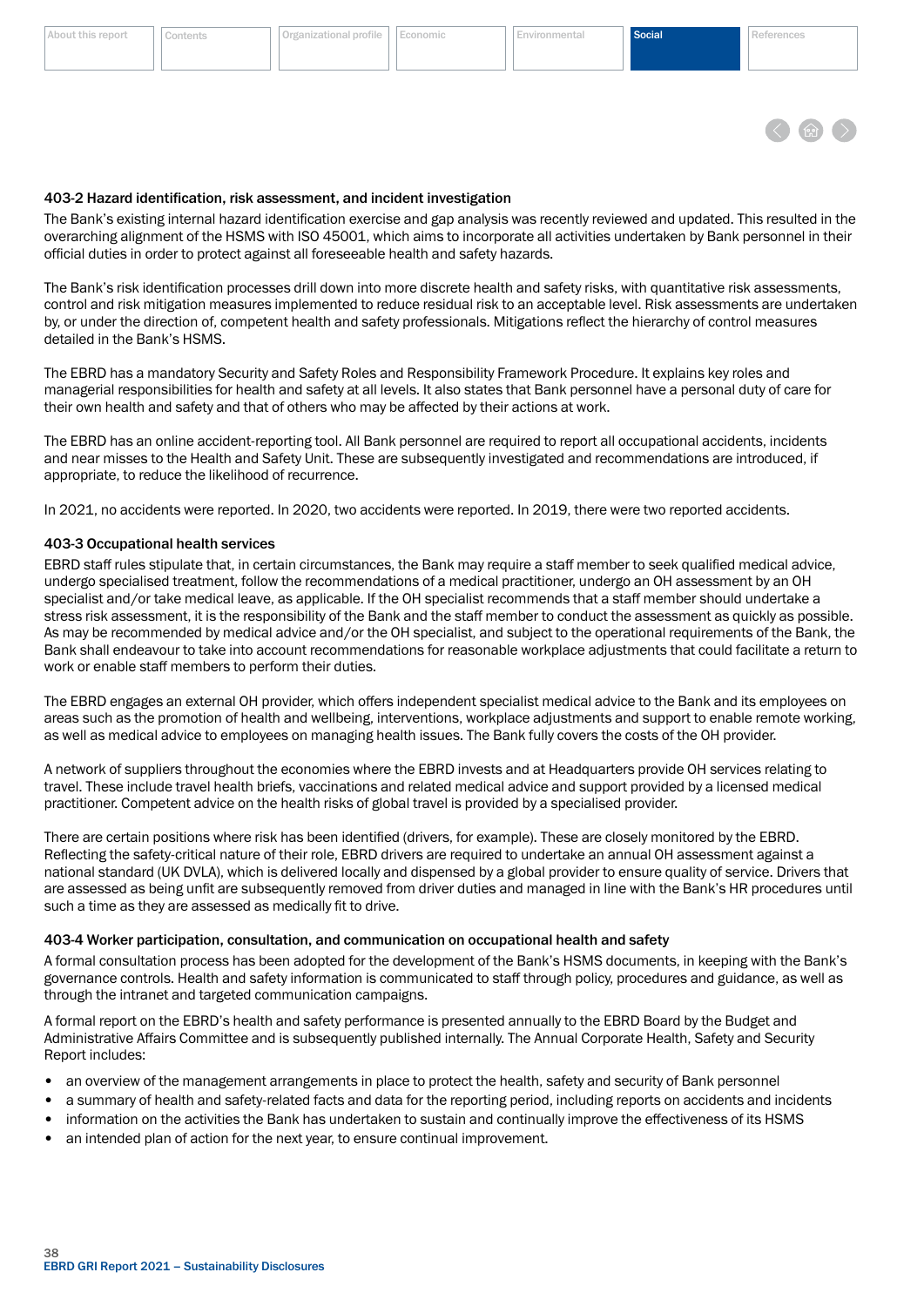### 403-2 Hazard identification, risk assessment, and incident investigation

The Bank's existing internal hazard identification exercise and gap analysis was recently reviewed and updated. This resulted in the overarching alignment of the HSMS with ISO 45001, which aims to incorporate all activities undertaken by Bank personnel in their official duties in order to protect against all foreseeable health and safety hazards.

The Bank's risk identification processes drill down into more discrete health and safety risks, with quantitative risk assessments, control and risk mitigation measures implemented to reduce residual risk to an acceptable level. Risk assessments are undertaken by, or under the direction of, competent health and safety professionals. Mitigations reflect the hierarchy of control measures detailed in the Bank's HSMS.

The EBRD has a mandatory Security and Safety Roles and Responsibility Framework Procedure. It explains key roles and managerial responsibilities for health and safety at all levels. It also states that Bank personnel have a personal duty of care for their own health and safety and that of others who may be affected by their actions at work.

The EBRD has an online accident-reporting tool. All Bank personnel are required to report all occupational accidents, incidents and near misses to the Health and Safety Unit. These are subsequently investigated and recommendations are introduced, if appropriate, to reduce the likelihood of recurrence.

In 2021, no accidents were reported. In 2020, two accidents were reported. In 2019, there were two reported accidents.

### 403-3 Occupational health services

EBRD staff rules stipulate that, in certain circumstances, the Bank may require a staff member to seek qualified medical advice, undergo specialised treatment, follow the recommendations of a medical practitioner, undergo an OH assessment by an OH specialist and/or take medical leave, as applicable. If the OH specialist recommends that a staff member should undertake a stress risk assessment, it is the responsibility of the Bank and the staff member to conduct the assessment as quickly as possible. As may be recommended by medical advice and/or the OH specialist, and subject to the operational requirements of the Bank, the Bank shall endeavour to take into account recommendations for reasonable workplace adjustments that could facilitate a return to work or enable staff members to perform their duties.

The EBRD engages an external OH provider, which offers independent specialist medical advice to the Bank and its employees on areas such as the promotion of health and wellbeing, interventions, workplace adjustments and support to enable remote working, as well as medical advice to employees on managing health issues. The Bank fully covers the costs of the OH provider.

A network of suppliers throughout the economies where the EBRD invests and at Headquarters provide OH services relating to travel. These include travel health briefs, vaccinations and related medical advice and support provided by a licensed medical practitioner. Competent advice on the health risks of global travel is provided by a specialised provider.

There are certain positions where risk has been identified (drivers, for example). These are closely monitored by the EBRD. Reflecting the safety-critical nature of their role, EBRD drivers are required to undertake an annual OH assessment against a national standard (UK DVLA), which is delivered locally and dispensed by a global provider to ensure quality of service. Drivers that are assessed as being unfit are subsequently removed from driver duties and managed in line with the Bank's HR procedures until such a time as they are assessed as medically fit to drive.

### 403-4 Worker participation, consultation, and communication on occupational health and safety

A formal consultation process has been adopted for the development of the Bank's HSMS documents, in keeping with the Bank's governance controls. Health and safety information is communicated to staff through policy, procedures and guidance, as well as through the intranet and targeted communication campaigns.

A formal report on the EBRD's health and safety performance is presented annually to the EBRD Board by the Budget and Administrative Affairs Committee and is subsequently published internally. The Annual Corporate Health, Safety and Security Report includes:

- an overview of the management arrangements in place to protect the health, safety and security of Bank personnel
- a summary of health and safety-related facts and data for the reporting period, including reports on accidents and incidents
- information on the activities the Bank has undertaken to sustain and continually improve the effectiveness of its HSMS
- an intended plan of action for the next year, to ensure continual improvement.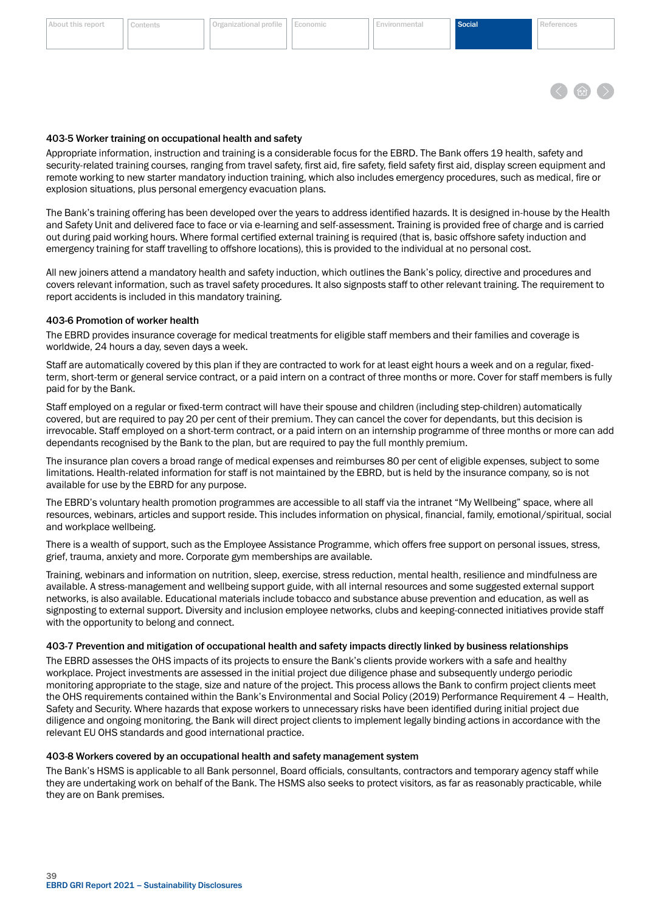### 403-5 Worker training on occupational health and safety

Appropriate information, instruction and training is a considerable focus for the EBRD. The Bank offers 19 health, safety and security-related training courses, ranging from travel safety, first aid, fire safety, field safety first aid, display screen equipment and remote working to new starter mandatory induction training, which also includes emergency procedures, such as medical, fire or explosion situations, plus personal emergency evacuation plans.

The Bank's training offering has been developed over the years to address identified hazards. It is designed in-house by the Health and Safety Unit and delivered face to face or via e-learning and self-assessment. Training is provided free of charge and is carried out during paid working hours. Where formal certified external training is required (that is, basic offshore safety induction and emergency training for staff travelling to offshore locations), this is provided to the individual at no personal cost.

All new joiners attend a mandatory health and safety induction, which outlines the Bank's policy, directive and procedures and covers relevant information, such as travel safety procedures. It also signposts staff to other relevant training. The requirement to report accidents is included in this mandatory training.

### 403-6 Promotion of worker health

The EBRD provides insurance coverage for medical treatments for eligible staff members and their families and coverage is worldwide, 24 hours a day, seven days a week.

Staff are automatically covered by this plan if they are contracted to work for at least eight hours a week and on a regular, fixed-term, short-term or general service contract, or a paid intern on a contract of three months or more. Cover for staff members is fully paid for by the Bank.

Staff employed on a regular or fixed-term contract will have their spouse and children (including step-children) automatically covered, but are required to pay 20 per cent of their premium. They can cancel the cover for dependants, but this decision is irrevocable. Staff employed on a short-term contract, or a paid intern on an internship programme of three months or more can add dependants recognised by the Bank to the plan, but are required to pay the full monthly premium.

The insurance plan covers a broad range of medical expenses and reimburses 80 per cent of eligible expenses, subject to some limitations. Health-related information for staff is not maintained by the EBRD, but is held by the insurance company, so is not available for use by the EBRD for any purpose.

The EBRD's voluntary health promotion programmes are accessible to all staff via the intranet "My Wellbeing" space, where all resources, webinars, articles and support reside. This includes information on physical, financial, family, emotional/spiritual, social and workplace wellbeing.

There is a wealth of support, such as the Employee Assistance Programme, which offers free support on personal issues, stress, grief, trauma, anxiety and more. Corporate gym memberships are available.

Training, webinars and information on nutrition, sleep, exercise, stress reduction, mental health, resilience and mindfulness are available. A stress-management and wellbeing support guide, with all internal resources and some suggested external support networks, is also available. Educational materials include tobacco and substance abuse prevention and education, as well as signposting to external support. Diversity and inclusion employee networks, clubs and keeping-connected initiatives provide staff with the opportunity to belong and connect.

### 403-7 Prevention and mitigation of occupational health and safety impacts directly linked by business relationships

The EBRD assesses the OHS impacts of its projects to ensure the Bank's clients provide workers with a safe and healthy workplace. Project investments are assessed in the initial project due diligence phase and subsequently undergo periodic monitoring appropriate to the stage, size and nature of the project. This process allows the Bank to confirm project clients meet the OHS requirements contained within the Bank's Environmental and Social Policy (2019) Performance Requirement 4 – Health, Safety and Security. Where hazards that expose workers to unnecessary risks have been identified during initial project due diligence and ongoing monitoring, the Bank will direct project clients to implement legally binding actions in accordance with the relevant EU OHS standards and good international practice.

### 403-8 Workers covered by an occupational health and safety management system

The Bank's HSMS is applicable to all Bank personnel, Board officials, consultants, contractors and temporary agency staff while they are undertaking work on behalf of the Bank. The HSMS also seeks to protect visitors, as far as reasonably practicable, while they are on Bank premises.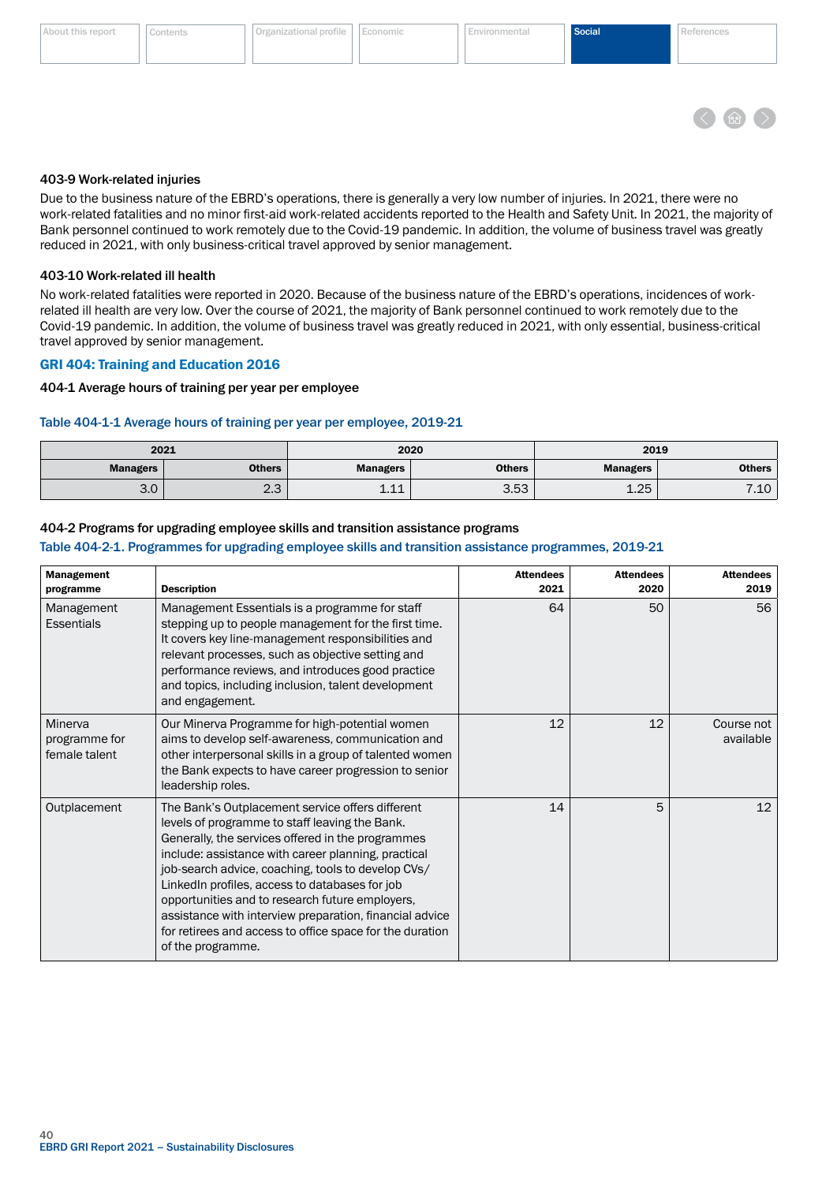### 403-9 Work-related injuries

Due to the business nature of the EBRD's operations, there is generally a very low number of injuries. In 2021, there were no work-related fatalities and no minor first-aid work-related accidents reported to the Health and Safety Unit. In 2021, the majority of Bank personnel continued to work remotely due to the Covid-19 pandemic. In addition, the volume of business travel was greatly reduced in 2021, with only business-critical travel approved by senior management.

### 403-10 Work-related ill health

No work-related fatalities were reported in 2020. Because of the business nature of the EBRD's operations, incidences of work-related ill health are very low. Over the course of 2021, the majority of Bank personnel continued to work remotely due to the Covid-19 pandemic. In addition, the volume of business travel was greatly reduced in 2021, with only essential, business-critical travel approved by senior management.

## GRI 404: Training and Education 2016

### 404-1 Average hours of training per year per employee

Table 404-1-1 Average hours of training per year per employee, 2019-21

| 2021 | | 2020 | | 2019 | |
|---|---|---|---|---|---|
| **Managers** | **Others** | **Managers** | **Others** | **Managers** | **Others** |
| 3.0 | 2.3 | 1.11 | 3.53 | 1.25 | 7.10 |

### 404-2 Programs for upgrading employee skills and transition assistance programs

Table 404-2-1. Programmes for upgrading employee skills and transition assistance programmes, 2019-21

| Management programme | Description | Attendees 2021 | Attendees 2020 | Attendees 2019 |
|---|---|---|---|---|
| Management Essentials | Management Essentials is a programme for staff stepping up to people management for the first time. It covers key line-management responsibilities and relevant processes, such as objective setting and performance reviews, and introduces good practice and topics, including inclusion, talent development and engagement. | 64 | 50 | 56 |
| Minerva programme for female talent | Our Minerva Programme for high-potential women aims to develop self-awareness, communication and other interpersonal skills in a group of talented women the Bank expects to have career progression to senior leadership roles. | 12 | 12 | Course not available |
| Outplacement | The Bank's Outplacement service offers different levels of programme to staff leaving the Bank. Generally, the services offered in the programmes include: assistance with career planning, practical job-search advice, coaching, tools to develop CVs/ LinkedIn profiles, access to databases for job opportunities and to research future employers, assistance with interview preparation, financial advice for retirees and access to office space for the duration of the programme. | 14 | 5 | 12 |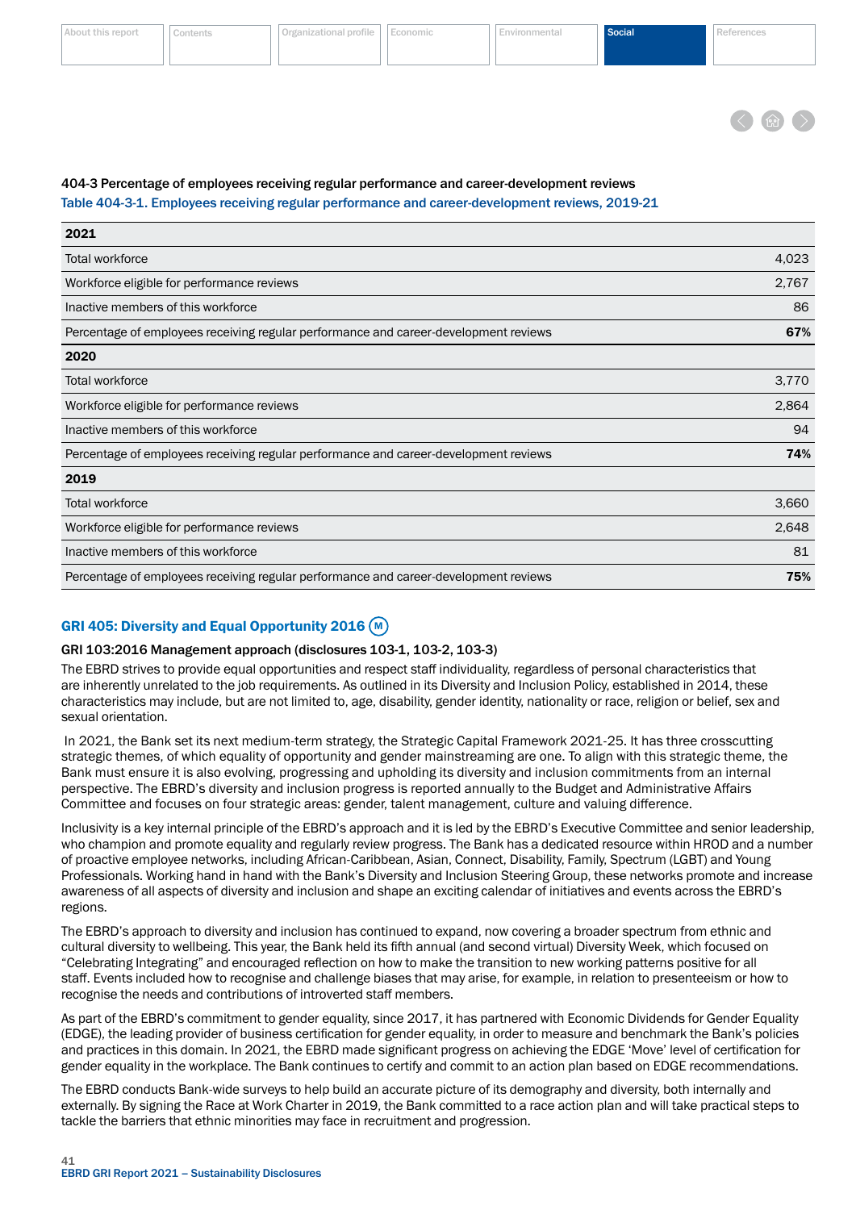### 404-3 Percentage of employees receiving regular performance and career-development reviews

Table 404-3-1. Employees receiving regular performance and career-development reviews, 2019-21

| 2021 | |
|---|---|
| Total workforce | 4,023 |
| Workforce eligible for performance reviews | 2,767 |
| Inactive members of this workforce | 86 |
| Percentage of employees receiving regular performance and career-development reviews | **67%** |
| **2020** | |
| Total workforce | 3,770 |
| Workforce eligible for performance reviews | 2,864 |
| Inactive members of this workforce | 94 |
| Percentage of employees receiving regular performance and career-development reviews | **74%** |
| **2019** | |
| Total workforce | 3,660 |
| Workforce eligible for performance reviews | 2,648 |
| Inactive members of this workforce | 81 |
| Percentage of employees receiving regular performance and career-development reviews | **75%** |

## GRI 405: Diversity and Equal Opportunity 2016 (M)

### GRI 103:2016 Management approach (disclosures 103-1, 103-2, 103-3)

The EBRD strives to provide equal opportunities and respect staff individuality, regardless of personal characteristics that are inherently unrelated to the job requirements. As outlined in its Diversity and Inclusion Policy, established in 2014, these characteristics may include, but are not limited to, age, disability, gender identity, nationality or race, religion or belief, sex and sexual orientation.

In 2021, the Bank set its next medium-term strategy, the Strategic Capital Framework 2021-25. It has three crosscutting strategic themes, of which equality of opportunity and gender mainstreaming are one. To align with this strategic theme, the Bank must ensure it is also evolving, progressing and upholding its diversity and inclusion commitments from an internal perspective. The EBRD's diversity and inclusion progress is reported annually to the Budget and Administrative Affairs Committee and focuses on four strategic areas: gender, talent management, culture and valuing difference.

Inclusivity is a key internal principle of the EBRD's approach and it is led by the EBRD's Executive Committee and senior leadership, who champion and promote equality and regularly review progress. The Bank has a dedicated resource within HROD and a number of proactive employee networks, including African-Caribbean, Asian, Connect, Disability, Family, Spectrum (LGBT) and Young Professionals. Working hand in hand with the Bank's Diversity and Inclusion Steering Group, these networks promote and increase awareness of all aspects of diversity and inclusion and shape an exciting calendar of initiatives and events across the EBRD's regions.

The EBRD's approach to diversity and inclusion has continued to expand, now covering a broader spectrum from ethnic and cultural diversity to wellbeing. This year, the Bank held its fifth annual (and second virtual) Diversity Week, which focused on "Celebrating Integrating" and encouraged reflection on how to make the transition to new working patterns positive for all staff. Events included how to recognise and challenge biases that may arise, for example, in relation to presenteeism or how to recognise the needs and contributions of introverted staff members.

As part of the EBRD's commitment to gender equality, since 2017, it has partnered with Economic Dividends for Gender Equality (EDGE), the leading provider of business certification for gender equality, in order to measure and benchmark the Bank's policies and practices in this domain. In 2021, the EBRD made significant progress on achieving the EDGE 'Move' level of certification for gender equality in the workplace. The Bank continues to certify and commit to an action plan based on EDGE recommendations.

The EBRD conducts Bank-wide surveys to help build an accurate picture of its demography and diversity, both internally and externally. By signing the Race at Work Charter in 2019, the Bank committed to a race action plan and will take practical steps to tackle the barriers that ethnic minorities may face in recruitment and progression.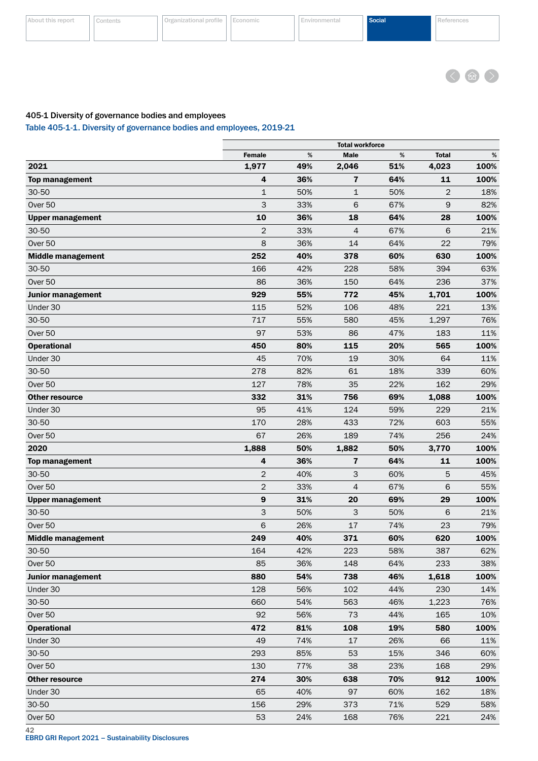405-1 Diversity of governance bodies and employees

Table 405-1-1. Diversity of governance bodies and employees, 2019-21

| | Total workforce | | | | | |
|---|---|---|---|---|---|---|
| | Female | % | Male | % | Total | % |
| **2021** | **1,977** | **49%** | **2,046** | **51%** | **4,023** | **100%** |
| **Top management** | **4** | **36%** | **7** | **64%** | **11** | **100%** |
| 30-50 | 1 | 50% | 1 | 50% | 2 | 18% |
| Over 50 | 3 | 33% | 6 | 67% | 9 | 82% |
| **Upper management** | **10** | **36%** | **18** | **64%** | **28** | **100%** |
| 30-50 | 2 | 33% | 4 | 67% | 6 | 21% |
| Over 50 | 8 | 36% | 14 | 64% | 22 | 79% |
| **Middle management** | **252** | **40%** | **378** | **60%** | **630** | **100%** |
| 30-50 | 166 | 42% | 228 | 58% | 394 | 63% |
| Over 50 | 86 | 36% | 150 | 64% | 236 | 37% |
| **Junior management** | **929** | **55%** | **772** | **45%** | **1,701** | **100%** |
| Under 30 | 115 | 52% | 106 | 48% | 221 | 13% |
| 30-50 | 717 | 55% | 580 | 45% | 1,297 | 76% |
| Over 50 | 97 | 53% | 86 | 47% | 183 | 11% |
| **Operational** | **450** | **80%** | **115** | **20%** | **565** | **100%** |
| Under 30 | 45 | 70% | 19 | 30% | 64 | 11% |
| 30-50 | 278 | 82% | 61 | 18% | 339 | 60% |
| Over 50 | 127 | 78% | 35 | 22% | 162 | 29% |
| **Other resource** | **332** | **31%** | **756** | **69%** | **1,088** | **100%** |
| Under 30 | 95 | 41% | 124 | 59% | 229 | 21% |
| 30-50 | 170 | 28% | 433 | 72% | 603 | 55% |
| Over 50 | 67 | 26% | 189 | 74% | 256 | 24% |
| **2020** | **1,888** | **50%** | **1,882** | **50%** | **3,770** | **100%** |
| **Top management** | **4** | **36%** | **7** | **64%** | **11** | **100%** |
| 30-50 | 2 | 40% | 3 | 60% | 5 | 45% |
| Over 50 | 2 | 33% | 4 | 67% | 6 | 55% |
| **Upper management** | **9** | **31%** | **20** | **69%** | **29** | **100%** |
| 30-50 | 3 | 50% | 3 | 50% | 6 | 21% |
| Over 50 | 6 | 26% | 17 | 74% | 23 | 79% |
| **Middle management** | **249** | **40%** | **371** | **60%** | **620** | **100%** |
| 30-50 | 164 | 42% | 223 | 58% | 387 | 62% |
| Over 50 | 85 | 36% | 148 | 64% | 233 | 38% |
| **Junior management** | **880** | **54%** | **738** | **46%** | **1,618** | **100%** |
| Under 30 | 128 | 56% | 102 | 44% | 230 | 14% |
| 30-50 | 660 | 54% | 563 | 46% | 1,223 | 76% |
| Over 50 | 92 | 56% | 73 | 44% | 165 | 10% |
| **Operational** | **472** | **81%** | **108** | **19%** | **580** | **100%** |
| Under 30 | 49 | 74% | 17 | 26% | 66 | 11% |
| 30-50 | 293 | 85% | 53 | 15% | 346 | 60% |
| Over 50 | 130 | 77% | 38 | 23% | 168 | 29% |
| **Other resource** | **274** | **30%** | **638** | **70%** | **912** | **100%** |
| Under 30 | 65 | 40% | 97 | 60% | 162 | 18% |
| 30-50 | 156 | 29% | 373 | 71% | 529 | 58% |
| Over 50 | 53 | 24% | 168 | 76% | 221 | 24% |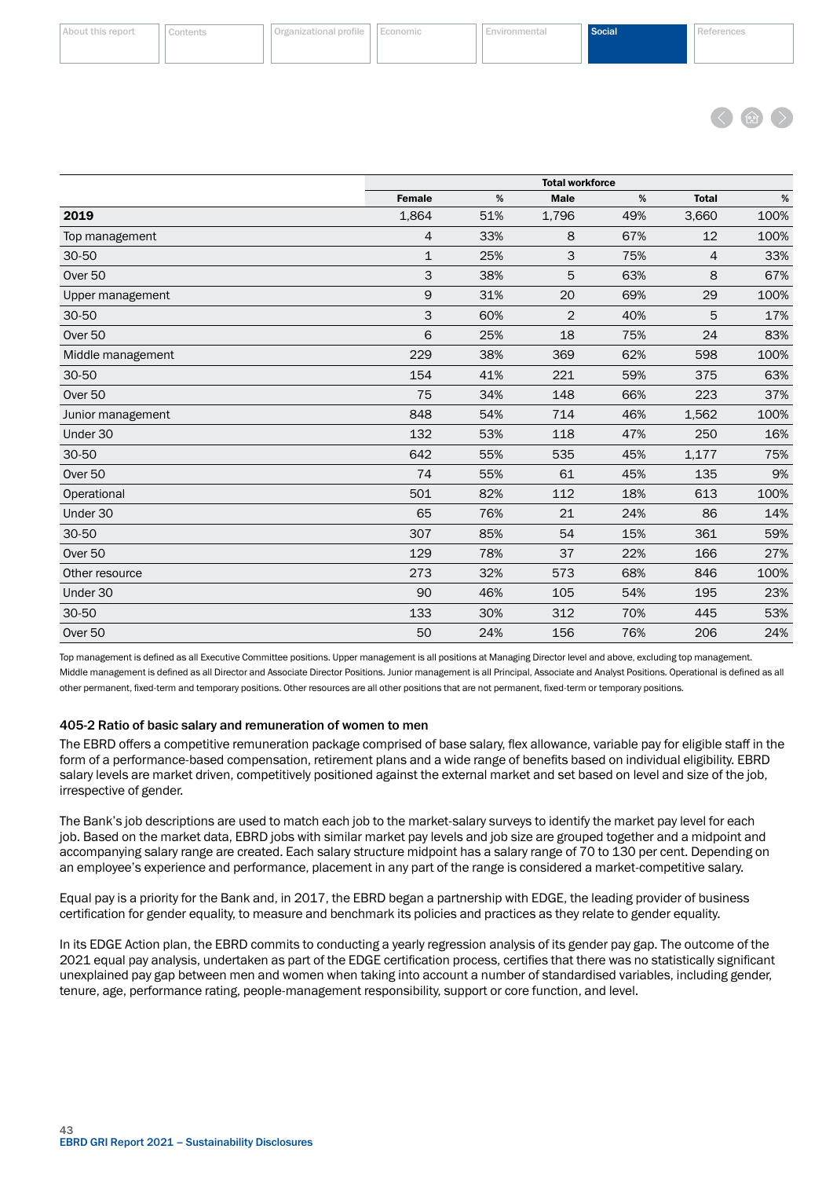| | Total workforce | | | | | |
|---|---|---|---|---|---|---|
| | Female | % | Male | % | Total | % |
| **2019** | 1,864 | 51% | 1,796 | 49% | 3,660 | 100% |
| Top management | 4 | 33% | 8 | 67% | 12 | 100% |
| 30-50 | 1 | 25% | 3 | 75% | 4 | 33% |
| Over 50 | 3 | 38% | 5 | 63% | 8 | 67% |
| Upper management | 9 | 31% | 20 | 69% | 29 | 100% |
| 30-50 | 3 | 60% | 2 | 40% | 5 | 17% |
| Over 50 | 6 | 25% | 18 | 75% | 24 | 83% |
| Middle management | 229 | 38% | 369 | 62% | 598 | 100% |
| 30-50 | 154 | 41% | 221 | 59% | 375 | 63% |
| Over 50 | 75 | 34% | 148 | 66% | 223 | 37% |
| Junior management | 848 | 54% | 714 | 46% | 1,562 | 100% |
| Under 30 | 132 | 53% | 118 | 47% | 250 | 16% |
| 30-50 | 642 | 55% | 535 | 45% | 1,177 | 75% |
| Over 50 | 74 | 55% | 61 | 45% | 135 | 9% |
| Operational | 501 | 82% | 112 | 18% | 613 | 100% |
| Under 30 | 65 | 76% | 21 | 24% | 86 | 14% |
| 30-50 | 307 | 85% | 54 | 15% | 361 | 59% |
| Over 50 | 129 | 78% | 37 | 22% | 166 | 27% |
| Other resource | 273 | 32% | 573 | 68% | 846 | 100% |
| Under 30 | 90 | 46% | 105 | 54% | 195 | 23% |
| 30-50 | 133 | 30% | 312 | 70% | 445 | 53% |
| Over 50 | 50 | 24% | 156 | 76% | 206 | 24% |

Top management is defined as all Executive Committee positions. Upper management is all positions at Managing Director level and above, excluding top management. Middle management is defined as all Director and Associate Director Positions. Junior management is all Principal, Associate and Analyst Positions. Operational is defined as all other permanent, fixed-term and temporary positions. Other resources are all other positions that are not permanent, fixed-term or temporary positions.

### 405-2 Ratio of basic salary and remuneration of women to men

The EBRD offers a competitive remuneration package comprised of base salary, flex allowance, variable pay for eligible staff in the form of a performance-based compensation, retirement plans and a wide range of benefits based on individual eligibility. EBRD salary levels are market driven, competitively positioned against the external market and set based on level and size of the job, irrespective of gender.

The Bank's job descriptions are used to match each job to the market-salary surveys to identify the market pay level for each job. Based on the market data, EBRD jobs with similar market pay levels and job size are grouped together and a midpoint and accompanying salary range are created. Each salary structure midpoint has a salary range of 70 to 130 per cent. Depending on an employee's experience and performance, placement in any part of the range is considered a market-competitive salary.

Equal pay is a priority for the Bank and, in 2017, the EBRD began a partnership with EDGE, the leading provider of business certification for gender equality, to measure and benchmark its policies and practices as they relate to gender equality.

In its EDGE Action plan, the EBRD commits to conducting a yearly regression analysis of its gender pay gap. The outcome of the 2021 equal pay analysis, undertaken as part of the EDGE certification process, certifies that there was no statistically significant unexplained pay gap between men and women when taking into account a number of standardised variables, including gender, tenure, age, performance rating, people-management responsibility, support or core function, and level.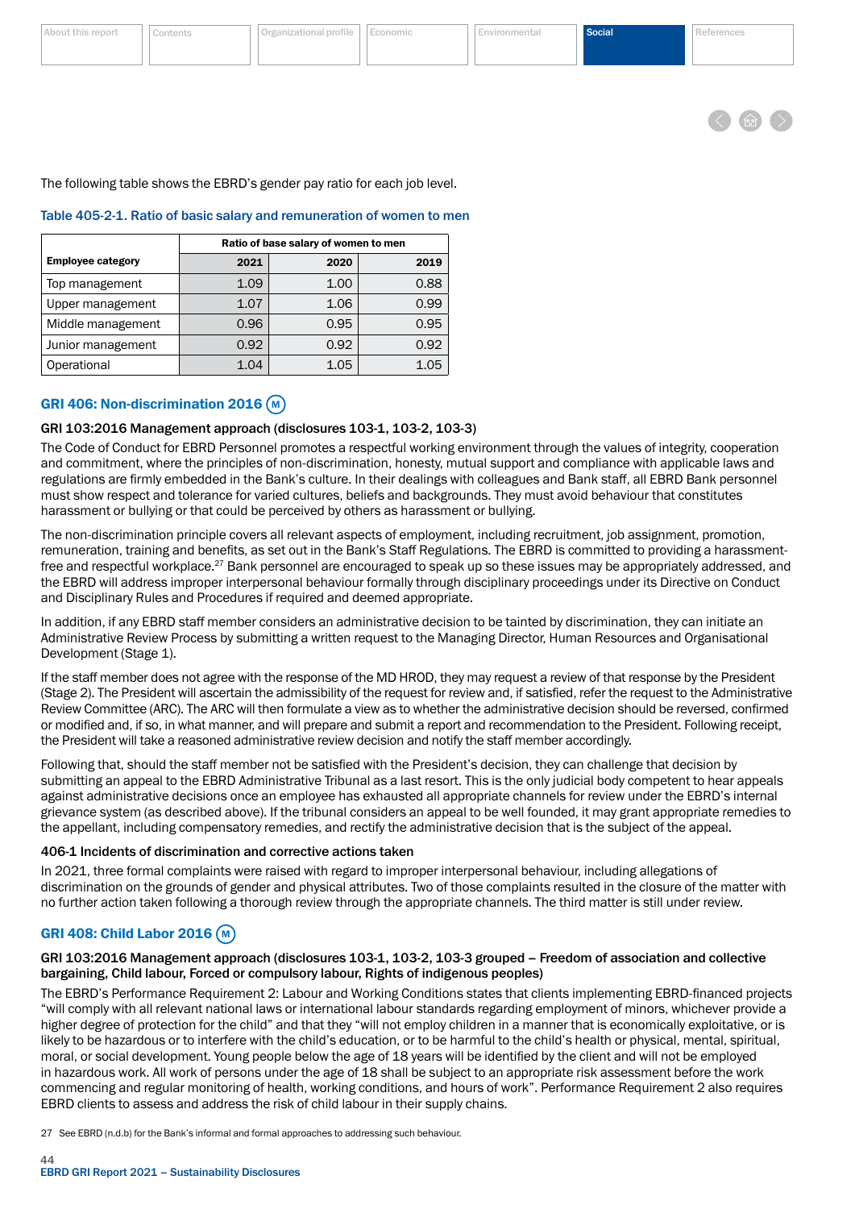The following table shows the EBRD's gender pay ratio for each job level.

Table 405-2-1. Ratio of basic salary and remuneration of women to men

| Employee category | Ratio of base salary of women to men | | |
|---|---|---|---|
| | 2021 | 2020 | 2019 |
| Top management | 1.09 | 1.00 | 0.88 |
| Upper management | 1.07 | 1.06 | 0.99 |
| Middle management | 0.96 | 0.95 | 0.95 |
| Junior management | 0.92 | 0.92 | 0.92 |
| Operational | 1.04 | 1.05 | 1.05 |

## GRI 406: Non-discrimination 2016 (M)

### GRI 103:2016 Management approach (disclosures 103-1, 103-2, 103-3)

The Code of Conduct for EBRD Personnel promotes a respectful working environment through the values of integrity, cooperation and commitment, where the principles of non-discrimination, honesty, mutual support and compliance with applicable laws and regulations are firmly embedded in the Bank's culture. In their dealings with colleagues and Bank staff, all EBRD Bank personnel must show respect and tolerance for varied cultures, beliefs and backgrounds. They must avoid behaviour that constitutes harassment or bullying or that could be perceived by others as harassment or bullying.

The non-discrimination principle covers all relevant aspects of employment, including recruitment, job assignment, promotion, remuneration, training and benefits, as set out in the Bank's Staff Regulations. The EBRD is committed to providing a harassment-free and respectful workplace.[27] Bank personnel are encouraged to speak up so these issues may be appropriately addressed, and the EBRD will address improper interpersonal behaviour formally through disciplinary proceedings under its Directive on Conduct and Disciplinary Rules and Procedures if required and deemed appropriate.

In addition, if any EBRD staff member considers an administrative decision to be tainted by discrimination, they can initiate an Administrative Review Process by submitting a written request to the Managing Director, Human Resources and Organisational Development (Stage 1).

If the staff member does not agree with the response of the MD HROD, they may request a review of that response by the President (Stage 2). The President will ascertain the admissibility of the request for review and, if satisfied, refer the request to the Administrative Review Committee (ARC). The ARC will then formulate a view as to whether the administrative decision should be reversed, confirmed or modified and, if so, in what manner, and will prepare and submit a report and recommendation to the President. Following receipt, the President will take a reasoned administrative review decision and notify the staff member accordingly.

Following that, should the staff member not be satisfied with the President's decision, they can challenge that decision by submitting an appeal to the EBRD Administrative Tribunal as a last resort. This is the only judicial body competent to hear appeals against administrative decisions once an employee has exhausted all appropriate channels for review under the EBRD's internal grievance system (as described above). If the tribunal considers an appeal to be well founded, it may grant appropriate remedies to the appellant, including compensatory remedies, and rectify the administrative decision that is the subject of the appeal.

### 406-1 Incidents of discrimination and corrective actions taken

In 2021, three formal complaints were raised with regard to improper interpersonal behaviour, including allegations of discrimination on the grounds of gender and physical attributes. Two of those complaints resulted in the closure of the matter with no further action taken following a thorough review through the appropriate channels. The third matter is still under review.

## GRI 408: Child Labor 2016 (M)

### GRI 103:2016 Management approach (disclosures 103-1, 103-2, 103-3 grouped – Freedom of association and collective bargaining, Child labour, Forced or compulsory labour, Rights of indigenous peoples)

The EBRD's Performance Requirement 2: Labour and Working Conditions states that clients implementing EBRD-financed projects "will comply with all relevant national laws or international labour standards regarding employment of minors, whichever provide a higher degree of protection for the child" and that they "will not employ children in a manner that is economically exploitative, or is likely to be hazardous or to interfere with the child's education, or to be harmful to the child's health or physical, mental, spiritual, moral, or social development. Young people below the age of 18 years will be identified by the client and will not be employed in hazardous work. All work of persons under the age of 18 shall be subject to an appropriate risk assessment before the work commencing and regular monitoring of health, working conditions, and hours of work". Performance Requirement 2 also requires EBRD clients to assess and address the risk of child labour in their supply chains.

27 See EBRD (n.d.b) for the Bank's informal and formal approaches to addressing such behaviour.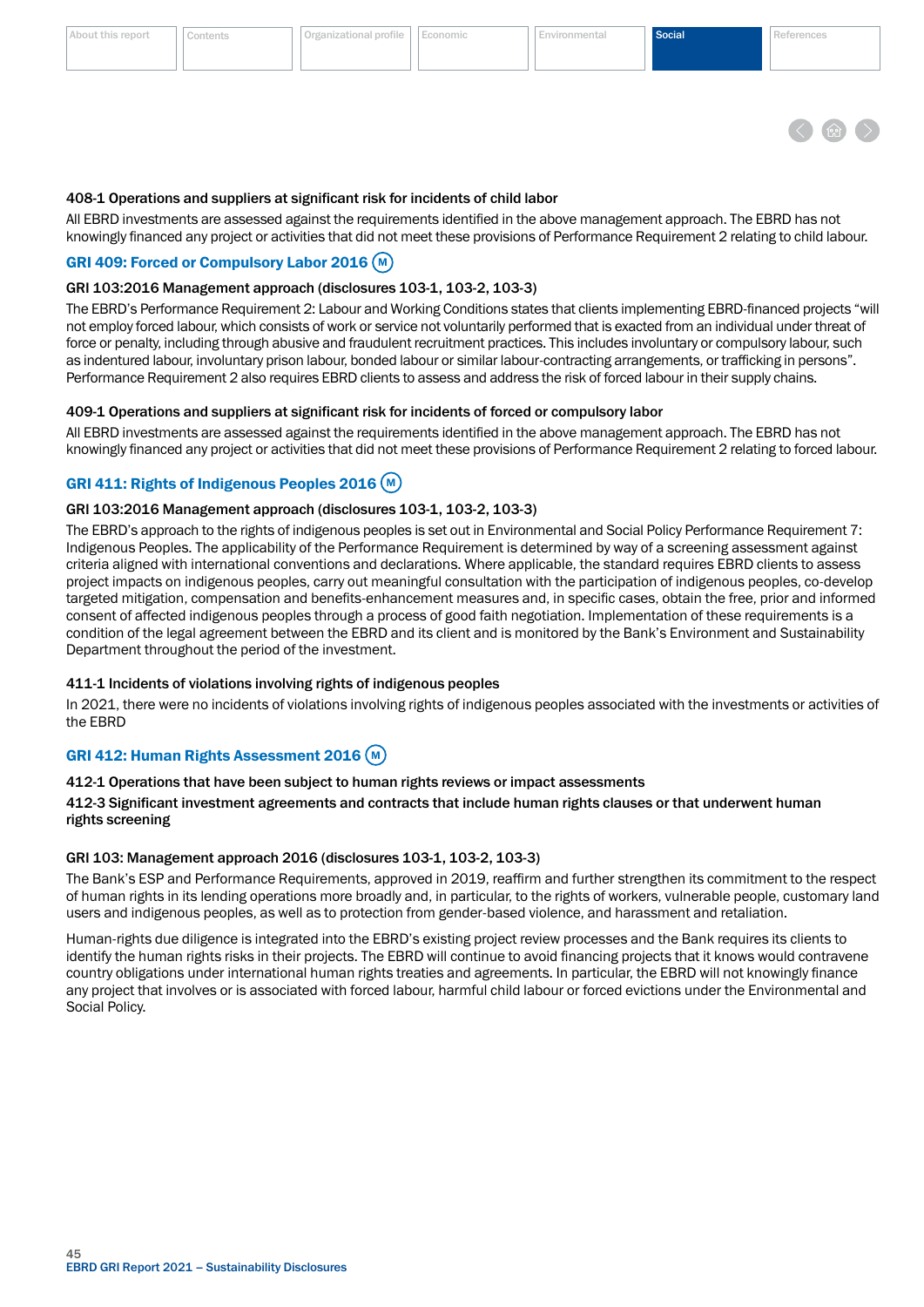### 408-1 Operations and suppliers at significant risk for incidents of child labor

All EBRD investments are assessed against the requirements identified in the above management approach. The EBRD has not knowingly financed any project or activities that did not meet these provisions of Performance Requirement 2 relating to child labour.

## GRI 409: Forced or Compulsory Labor 2016 (M)

### GRI 103:2016 Management approach (disclosures 103-1, 103-2, 103-3)

The EBRD's Performance Requirement 2: Labour and Working Conditions states that clients implementing EBRD-financed projects "will not employ forced labour, which consists of work or service not voluntarily performed that is exacted from an individual under threat of force or penalty, including through abusive and fraudulent recruitment practices. This includes involuntary or compulsory labour, such as indentured labour, involuntary prison labour, bonded labour or similar labour-contracting arrangements, or trafficking in persons". Performance Requirement 2 also requires EBRD clients to assess and address the risk of forced labour in their supply chains.

### 409-1 Operations and suppliers at significant risk for incidents of forced or compulsory labor

All EBRD investments are assessed against the requirements identified in the above management approach. The EBRD has not knowingly financed any project or activities that did not meet these provisions of Performance Requirement 2 relating to forced labour.

## GRI 411: Rights of Indigenous Peoples 2016 (M)

### GRI 103:2016 Management approach (disclosures 103-1, 103-2, 103-3)

The EBRD's approach to the rights of indigenous peoples is set out in Environmental and Social Policy Performance Requirement 7: Indigenous Peoples. The applicability of the Performance Requirement is determined by way of a screening assessment against criteria aligned with international conventions and declarations. Where applicable, the standard requires EBRD clients to assess project impacts on indigenous peoples, carry out meaningful consultation with the participation of indigenous peoples, co-develop targeted mitigation, compensation and benefits-enhancement measures and, in specific cases, obtain the free, prior and informed consent of affected indigenous peoples through a process of good faith negotiation. Implementation of these requirements is a condition of the legal agreement between the EBRD and its client and is monitored by the Bank's Environment and Sustainability Department throughout the period of the investment.

### 411-1 Incidents of violations involving rights of indigenous peoples

In 2021, there were no incidents of violations involving rights of indigenous peoples associated with the investments or activities of the EBRD

## GRI 412: Human Rights Assessment 2016 (M)

### 412-1 Operations that have been subject to human rights reviews or impact assessments

### 412-3 Significant investment agreements and contracts that include human rights clauses or that underwent human rights screening

### GRI 103: Management approach 2016 (disclosures 103-1, 103-2, 103-3)

The Bank's ESP and Performance Requirements, approved in 2019, reaffirm and further strengthen its commitment to the respect of human rights in its lending operations more broadly and, in particular, to the rights of workers, vulnerable people, customary land users and indigenous peoples, as well as to protection from gender-based violence, and harassment and retaliation.

Human-rights due diligence is integrated into the EBRD's existing project review processes and the Bank requires its clients to identify the human rights risks in their projects. The EBRD will continue to avoid financing projects that it knows would contravene country obligations under international human rights treaties and agreements. In particular, the EBRD will not knowingly finance any project that involves or is associated with forced labour, harmful child labour or forced evictions under the Environmental and Social Policy.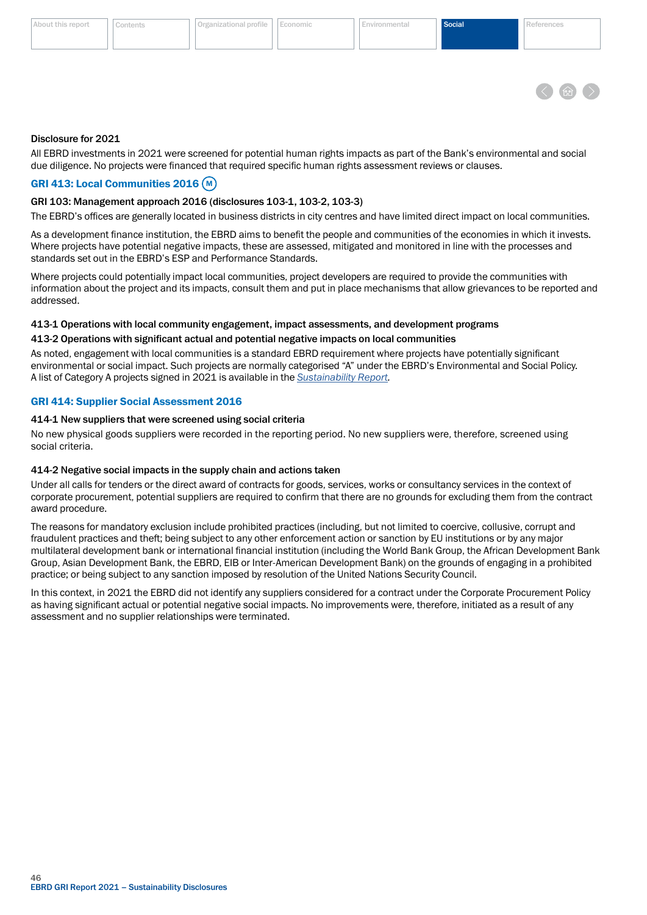### Disclosure for 2021

All EBRD investments in 2021 were screened for potential human rights impacts as part of the Bank's environmental and social due diligence. No projects were financed that required specific human rights assessment reviews or clauses.

## GRI 413: Local Communities 2016 (M)

### GRI 103: Management approach 2016 (disclosures 103-1, 103-2, 103-3)

The EBRD's offices are generally located in business districts in city centres and have limited direct impact on local communities.

As a development finance institution, the EBRD aims to benefit the people and communities of the economies in which it invests. Where projects have potential negative impacts, these are assessed, mitigated and monitored in line with the processes and standards set out in the EBRD's ESP and Performance Standards.

Where projects could potentially impact local communities, project developers are required to provide the communities with information about the project and its impacts, consult them and put in place mechanisms that allow grievances to be reported and addressed.

### 413-1 Operations with local community engagement, impact assessments, and development programs

### 413-2 Operations with significant actual and potential negative impacts on local communities

As noted, engagement with local communities is a standard EBRD requirement where projects have potentially significant environmental or social impact. Such projects are normally categorised "A" under the EBRD's Environmental and Social Policy. A list of Category A projects signed in 2021 is available in the *Sustainability Report*.

## GRI 414: Supplier Social Assessment 2016

### 414-1 New suppliers that were screened using social criteria

No new physical goods suppliers were recorded in the reporting period. No new suppliers were, therefore, screened using social criteria.

### 414-2 Negative social impacts in the supply chain and actions taken

Under all calls for tenders or the direct award of contracts for goods, services, works or consultancy services in the context of corporate procurement, potential suppliers are required to confirm that there are no grounds for excluding them from the contract award procedure.

The reasons for mandatory exclusion include prohibited practices (including, but not limited to coercive, collusive, corrupt and fraudulent practices and theft; being subject to any other enforcement action or sanction by EU institutions or by any major multilateral development bank or international financial institution (including the World Bank Group, the African Development Bank Group, Asian Development Bank, the EBRD, EIB or Inter-American Development Bank) on the grounds of engaging in a prohibited practice; or being subject to any sanction imposed by resolution of the United Nations Security Council.

In this context, in 2021 the EBRD did not identify any suppliers considered for a contract under the Corporate Procurement Policy as having significant actual or potential negative social impacts. No improvements were, therefore, initiated as a result of any assessment and no supplier relationships were terminated.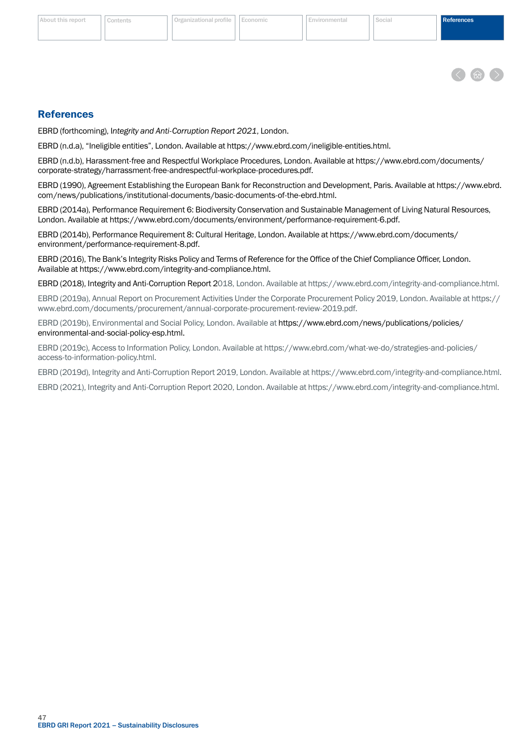## References

EBRD (forthcoming), *Integrity and Anti-Corruption Report 2021*, London.

EBRD (n.d.a), "Ineligible entities", London. Available at https://www.ebrd.com/ineligible-entities.html.

EBRD (n.d.b), Harassment-free and Respectful Workplace Procedures, London. Available at https://www.ebrd.com/documents/corporate-strategy/harrassment-free-andrespectful-workplace-procedures.pdf.

EBRD (1990), Agreement Establishing the European Bank for Reconstruction and Development, Paris. Available at https://www.ebrd.com/news/publications/institutional-documents/basic-documents-of-the-ebrd.html.

EBRD (2014a), Performance Requirement 6: Biodiversity Conservation and Sustainable Management of Living Natural Resources, London. Available at https://www.ebrd.com/documents/environment/performance-requirement-6.pdf.

EBRD (2014b), Performance Requirement 8: Cultural Heritage, London. Available at https://www.ebrd.com/documents/environment/performance-requirement-8.pdf.

EBRD (2016), The Bank's Integrity Risks Policy and Terms of Reference for the Office of the Chief Compliance Officer, London. Available at https://www.ebrd.com/integrity-and-compliance.html.

EBRD (2018), Integrity and Anti-Corruption Report 2018, London. Available at https://www.ebrd.com/integrity-and-compliance.html.

EBRD (2019a), Annual Report on Procurement Activities Under the Corporate Procurement Policy 2019, London. Available at https://www.ebrd.com/documents/procurement/annual-corporate-procurement-review-2019.pdf.

EBRD (2019b), Environmental and Social Policy, London. Available at https://www.ebrd.com/news/publications/policies/environmental-and-social-policy-esp.html.

EBRD (2019c), Access to Information Policy, London. Available at https://www.ebrd.com/what-we-do/strategies-and-policies/access-to-information-policy.html.

EBRD (2019d), Integrity and Anti-Corruption Report 2019, London. Available at https://www.ebrd.com/integrity-and-compliance.html.

EBRD (2021), Integrity and Anti-Corruption Report 2020, London. Available at https://www.ebrd.com/integrity-and-compliance.html.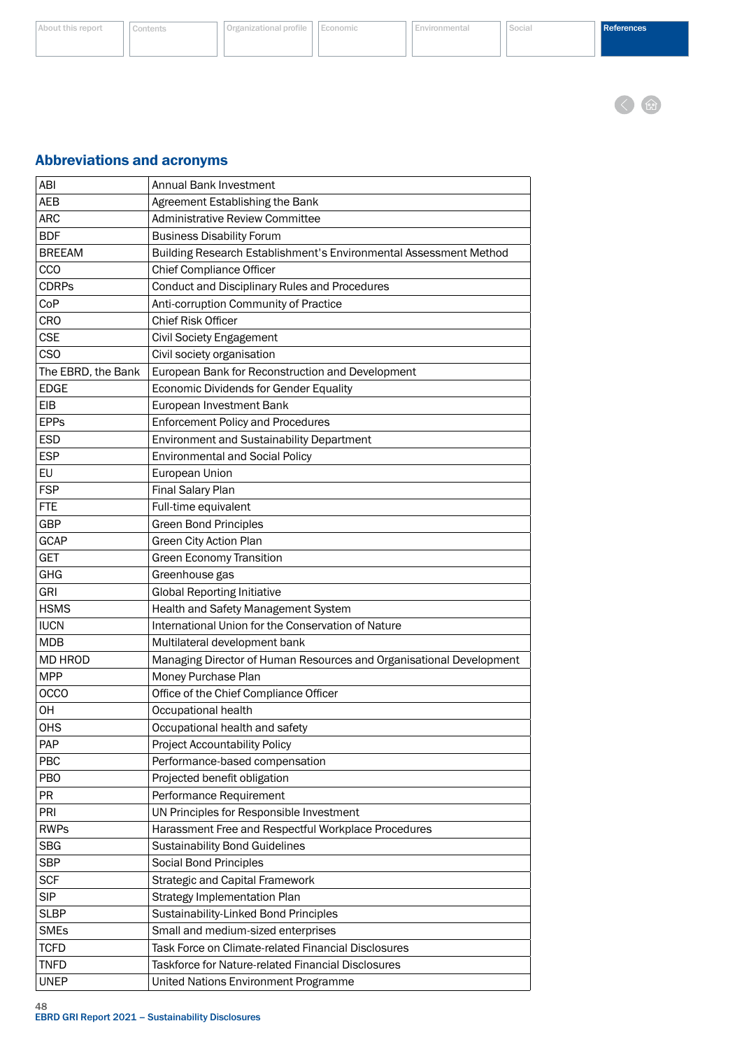## Abbreviations and acronyms

| | |
|---|---|
| ABI | Annual Bank Investment |
| AEB | Agreement Establishing the Bank |
| ARC | Administrative Review Committee |
| BDF | Business Disability Forum |
| BREEAM | Building Research Establishment's Environmental Assessment Method |
| CCO | Chief Compliance Officer |
| CDRPs | Conduct and Disciplinary Rules and Procedures |
| CoP | Anti-corruption Community of Practice |
| CRO | Chief Risk Officer |
| CSE | Civil Society Engagement |
| CSO | Civil society organisation |
| The EBRD, the Bank | European Bank for Reconstruction and Development |
| EDGE | Economic Dividends for Gender Equality |
| EIB | European Investment Bank |
| EPPs | Enforcement Policy and Procedures |
| ESD | Environment and Sustainability Department |
| ESP | Environmental and Social Policy |
| EU | European Union |
| FSP | Final Salary Plan |
| FTE | Full-time equivalent |
| GBP | Green Bond Principles |
| GCAP | Green City Action Plan |
| GET | Green Economy Transition |
| GHG | Greenhouse gas |
| GRI | Global Reporting Initiative |
| HSMS | Health and Safety Management System |
| IUCN | International Union for the Conservation of Nature |
| MDB | Multilateral development bank |
| MD HROD | Managing Director of Human Resources and Organisational Development |
| MPP | Money Purchase Plan |
| OCCO | Office of the Chief Compliance Officer |
| OH | Occupational health |
| OHS | Occupational health and safety |
| PAP | Project Accountability Policy |
| PBC | Performance-based compensation |
| PBO | Projected benefit obligation |
| PR | Performance Requirement |
| PRI | UN Principles for Responsible Investment |
| RWPs | Harassment Free and Respectful Workplace Procedures |
| SBG | Sustainability Bond Guidelines |
| SBP | Social Bond Principles |
| SCF | Strategic and Capital Framework |
| SIP | Strategy Implementation Plan |
| SLBP | Sustainability-Linked Bond Principles |
| SMEs | Small and medium-sized enterprises |
| TCFD | Task Force on Climate-related Financial Disclosures |
| TNFD | Taskforce for Nature-related Financial Disclosures |
| UNEP | United Nations Environment Programme |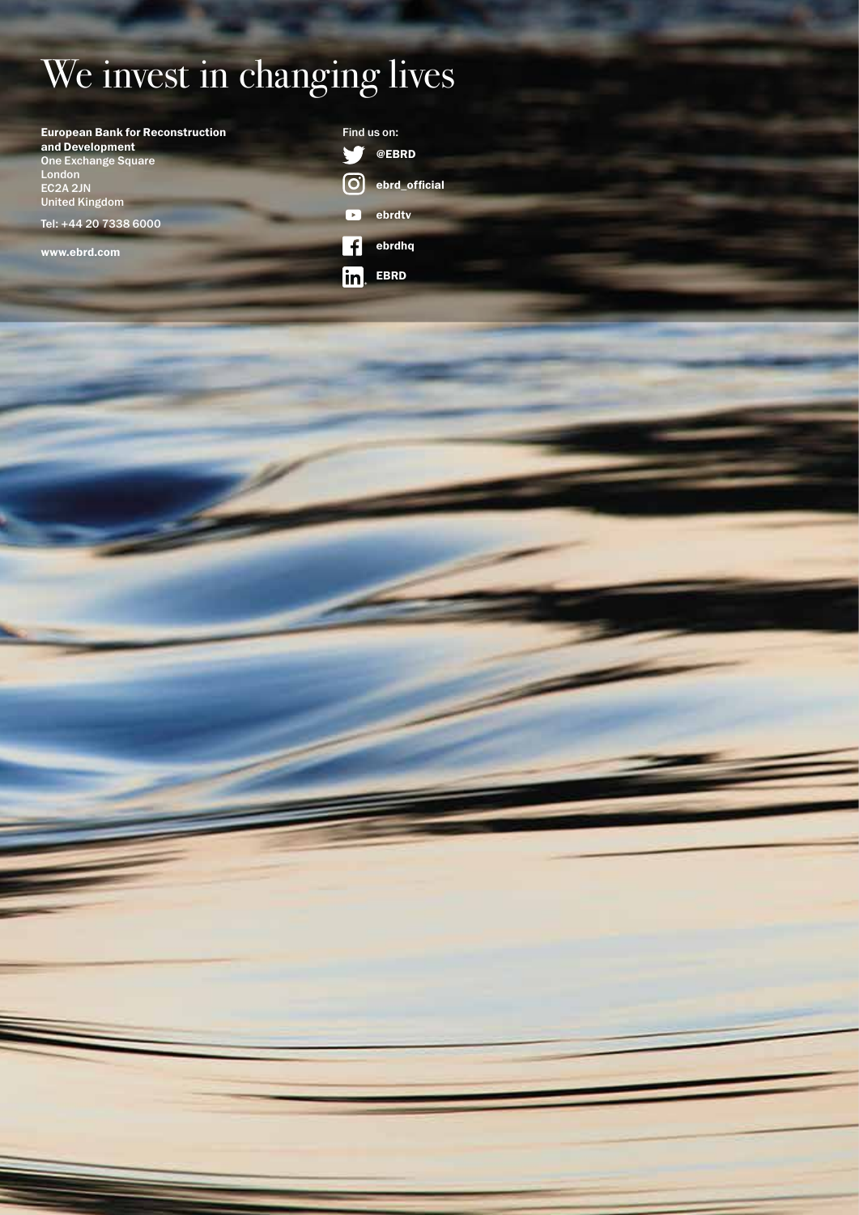# We invest in changing lives

**European Bank for Reconstruction and Development**
One Exchange Square
London
EC2A 2JN
United Kingdom

Tel: +44 20 7338 6000

**www.ebrd.com**

Find us on:

**@EBRD**

**ebrd_official**

**ebrdtv**

**ebrdhq**

**EBRD**